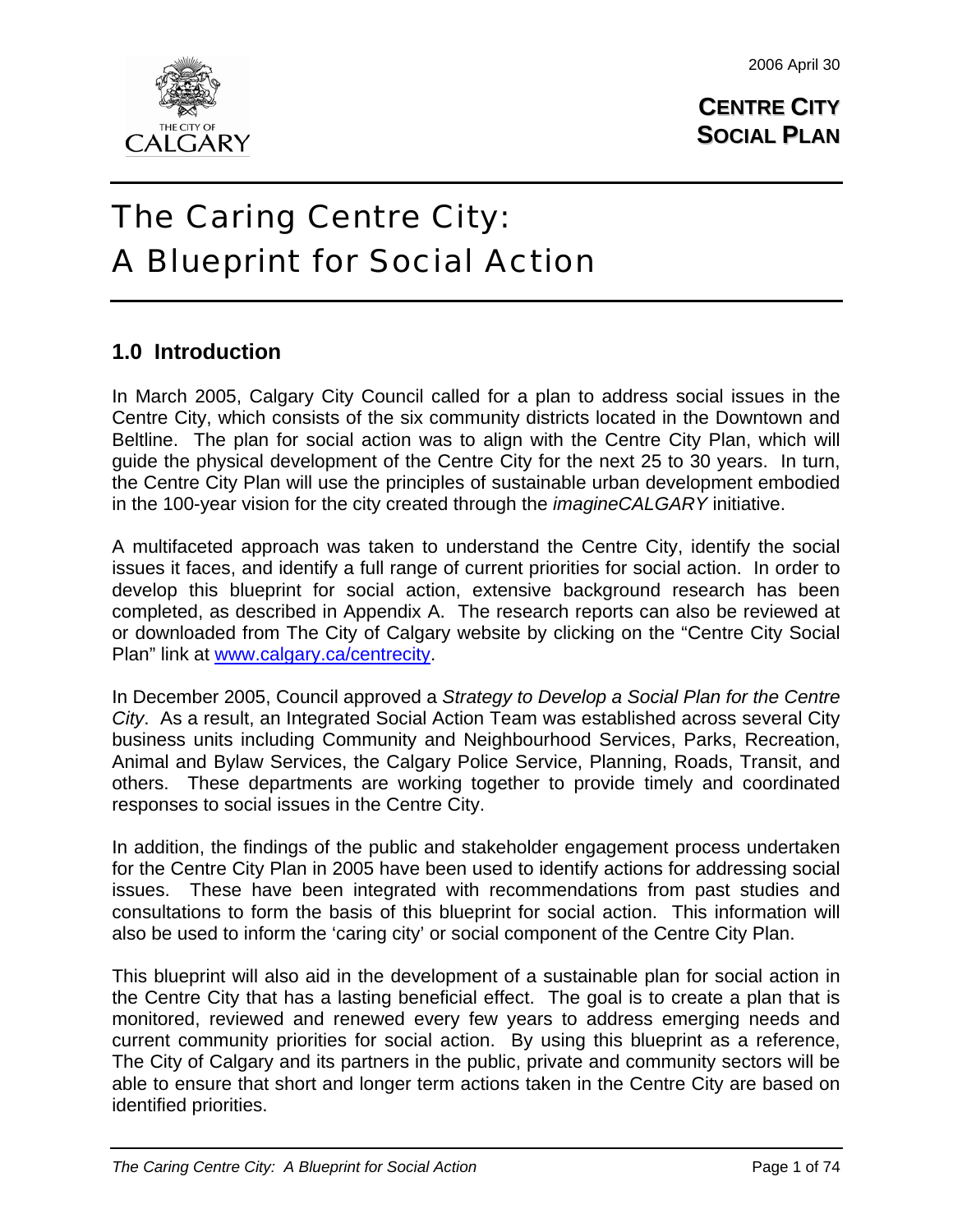2006 April 30

THE CITY OF CALGARY

**CENTRE CITY SOCIAL PLAN**

# The Caring Centre City: A Blueprint for Social Action

## 1.0 Introduction

In March 2005, Calgary City Council called for a plan to address social issues in the Centre City, which consists of the six community districts located in the Downtown and Beltline. The plan for social action was to align with the Centre City Plan, which will guide the physical development of the Centre City for the next 25 to 30 years. In turn, the Centre City Plan will use the principles of sustainable urban development embodied in the 100-year vision for the city created through the *imagineCALGARY* initiative.

A multifaceted approach was taken to understand the Centre City, identify the social issues it faces, and identify a full range of current priorities for social action. In order to develop this blueprint for social action, extensive background research has been completed, as described in Appendix A. The research reports can also be reviewed at or downloaded from The City of Calgary website by clicking on the "Centre City Social Plan" link at [www.calgary.ca/centrecity](http://www.calgary.ca/centrecity).

In December 2005, Council approved a *Strategy to Develop a Social Plan for the Centre City*. As a result, an Integrated Social Action Team was established across several City business units including Community and Neighbourhood Services, Parks, Recreation, Animal and Bylaw Services, the Calgary Police Service, Planning, Roads, Transit, and others. These departments are working together to provide timely and coordinated responses to social issues in the Centre City.

In addition, the findings of the public and stakeholder engagement process undertaken for the Centre City Plan in 2005 have been used to identify actions for addressing social issues. These have been integrated with recommendations from past studies and consultations to form the basis of this blueprint for social action. This information will also be used to inform the 'caring city' or social component of the Centre City Plan.

This blueprint will also aid in the development of a sustainable plan for social action in the Centre City that has a lasting beneficial effect. The goal is to create a plan that is monitored, reviewed and renewed every few years to address emerging needs and current community priorities for social action. By using this blueprint as a reference, The City of Calgary and its partners in the public, private and community sectors will be able to ensure that short and longer term actions taken in the Centre City are based on identified priorities.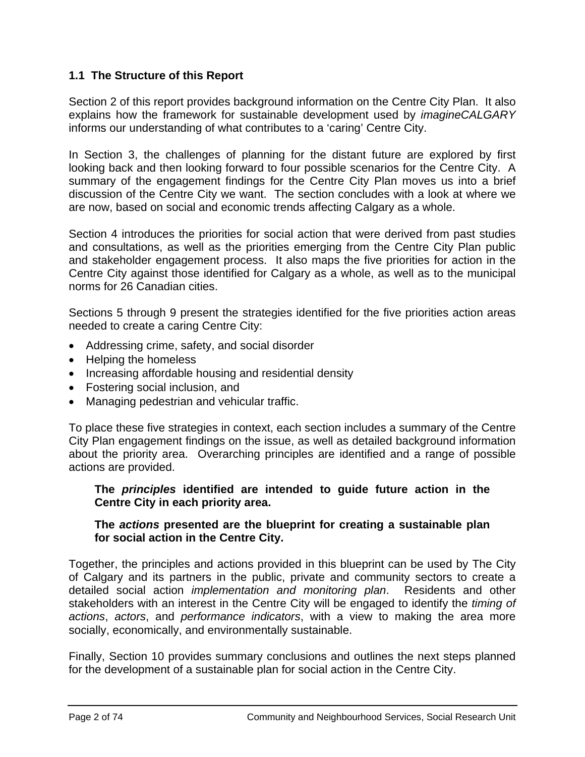### 1.1 The Structure of this Report

Section 2 of this report provides background information on the Centre City Plan. It also explains how the framework for sustainable development used by *imagineCALGARY* informs our understanding of what contributes to a 'caring' Centre City.

In Section 3, the challenges of planning for the distant future are explored by first looking back and then looking forward to four possible scenarios for the Centre City. A summary of the engagement findings for the Centre City Plan moves us into a brief discussion of the Centre City we want. The section concludes with a look at where we are now, based on social and economic trends affecting Calgary as a whole.

Section 4 introduces the priorities for social action that were derived from past studies and consultations, as well as the priorities emerging from the Centre City Plan public and stakeholder engagement process. It also maps the five priorities for action in the Centre City against those identified for Calgary as a whole, as well as to the municipal norms for 26 Canadian cities.

Sections 5 through 9 present the strategies identified for the five priorities action areas needed to create a caring Centre City:

- Addressing crime, safety, and social disorder
- Helping the homeless
- Increasing affordable housing and residential density
- Fostering social inclusion, and
- Managing pedestrian and vehicular traffic.

To place these five strategies in context, each section includes a summary of the Centre City Plan engagement findings on the issue, as well as detailed background information about the priority area. Overarching principles are identified and a range of possible actions are provided.

> **The *principles* identified are intended to guide future action in the Centre City in each priority area.**
>
> **The *actions* presented are the blueprint for creating a sustainable plan for social action in the Centre City.**

Together, the principles and actions provided in this blueprint can be used by The City of Calgary and its partners in the public, private and community sectors to create a detailed social action *implementation and monitoring plan*. Residents and other stakeholders with an interest in the Centre City will be engaged to identify the *timing of actions*, *actors*, and *performance indicators*, with a view to making the area more socially, economically, and environmentally sustainable.

Finally, Section 10 provides summary conclusions and outlines the next steps planned for the development of a sustainable plan for social action in the Centre City.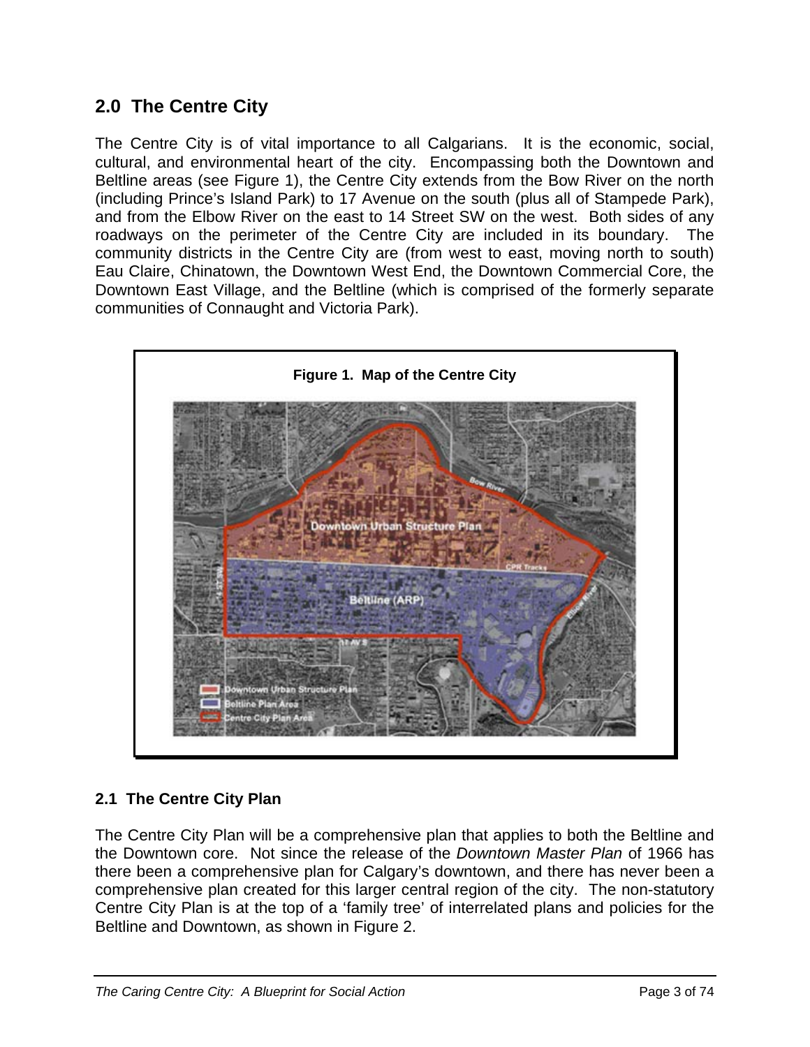## 2.0 The Centre City

The Centre City is of vital importance to all Calgarians. It is the economic, social, cultural, and environmental heart of the city. Encompassing both the Downtown and Beltline areas (see Figure 1), the Centre City extends from the Bow River on the north (including Prince's Island Park) to 17 Avenue on the south (plus all of Stampede Park), and from the Elbow River on the east to 14 Street SW on the west. Both sides of any roadways on the perimeter of the Centre City are included in its boundary. The community districts in the Centre City are (from west to east, moving north to south) Eau Claire, Chinatown, the Downtown West End, the Downtown Commercial Core, the Downtown East Village, and the Beltline (which is comprised of the formerly separate communities of Connaught and Victoria Park).

**Figure 1. Map of the Centre City**

### 2.1 The Centre City Plan

The Centre City Plan will be a comprehensive plan that applies to both the Beltline and the Downtown core. Not since the release of the *Downtown Master Plan* of 1966 has there been a comprehensive plan for Calgary's downtown, and there has never been a comprehensive plan created for this larger central region of the city. The non-statutory Centre City Plan is at the top of a 'family tree' of interrelated plans and policies for the Beltline and Downtown, as shown in Figure 2.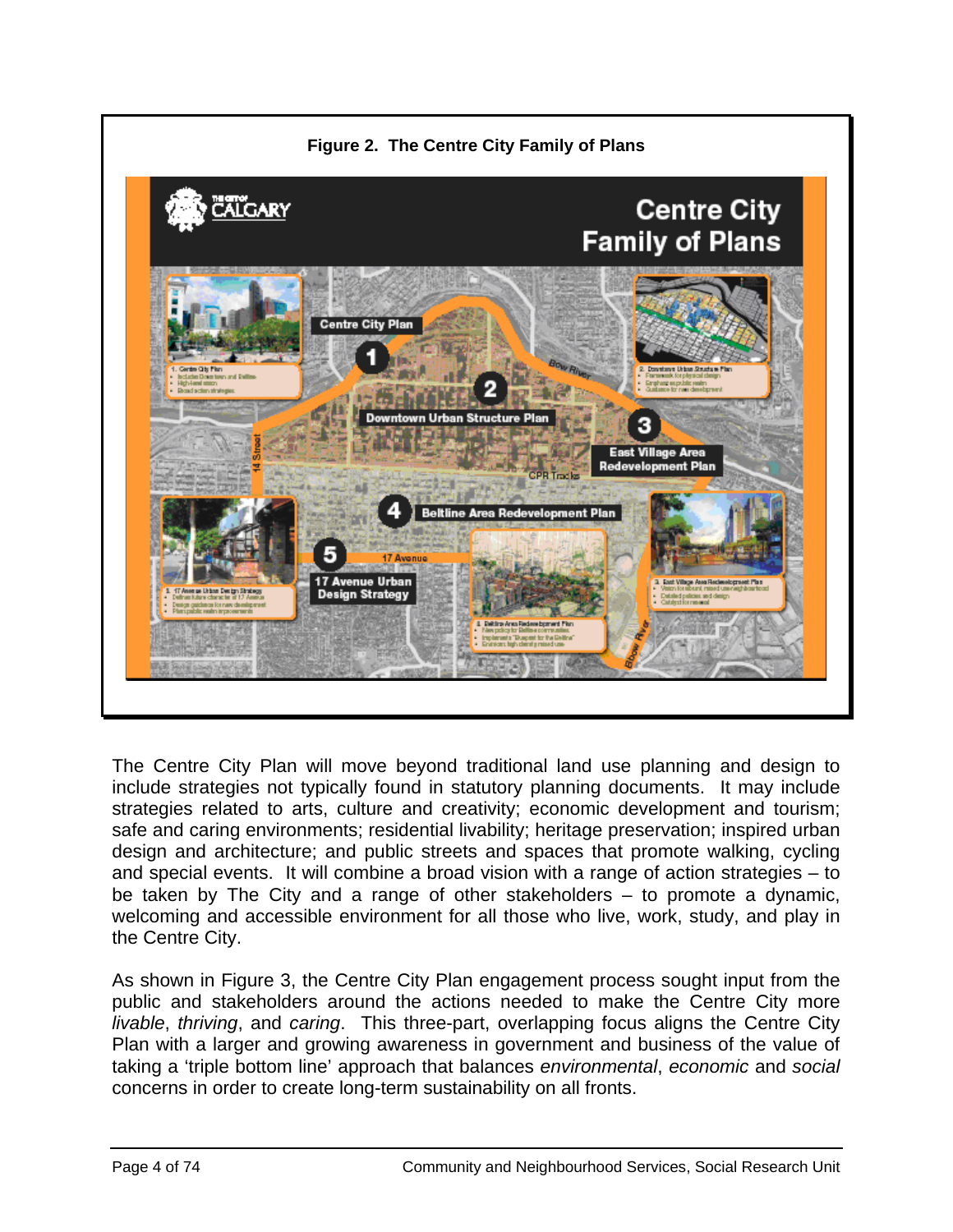**Figure 2. The Centre City Family of Plans**

The Centre City Plan will move beyond traditional land use planning and design to include strategies not typically found in statutory planning documents. It may include strategies related to arts, culture and creativity; economic development and tourism; safe and caring environments; residential livability; heritage preservation; inspired urban design and architecture; and public streets and spaces that promote walking, cycling and special events. It will combine a broad vision with a range of action strategies – to be taken by The City and a range of other stakeholders – to promote a dynamic, welcoming and accessible environment for all those who live, work, study, and play in the Centre City.

As shown in Figure 3, the Centre City Plan engagement process sought input from the public and stakeholders around the actions needed to make the Centre City more *livable*, *thriving*, and *caring*. This three-part, overlapping focus aligns the Centre City Plan with a larger and growing awareness in government and business of the value of taking a 'triple bottom line' approach that balances *environmental*, *economic* and *social* concerns in order to create long-term sustainability on all fronts.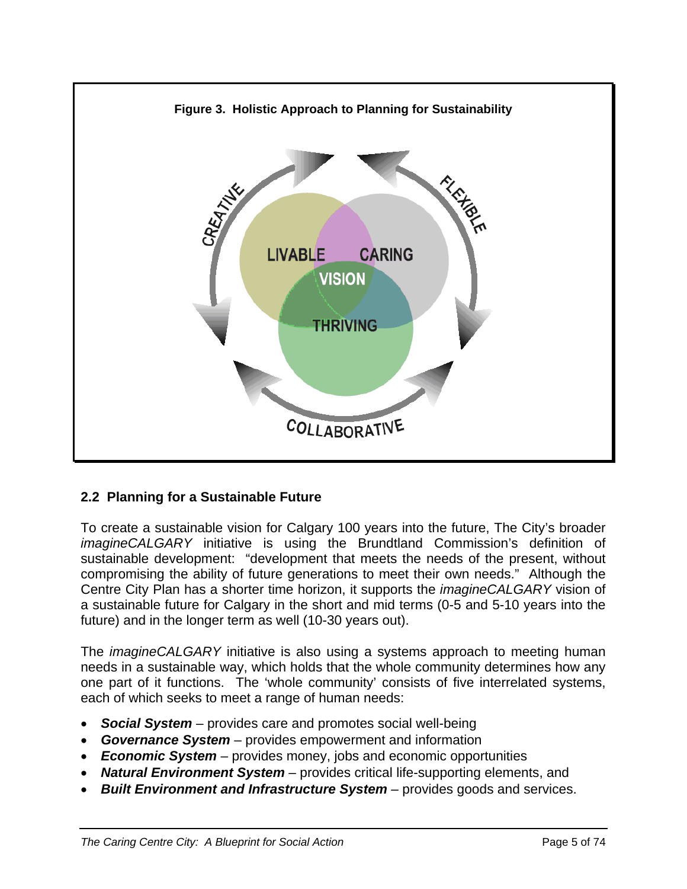**Figure 3. Holistic Approach to Planning for Sustainability**

CREATIVE

FLEXIBLE

LIVABLE

CARING

VISION

THRIVING

COLLABORATIVE

## 2.2 Planning for a Sustainable Future

To create a sustainable vision for Calgary 100 years into the future, The City's broader *imagineCALGARY* initiative is using the Brundtland Commission's definition of sustainable development: "development that meets the needs of the present, without compromising the ability of future generations to meet their own needs." Although the Centre City Plan has a shorter time horizon, it supports the *imagineCALGARY* vision of a sustainable future for Calgary in the short and mid terms (0-5 and 5-10 years into the future) and in the longer term as well (10-30 years out).

The *imagineCALGARY* initiative is also using a systems approach to meeting human needs in a sustainable way, which holds that the whole community determines how any one part of it functions. The 'whole community' consists of five interrelated systems, each of which seeks to meet a range of human needs:

- ***Social System*** – provides care and promotes social well-being
- ***Governance System*** – provides empowerment and information
- ***Economic System*** – provides money, jobs and economic opportunities
- ***Natural Environment System*** – provides critical life-supporting elements, and
- ***Built Environment and Infrastructure System*** – provides goods and services.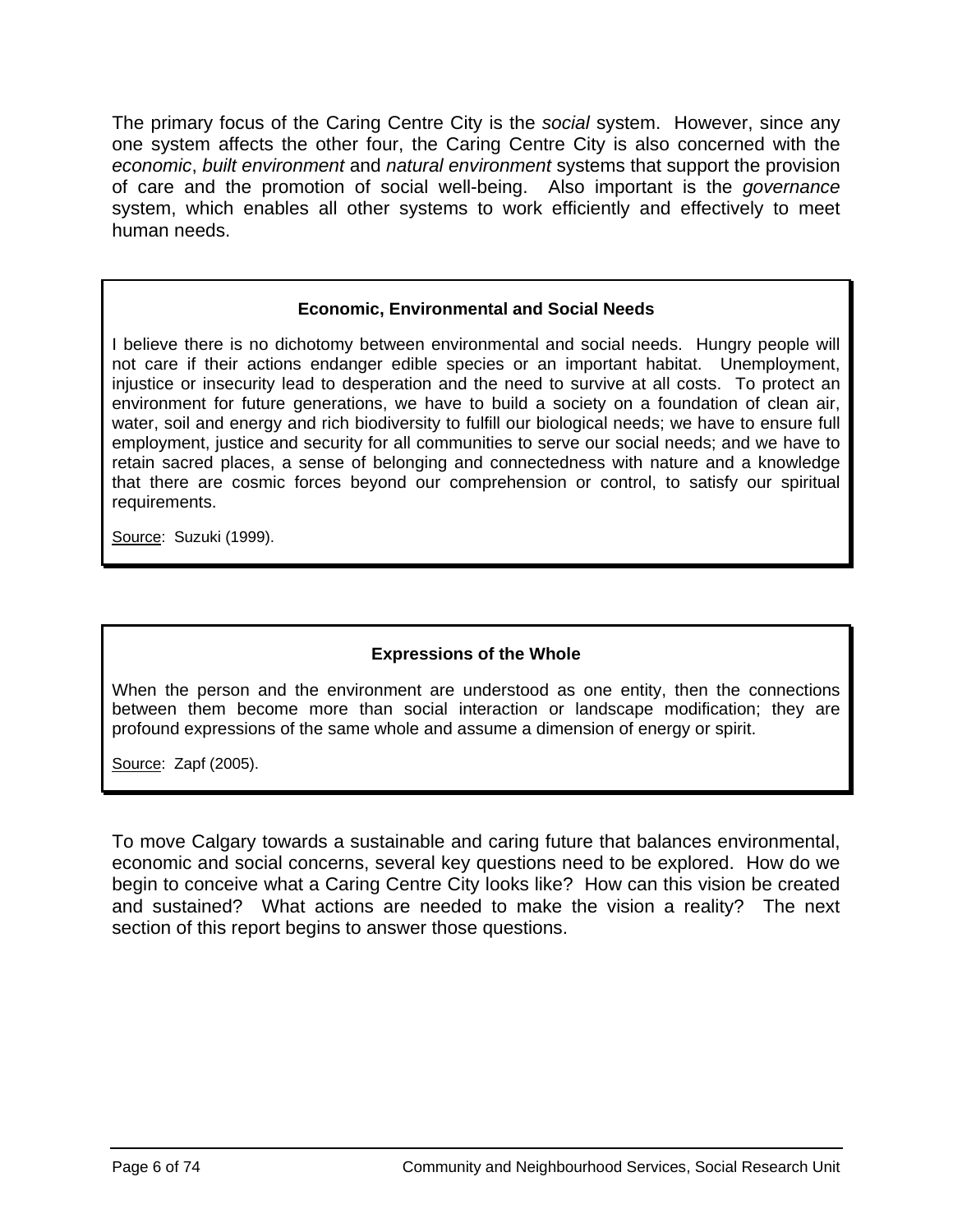The primary focus of the Caring Centre City is the *social* system. However, since any one system affects the other four, the Caring Centre City is also concerned with the *economic*, *built environment* and *natural environment* systems that support the provision of care and the promotion of social well-being. Also important is the *governance* system, which enables all other systems to work efficiently and effectively to meet human needs.

> **Economic, Environmental and Social Needs**
>
> I believe there is no dichotomy between environmental and social needs. Hungry people will not care if their actions endanger edible species or an important habitat. Unemployment, injustice or insecurity lead to desperation and the need to survive at all costs. To protect an environment for future generations, we have to build a society on a foundation of clean air, water, soil and energy and rich biodiversity to fulfill our biological needs; we have to ensure full employment, justice and security for all communities to serve our social needs; and we have to retain sacred places, a sense of belonging and connectedness with nature and a knowledge that there are cosmic forces beyond our comprehension or control, to satisfy our spiritual requirements.
>
> Source: Suzuki (1999).

> **Expressions of the Whole**
>
> When the person and the environment are understood as one entity, then the connections between them become more than social interaction or landscape modification; they are profound expressions of the same whole and assume a dimension of energy or spirit.
>
> Source: Zapf (2005).

To move Calgary towards a sustainable and caring future that balances environmental, economic and social concerns, several key questions need to be explored. How do we begin to conceive what a Caring Centre City looks like? How can this vision be created and sustained? What actions are needed to make the vision a reality? The next section of this report begins to answer those questions.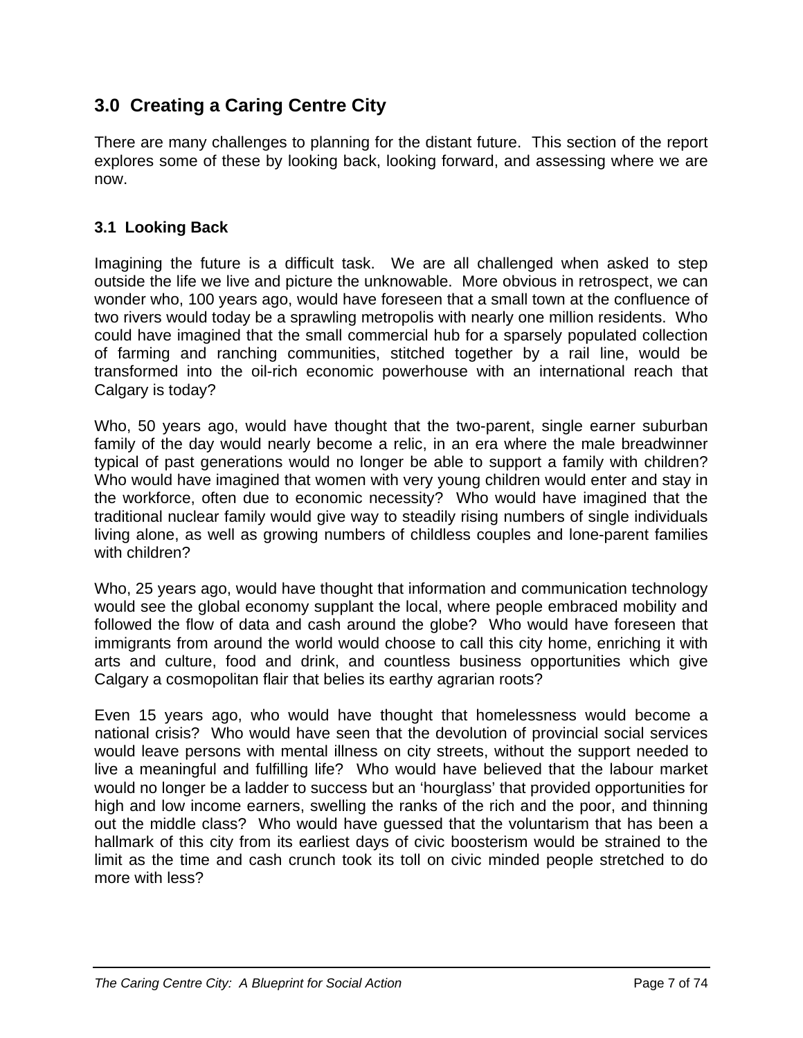## 3.0 Creating a Caring Centre City

There are many challenges to planning for the distant future. This section of the report explores some of these by looking back, looking forward, and assessing where we are now.

### 3.1 Looking Back

Imagining the future is a difficult task. We are all challenged when asked to step outside the life we live and picture the unknowable. More obvious in retrospect, we can wonder who, 100 years ago, would have foreseen that a small town at the confluence of two rivers would today be a sprawling metropolis with nearly one million residents. Who could have imagined that the small commercial hub for a sparsely populated collection of farming and ranching communities, stitched together by a rail line, would be transformed into the oil-rich economic powerhouse with an international reach that Calgary is today?

Who, 50 years ago, would have thought that the two-parent, single earner suburban family of the day would nearly become a relic, in an era where the male breadwinner typical of past generations would no longer be able to support a family with children? Who would have imagined that women with very young children would enter and stay in the workforce, often due to economic necessity? Who would have imagined that the traditional nuclear family would give way to steadily rising numbers of single individuals living alone, as well as growing numbers of childless couples and lone-parent families with children?

Who, 25 years ago, would have thought that information and communication technology would see the global economy supplant the local, where people embraced mobility and followed the flow of data and cash around the globe? Who would have foreseen that immigrants from around the world would choose to call this city home, enriching it with arts and culture, food and drink, and countless business opportunities which give Calgary a cosmopolitan flair that belies its earthy agrarian roots?

Even 15 years ago, who would have thought that homelessness would become a national crisis? Who would have seen that the devolution of provincial social services would leave persons with mental illness on city streets, without the support needed to live a meaningful and fulfilling life? Who would have believed that the labour market would no longer be a ladder to success but an 'hourglass' that provided opportunities for high and low income earners, swelling the ranks of the rich and the poor, and thinning out the middle class? Who would have guessed that the voluntarism that has been a hallmark of this city from its earliest days of civic boosterism would be strained to the limit as the time and cash crunch took its toll on civic minded people stretched to do more with less?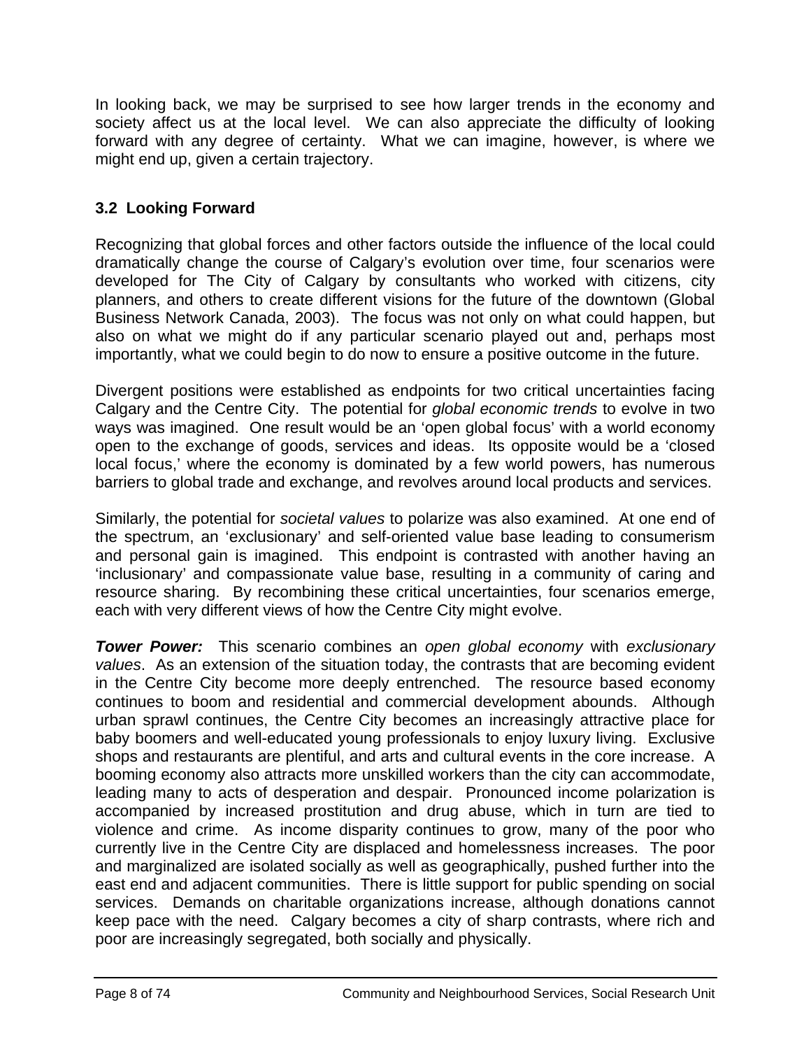In looking back, we may be surprised to see how larger trends in the economy and society affect us at the local level. We can also appreciate the difficulty of looking forward with any degree of certainty. What we can imagine, however, is where we might end up, given a certain trajectory.

### 3.2 Looking Forward

Recognizing that global forces and other factors outside the influence of the local could dramatically change the course of Calgary's evolution over time, four scenarios were developed for The City of Calgary by consultants who worked with citizens, city planners, and others to create different visions for the future of the downtown (Global Business Network Canada, 2003). The focus was not only on what could happen, but also on what we might do if any particular scenario played out and, perhaps most importantly, what we could begin to do now to ensure a positive outcome in the future.

Divergent positions were established as endpoints for two critical uncertainties facing Calgary and the Centre City. The potential for *global economic trends* to evolve in two ways was imagined. One result would be an 'open global focus' with a world economy open to the exchange of goods, services and ideas. Its opposite would be a 'closed local focus,' where the economy is dominated by a few world powers, has numerous barriers to global trade and exchange, and revolves around local products and services.

Similarly, the potential for *societal values* to polarize was also examined. At one end of the spectrum, an 'exclusionary' and self-oriented value base leading to consumerism and personal gain is imagined. This endpoint is contrasted with another having an 'inclusionary' and compassionate value base, resulting in a community of caring and resource sharing. By recombining these critical uncertainties, four scenarios emerge, each with very different views of how the Centre City might evolve.

***Tower Power:*** This scenario combines an *open global economy* with *exclusionary values*. As an extension of the situation today, the contrasts that are becoming evident in the Centre City become more deeply entrenched. The resource based economy continues to boom and residential and commercial development abounds. Although urban sprawl continues, the Centre City becomes an increasingly attractive place for baby boomers and well-educated young professionals to enjoy luxury living. Exclusive shops and restaurants are plentiful, and arts and cultural events in the core increase. A booming economy also attracts more unskilled workers than the city can accommodate, leading many to acts of desperation and despair. Pronounced income polarization is accompanied by increased prostitution and drug abuse, which in turn are tied to violence and crime. As income disparity continues to grow, many of the poor who currently live in the Centre City are displaced and homelessness increases. The poor and marginalized are isolated socially as well as geographically, pushed further into the east end and adjacent communities. There is little support for public spending on social services. Demands on charitable organizations increase, although donations cannot keep pace with the need. Calgary becomes a city of sharp contrasts, where rich and poor are increasingly segregated, both socially and physically.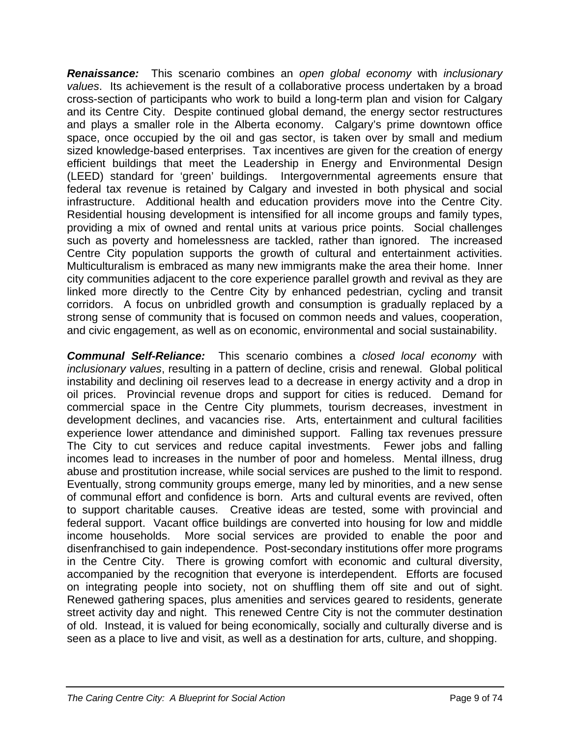***Renaissance:*** This scenario combines an *open global economy* with *inclusionary values*. Its achievement is the result of a collaborative process undertaken by a broad cross-section of participants who work to build a long-term plan and vision for Calgary and its Centre City. Despite continued global demand, the energy sector restructures and plays a smaller role in the Alberta economy. Calgary's prime downtown office space, once occupied by the oil and gas sector, is taken over by small and medium sized knowledge-based enterprises. Tax incentives are given for the creation of energy efficient buildings that meet the Leadership in Energy and Environmental Design (LEED) standard for 'green' buildings. Intergovernmental agreements ensure that federal tax revenue is retained by Calgary and invested in both physical and social infrastructure. Additional health and education providers move into the Centre City. Residential housing development is intensified for all income groups and family types, providing a mix of owned and rental units at various price points. Social challenges such as poverty and homelessness are tackled, rather than ignored. The increased Centre City population supports the growth of cultural and entertainment activities. Multiculturalism is embraced as many new immigrants make the area their home. Inner city communities adjacent to the core experience parallel growth and revival as they are linked more directly to the Centre City by enhanced pedestrian, cycling and transit corridors. A focus on unbridled growth and consumption is gradually replaced by a strong sense of community that is focused on common needs and values, cooperation, and civic engagement, as well as on economic, environmental and social sustainability.

***Communal Self-Reliance:*** This scenario combines a *closed local economy* with *inclusionary values*, resulting in a pattern of decline, crisis and renewal. Global political instability and declining oil reserves lead to a decrease in energy activity and a drop in oil prices. Provincial revenue drops and support for cities is reduced. Demand for commercial space in the Centre City plummets, tourism decreases, investment in development declines, and vacancies rise. Arts, entertainment and cultural facilities experience lower attendance and diminished support. Falling tax revenues pressure The City to cut services and reduce capital investments. Fewer jobs and falling incomes lead to increases in the number of poor and homeless. Mental illness, drug abuse and prostitution increase, while social services are pushed to the limit to respond. Eventually, strong community groups emerge, many led by minorities, and a new sense of communal effort and confidence is born. Arts and cultural events are revived, often to support charitable causes. Creative ideas are tested, some with provincial and federal support. Vacant office buildings are converted into housing for low and middle income households. More social services are provided to enable the poor and disenfranchised to gain independence. Post-secondary institutions offer more programs in the Centre City. There is growing comfort with economic and cultural diversity, accompanied by the recognition that everyone is interdependent. Efforts are focused on integrating people into society, not on shuffling them off site and out of sight. Renewed gathering spaces, plus amenities and services geared to residents, generate street activity day and night. This renewed Centre City is not the commuter destination of old. Instead, it is valued for being economically, socially and culturally diverse and is seen as a place to live and visit, as well as a destination for arts, culture, and shopping.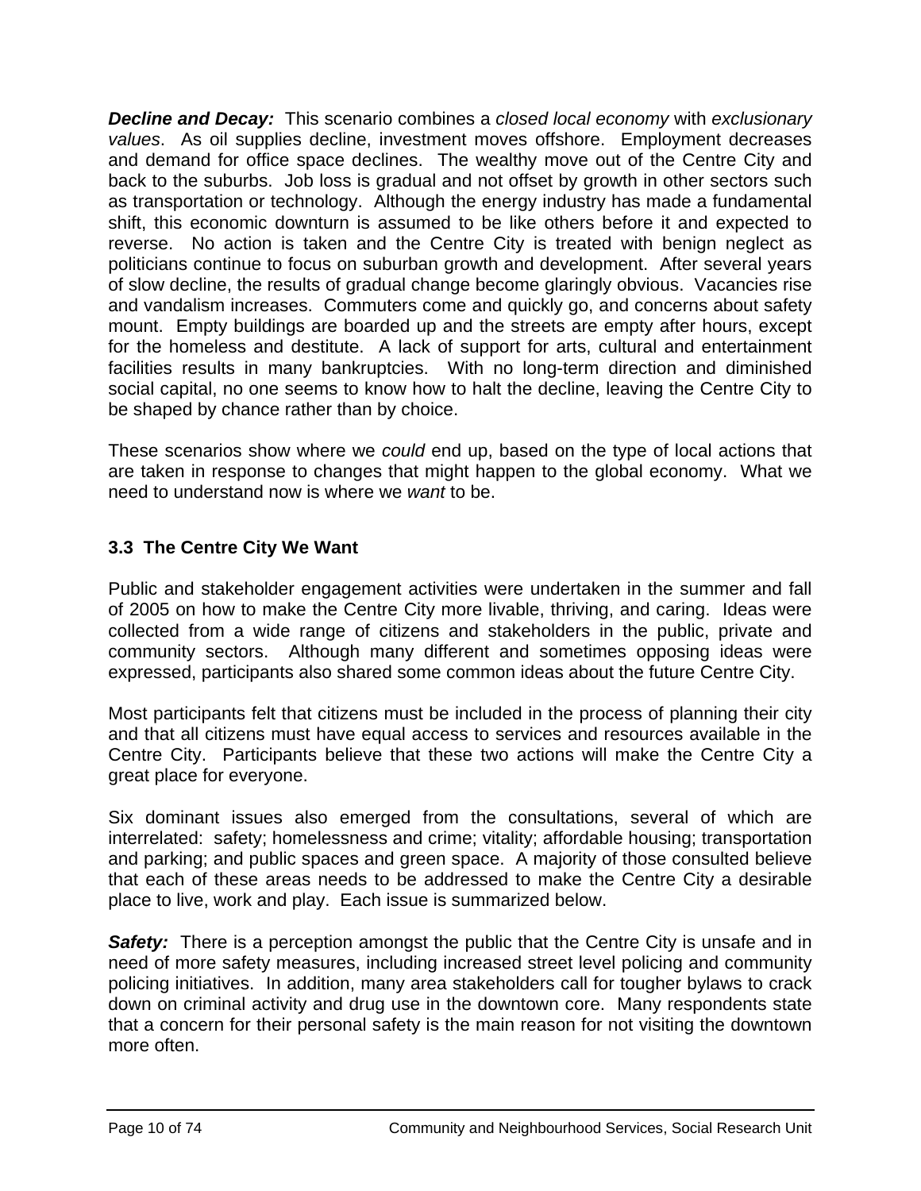***Decline and Decay:*** This scenario combines a *closed local economy* with *exclusionary values*. As oil supplies decline, investment moves offshore. Employment decreases and demand for office space declines. The wealthy move out of the Centre City and back to the suburbs. Job loss is gradual and not offset by growth in other sectors such as transportation or technology. Although the energy industry has made a fundamental shift, this economic downturn is assumed to be like others before it and expected to reverse. No action is taken and the Centre City is treated with benign neglect as politicians continue to focus on suburban growth and development. After several years of slow decline, the results of gradual change become glaringly obvious. Vacancies rise and vandalism increases. Commuters come and quickly go, and concerns about safety mount. Empty buildings are boarded up and the streets are empty after hours, except for the homeless and destitute. A lack of support for arts, cultural and entertainment facilities results in many bankruptcies. With no long-term direction and diminished social capital, no one seems to know how to halt the decline, leaving the Centre City to be shaped by chance rather than by choice.

These scenarios show where we *could* end up, based on the type of local actions that are taken in response to changes that might happen to the global economy. What we need to understand now is where we *want* to be.

### 3.3 The Centre City We Want

Public and stakeholder engagement activities were undertaken in the summer and fall of 2005 on how to make the Centre City more livable, thriving, and caring. Ideas were collected from a wide range of citizens and stakeholders in the public, private and community sectors. Although many different and sometimes opposing ideas were expressed, participants also shared some common ideas about the future Centre City.

Most participants felt that citizens must be included in the process of planning their city and that all citizens must have equal access to services and resources available in the Centre City. Participants believe that these two actions will make the Centre City a great place for everyone.

Six dominant issues also emerged from the consultations, several of which are interrelated: safety; homelessness and crime; vitality; affordable housing; transportation and parking; and public spaces and green space. A majority of those consulted believe that each of these areas needs to be addressed to make the Centre City a desirable place to live, work and play. Each issue is summarized below.

***Safety:*** There is a perception amongst the public that the Centre City is unsafe and in need of more safety measures, including increased street level policing and community policing initiatives. In addition, many area stakeholders call for tougher bylaws to crack down on criminal activity and drug use in the downtown core. Many respondents state that a concern for their personal safety is the main reason for not visiting the downtown more often.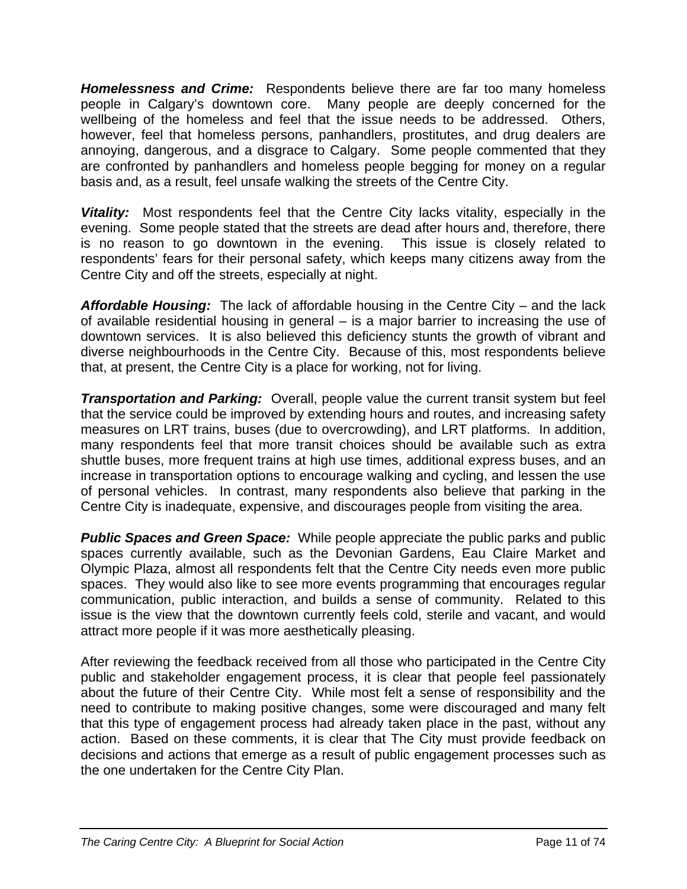***Homelessness and Crime:*** Respondents believe there are far too many homeless people in Calgary's downtown core. Many people are deeply concerned for the wellbeing of the homeless and feel that the issue needs to be addressed. Others, however, feel that homeless persons, panhandlers, prostitutes, and drug dealers are annoying, dangerous, and a disgrace to Calgary. Some people commented that they are confronted by panhandlers and homeless people begging for money on a regular basis and, as a result, feel unsafe walking the streets of the Centre City.

***Vitality:*** Most respondents feel that the Centre City lacks vitality, especially in the evening. Some people stated that the streets are dead after hours and, therefore, there is no reason to go downtown in the evening. This issue is closely related to respondents' fears for their personal safety, which keeps many citizens away from the Centre City and off the streets, especially at night.

***Affordable Housing:*** The lack of affordable housing in the Centre City – and the lack of available residential housing in general – is a major barrier to increasing the use of downtown services. It is also believed this deficiency stunts the growth of vibrant and diverse neighbourhoods in the Centre City. Because of this, most respondents believe that, at present, the Centre City is a place for working, not for living.

***Transportation and Parking:*** Overall, people value the current transit system but feel that the service could be improved by extending hours and routes, and increasing safety measures on LRT trains, buses (due to overcrowding), and LRT platforms. In addition, many respondents feel that more transit choices should be available such as extra shuttle buses, more frequent trains at high use times, additional express buses, and an increase in transportation options to encourage walking and cycling, and lessen the use of personal vehicles. In contrast, many respondents also believe that parking in the Centre City is inadequate, expensive, and discourages people from visiting the area.

***Public Spaces and Green Space:*** While people appreciate the public parks and public spaces currently available, such as the Devonian Gardens, Eau Claire Market and Olympic Plaza, almost all respondents felt that the Centre City needs even more public spaces. They would also like to see more events programming that encourages regular communication, public interaction, and builds a sense of community. Related to this issue is the view that the downtown currently feels cold, sterile and vacant, and would attract more people if it was more aesthetically pleasing.

After reviewing the feedback received from all those who participated in the Centre City public and stakeholder engagement process, it is clear that people feel passionately about the future of their Centre City. While most felt a sense of responsibility and the need to contribute to making positive changes, some were discouraged and many felt that this type of engagement process had already taken place in the past, without any action. Based on these comments, it is clear that The City must provide feedback on decisions and actions that emerge as a result of public engagement processes such as the one undertaken for the Centre City Plan.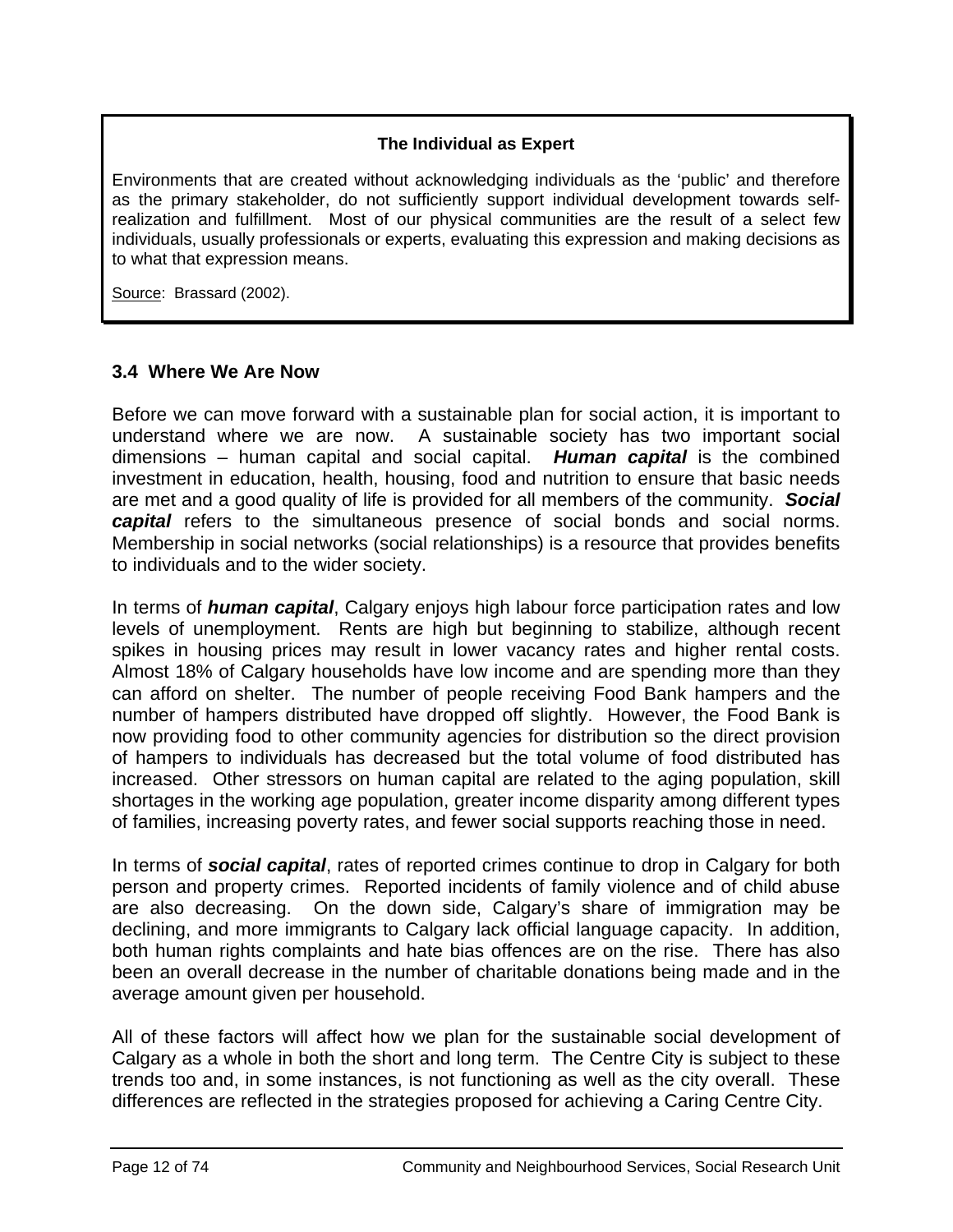**The Individual as Expert**

Environments that are created without acknowledging individuals as the 'public' and therefore as the primary stakeholder, do not sufficiently support individual development towards self-realization and fulfillment. Most of our physical communities are the result of a select few individuals, usually professionals or experts, evaluating this expression and making decisions as to what that expression means.

Source: Brassard (2002).

### 3.4 Where We Are Now

Before we can move forward with a sustainable plan for social action, it is important to understand where we are now. A sustainable society has two important social dimensions – human capital and social capital. ***Human capital*** is the combined investment in education, health, housing, food and nutrition to ensure that basic needs are met and a good quality of life is provided for all members of the community. ***Social capital*** refers to the simultaneous presence of social bonds and social norms. Membership in social networks (social relationships) is a resource that provides benefits to individuals and to the wider society.

In terms of ***human capital***, Calgary enjoys high labour force participation rates and low levels of unemployment. Rents are high but beginning to stabilize, although recent spikes in housing prices may result in lower vacancy rates and higher rental costs. Almost 18% of Calgary households have low income and are spending more than they can afford on shelter. The number of people receiving Food Bank hampers and the number of hampers distributed have dropped off slightly. However, the Food Bank is now providing food to other community agencies for distribution so the direct provision of hampers to individuals has decreased but the total volume of food distributed has increased. Other stressors on human capital are related to the aging population, skill shortages in the working age population, greater income disparity among different types of families, increasing poverty rates, and fewer social supports reaching those in need.

In terms of ***social capital***, rates of reported crimes continue to drop in Calgary for both person and property crimes. Reported incidents of family violence and of child abuse are also decreasing. On the down side, Calgary's share of immigration may be declining, and more immigrants to Calgary lack official language capacity. In addition, both human rights complaints and hate bias offences are on the rise. There has also been an overall decrease in the number of charitable donations being made and in the average amount given per household.

All of these factors will affect how we plan for the sustainable social development of Calgary as a whole in both the short and long term. The Centre City is subject to these trends too and, in some instances, is not functioning as well as the city overall. These differences are reflected in the strategies proposed for achieving a Caring Centre City.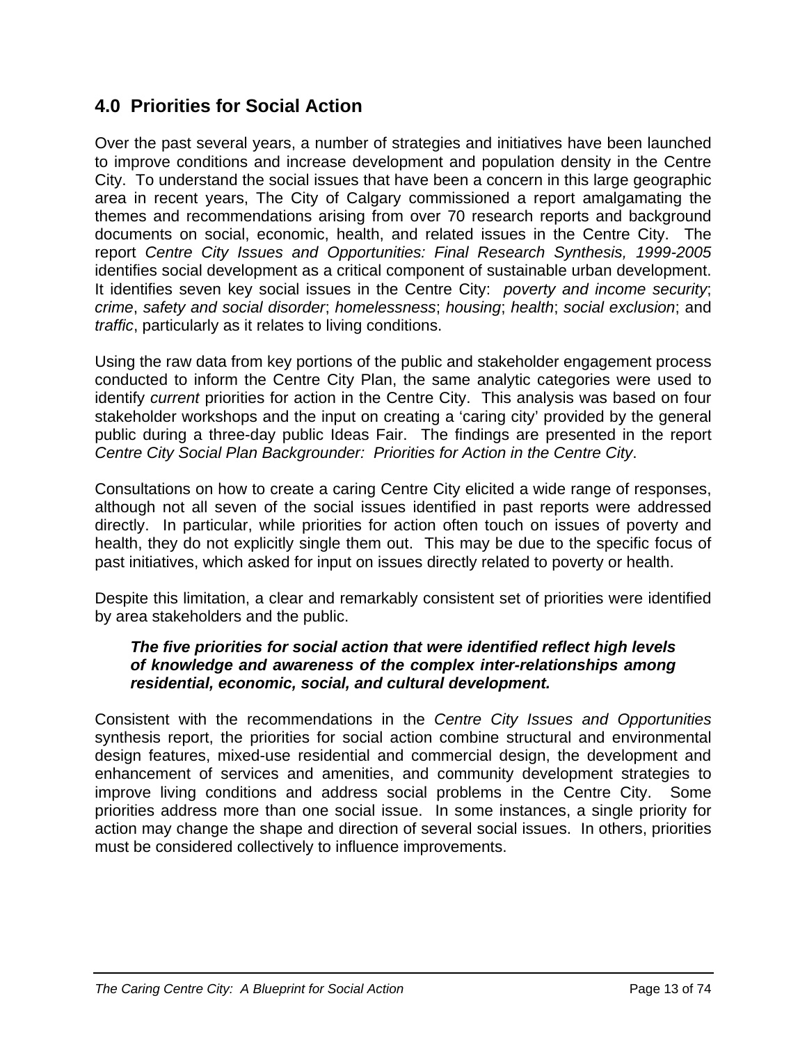## 4.0 Priorities for Social Action

Over the past several years, a number of strategies and initiatives have been launched to improve conditions and increase development and population density in the Centre City. To understand the social issues that have been a concern in this large geographic area in recent years, The City of Calgary commissioned a report amalgamating the themes and recommendations arising from over 70 research reports and background documents on social, economic, health, and related issues in the Centre City. The report *Centre City Issues and Opportunities: Final Research Synthesis, 1999-2005* identifies social development as a critical component of sustainable urban development. It identifies seven key social issues in the Centre City: *poverty and income security*; *crime*, *safety and social disorder*; *homelessness*; *housing*; *health*; *social exclusion*; and *traffic*, particularly as it relates to living conditions.

Using the raw data from key portions of the public and stakeholder engagement process conducted to inform the Centre City Plan, the same analytic categories were used to identify *current* priorities for action in the Centre City. This analysis was based on four stakeholder workshops and the input on creating a 'caring city' provided by the general public during a three-day public Ideas Fair. The findings are presented in the report *Centre City Social Plan Backgrounder: Priorities for Action in the Centre City*.

Consultations on how to create a caring Centre City elicited a wide range of responses, although not all seven of the social issues identified in past reports were addressed directly. In particular, while priorities for action often touch on issues of poverty and health, they do not explicitly single them out. This may be due to the specific focus of past initiatives, which asked for input on issues directly related to poverty or health.

Despite this limitation, a clear and remarkably consistent set of priorities were identified by area stakeholders and the public.

> ***The five priorities for social action that were identified reflect high levels of knowledge and awareness of the complex inter-relationships among residential, economic, social, and cultural development.***

Consistent with the recommendations in the *Centre City Issues and Opportunities* synthesis report, the priorities for social action combine structural and environmental design features, mixed-use residential and commercial design, the development and enhancement of services and amenities, and community development strategies to improve living conditions and address social problems in the Centre City. Some priorities address more than one social issue. In some instances, a single priority for action may change the shape and direction of several social issues. In others, priorities must be considered collectively to influence improvements.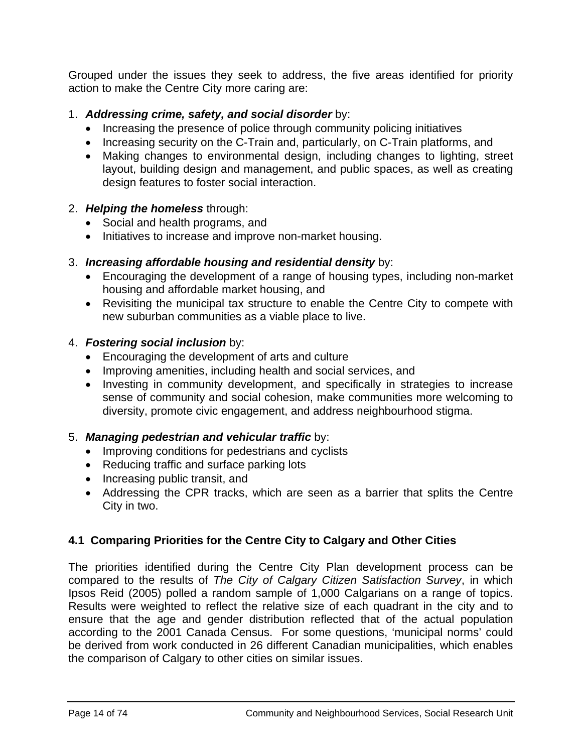Grouped under the issues they seek to address, the five areas identified for priority action to make the Centre City more caring are:

1. ***Addressing crime, safety, and social disorder*** by:
   - Increasing the presence of police through community policing initiatives
   - Increasing security on the C-Train and, particularly, on C-Train platforms, and
   - Making changes to environmental design, including changes to lighting, street layout, building design and management, and public spaces, as well as creating design features to foster social interaction.

2. ***Helping the homeless*** through:
   - Social and health programs, and
   - Initiatives to increase and improve non-market housing.

3. ***Increasing affordable housing and residential density*** by:
   - Encouraging the development of a range of housing types, including non-market housing and affordable market housing, and
   - Revisiting the municipal tax structure to enable the Centre City to compete with new suburban communities as a viable place to live.

4. ***Fostering social inclusion*** by:
   - Encouraging the development of arts and culture
   - Improving amenities, including health and social services, and
   - Investing in community development, and specifically in strategies to increase sense of community and social cohesion, make communities more welcoming to diversity, promote civic engagement, and address neighbourhood stigma.

5. ***Managing pedestrian and vehicular traffic*** by:
   - Improving conditions for pedestrians and cyclists
   - Reducing traffic and surface parking lots
   - Increasing public transit, and
   - Addressing the CPR tracks, which are seen as a barrier that splits the Centre City in two.

### 4.1 Comparing Priorities for the Centre City to Calgary and Other Cities

The priorities identified during the Centre City Plan development process can be compared to the results of *The City of Calgary Citizen Satisfaction Survey*, in which Ipsos Reid (2005) polled a random sample of 1,000 Calgarians on a range of topics. Results were weighted to reflect the relative size of each quadrant in the city and to ensure that the age and gender distribution reflected that of the actual population according to the 2001 Canada Census. For some questions, 'municipal norms' could be derived from work conducted in 26 different Canadian municipalities, which enables the comparison of Calgary to other cities on similar issues.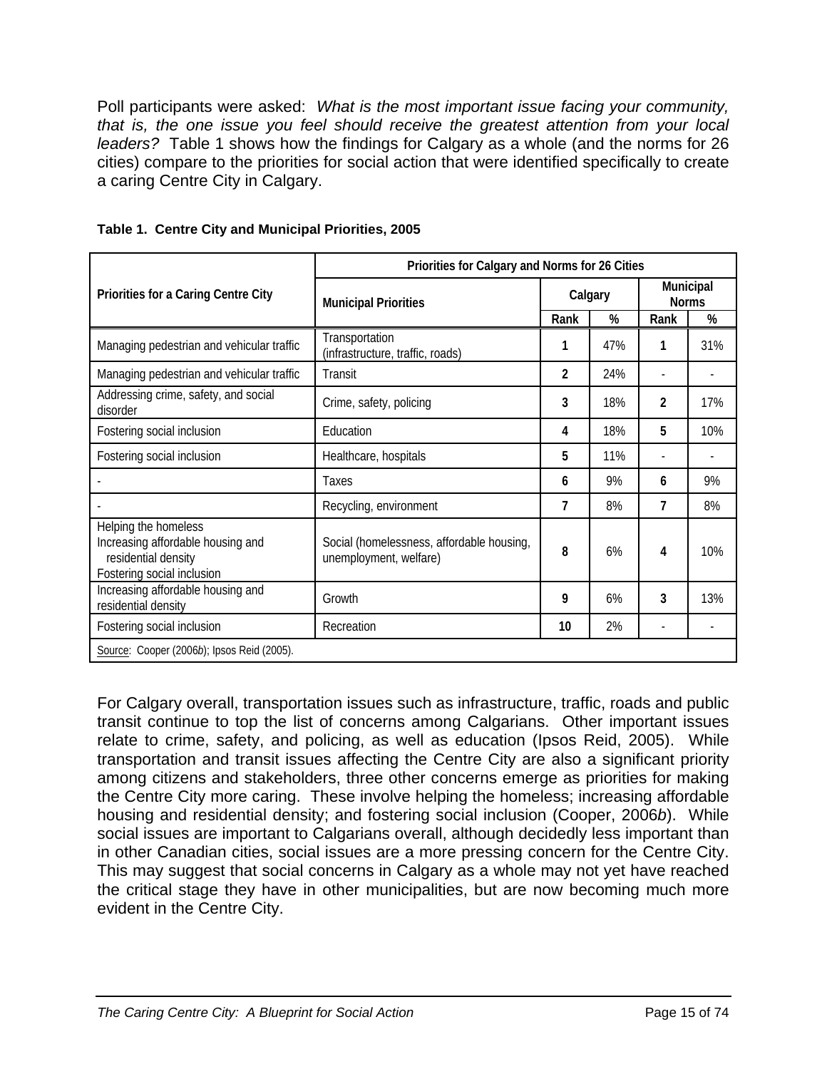Poll participants were asked: *What is the most important issue facing your community, that is, the one issue you feel should receive the greatest attention from your local leaders?* Table 1 shows how the findings for Calgary as a whole (and the norms for 26 cities) compare to the priorities for social action that were identified specifically to create a caring Centre City in Calgary.

**Table 1. Centre City and Municipal Priorities, 2005**

| Priorities for a Caring Centre City | Priorities for Calgary and Norms for 26 Cities | | | | |
|---|---|---|---|---|---|
| | Municipal Priorities | Calgary | | Municipal Norms | |
| | | Rank | % | Rank | % |
| Managing pedestrian and vehicular traffic | Transportation (infrastructure, traffic, roads) | 1 | 47% | 1 | 31% |
| Managing pedestrian and vehicular traffic | Transit | 2 | 24% | - | - |
| Addressing crime, safety, and social disorder | Crime, safety, policing | 3 | 18% | 2 | 17% |
| Fostering social inclusion | Education | 4 | 18% | 5 | 10% |
| Fostering social inclusion | Healthcare, hospitals | 5 | 11% | - | - |
| - | Taxes | 6 | 9% | 6 | 9% |
| - | Recycling, environment | 7 | 8% | 7 | 8% |
| Helping the homeless<br>Increasing affordable housing and residential density<br>Fostering social inclusion | Social (homelessness, affordable housing, unemployment, welfare) | 8 | 6% | 4 | 10% |
| Increasing affordable housing and residential density | Growth | 9 | 6% | 3 | 13% |
| Fostering social inclusion | Recreation | 10 | 2% | - | - |

Source: Cooper (2006*b*); Ipsos Reid (2005).

For Calgary overall, transportation issues such as infrastructure, traffic, roads and public transit continue to top the list of concerns among Calgarians. Other important issues relate to crime, safety, and policing, as well as education (Ipsos Reid, 2005). While transportation and transit issues affecting the Centre City are also a significant priority among citizens and stakeholders, three other concerns emerge as priorities for making the Centre City more caring. These involve helping the homeless; increasing affordable housing and residential density; and fostering social inclusion (Cooper, 2006*b*). While social issues are important to Calgarians overall, although decidedly less important than in other Canadian cities, social issues are a more pressing concern for the Centre City. This may suggest that social concerns in Calgary as a whole may not yet have reached the critical stage they have in other municipalities, but are now becoming much more evident in the Centre City.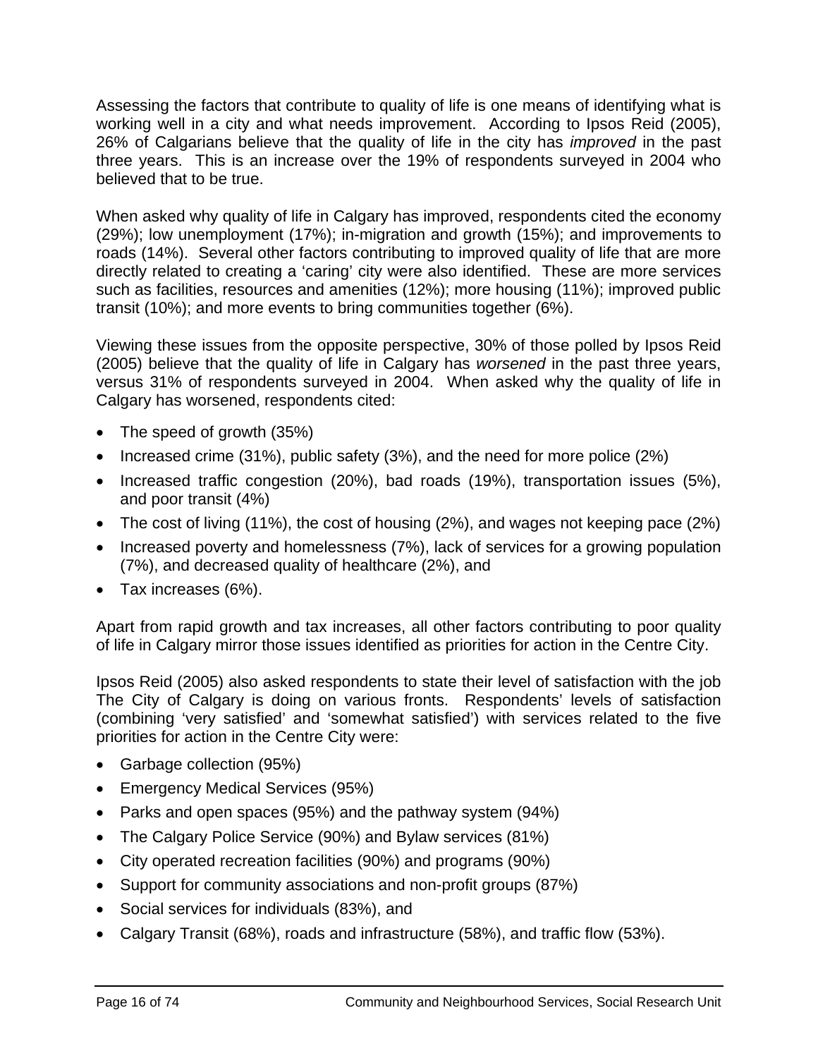Assessing the factors that contribute to quality of life is one means of identifying what is working well in a city and what needs improvement. According to Ipsos Reid (2005), 26% of Calgarians believe that the quality of life in the city has *improved* in the past three years. This is an increase over the 19% of respondents surveyed in 2004 who believed that to be true.

When asked why quality of life in Calgary has improved, respondents cited the economy (29%); low unemployment (17%); in-migration and growth (15%); and improvements to roads (14%). Several other factors contributing to improved quality of life that are more directly related to creating a 'caring' city were also identified. These are more services such as facilities, resources and amenities (12%); more housing (11%); improved public transit (10%); and more events to bring communities together (6%).

Viewing these issues from the opposite perspective, 30% of those polled by Ipsos Reid (2005) believe that the quality of life in Calgary has *worsened* in the past three years, versus 31% of respondents surveyed in 2004. When asked why the quality of life in Calgary has worsened, respondents cited:

- The speed of growth (35%)
- Increased crime (31%), public safety (3%), and the need for more police (2%)
- Increased traffic congestion (20%), bad roads (19%), transportation issues (5%), and poor transit (4%)
- The cost of living (11%), the cost of housing (2%), and wages not keeping pace (2%)
- Increased poverty and homelessness (7%), lack of services for a growing population (7%), and decreased quality of healthcare (2%), and
- Tax increases (6%).

Apart from rapid growth and tax increases, all other factors contributing to poor quality of life in Calgary mirror those issues identified as priorities for action in the Centre City.

Ipsos Reid (2005) also asked respondents to state their level of satisfaction with the job The City of Calgary is doing on various fronts. Respondents' levels of satisfaction (combining 'very satisfied' and 'somewhat satisfied') with services related to the five priorities for action in the Centre City were:

- Garbage collection (95%)
- Emergency Medical Services (95%)
- Parks and open spaces (95%) and the pathway system (94%)
- The Calgary Police Service (90%) and Bylaw services (81%)
- City operated recreation facilities (90%) and programs (90%)
- Support for community associations and non-profit groups (87%)
- Social services for individuals (83%), and
- Calgary Transit (68%), roads and infrastructure (58%), and traffic flow (53%).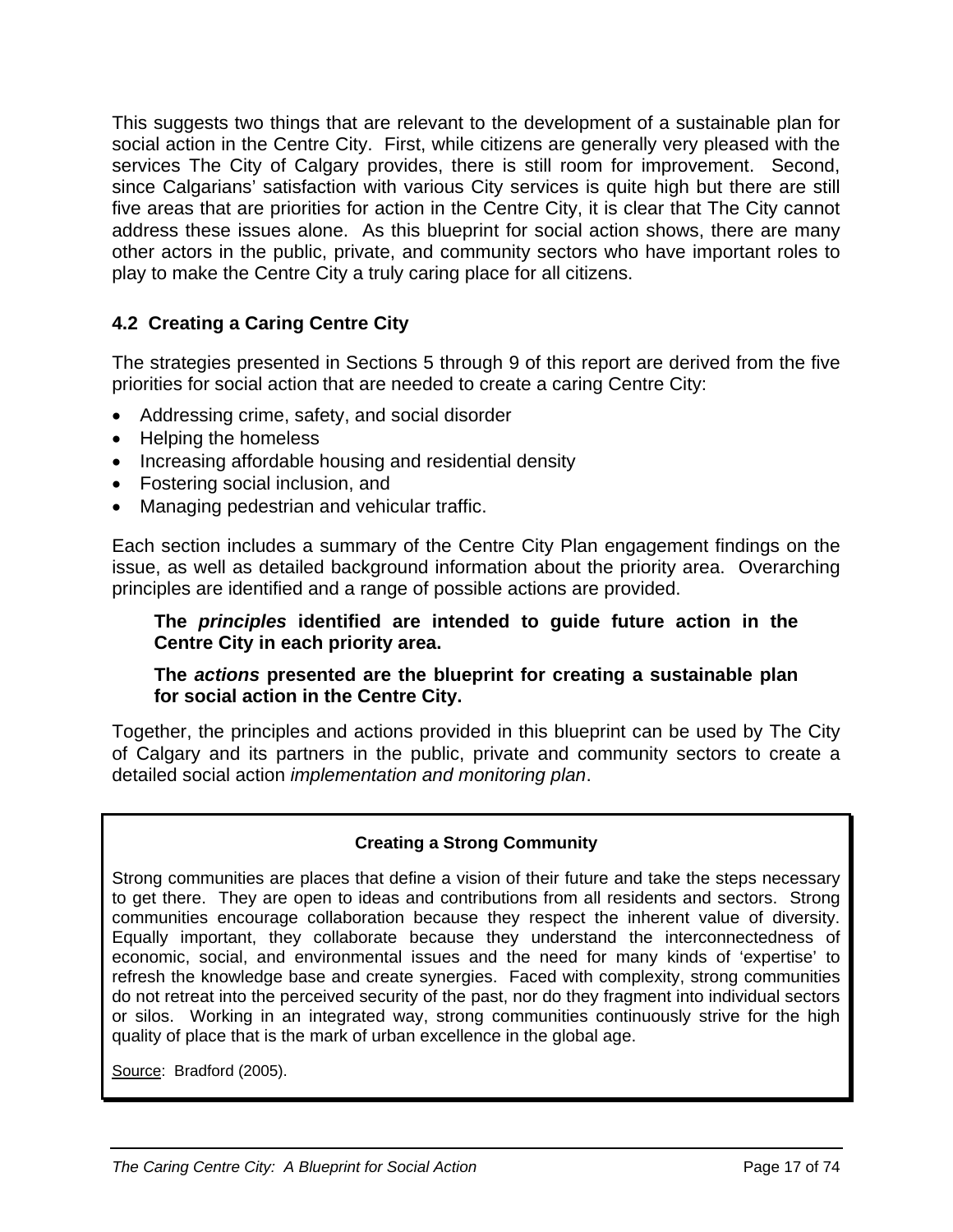This suggests two things that are relevant to the development of a sustainable plan for social action in the Centre City. First, while citizens are generally very pleased with the services The City of Calgary provides, there is still room for improvement. Second, since Calgarians' satisfaction with various City services is quite high but there are still five areas that are priorities for action in the Centre City, it is clear that The City cannot address these issues alone. As this blueprint for social action shows, there are many other actors in the public, private, and community sectors who have important roles to play to make the Centre City a truly caring place for all citizens.

### 4.2 Creating a Caring Centre City

The strategies presented in Sections 5 through 9 of this report are derived from the five priorities for social action that are needed to create a caring Centre City:

- Addressing crime, safety, and social disorder
- Helping the homeless
- Increasing affordable housing and residential density
- Fostering social inclusion, and
- Managing pedestrian and vehicular traffic.

Each section includes a summary of the Centre City Plan engagement findings on the issue, as well as detailed background information about the priority area. Overarching principles are identified and a range of possible actions are provided.

> **The *principles* identified are intended to guide future action in the Centre City in each priority area.**
>
> **The *actions* presented are the blueprint for creating a sustainable plan for social action in the Centre City.**

Together, the principles and actions provided in this blueprint can be used by The City of Calgary and its partners in the public, private and community sectors to create a detailed social action *implementation and monitoring plan*.

---

**Creating a Strong Community**

Strong communities are places that define a vision of their future and take the steps necessary to get there. They are open to ideas and contributions from all residents and sectors. Strong communities encourage collaboration because they respect the inherent value of diversity. Equally important, they collaborate because they understand the interconnectedness of economic, social, and environmental issues and the need for many kinds of 'expertise' to refresh the knowledge base and create synergies. Faced with complexity, strong communities do not retreat into the perceived security of the past, nor do they fragment into individual sectors or silos. Working in an integrated way, strong communities continuously strive for the high quality of place that is the mark of urban excellence in the global age.

Source: Bradford (2005).

---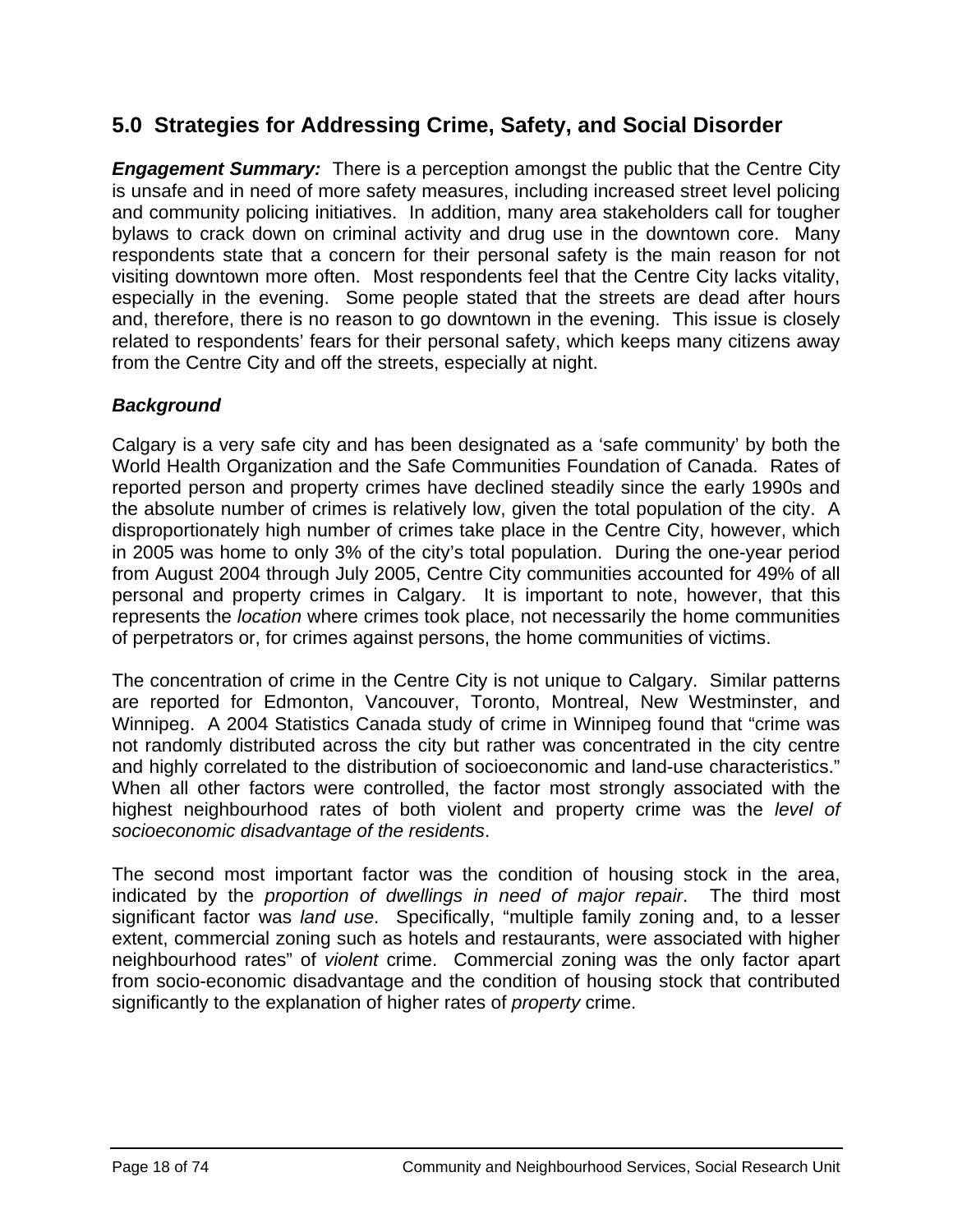## 5.0 Strategies for Addressing Crime, Safety, and Social Disorder

***Engagement Summary:*** There is a perception amongst the public that the Centre City is unsafe and in need of more safety measures, including increased street level policing and community policing initiatives. In addition, many area stakeholders call for tougher bylaws to crack down on criminal activity and drug use in the downtown core. Many respondents state that a concern for their personal safety is the main reason for not visiting downtown more often. Most respondents feel that the Centre City lacks vitality, especially in the evening. Some people stated that the streets are dead after hours and, therefore, there is no reason to go downtown in the evening. This issue is closely related to respondents' fears for their personal safety, which keeps many citizens away from the Centre City and off the streets, especially at night.

### *Background*

Calgary is a very safe city and has been designated as a 'safe community' by both the World Health Organization and the Safe Communities Foundation of Canada. Rates of reported person and property crimes have declined steadily since the early 1990s and the absolute number of crimes is relatively low, given the total population of the city. A disproportionately high number of crimes take place in the Centre City, however, which in 2005 was home to only 3% of the city's total population. During the one-year period from August 2004 through July 2005, Centre City communities accounted for 49% of all personal and property crimes in Calgary. It is important to note, however, that this represents the *location* where crimes took place, not necessarily the home communities of perpetrators or, for crimes against persons, the home communities of victims.

The concentration of crime in the Centre City is not unique to Calgary. Similar patterns are reported for Edmonton, Vancouver, Toronto, Montreal, New Westminster, and Winnipeg. A 2004 Statistics Canada study of crime in Winnipeg found that "crime was not randomly distributed across the city but rather was concentrated in the city centre and highly correlated to the distribution of socioeconomic and land-use characteristics." When all other factors were controlled, the factor most strongly associated with the highest neighbourhood rates of both violent and property crime was the *level of socioeconomic disadvantage of the residents*.

The second most important factor was the condition of housing stock in the area, indicated by the *proportion of dwellings in need of major repair*. The third most significant factor was *land use*. Specifically, "multiple family zoning and, to a lesser extent, commercial zoning such as hotels and restaurants, were associated with higher neighbourhood rates" of *violent* crime. Commercial zoning was the only factor apart from socio-economic disadvantage and the condition of housing stock that contributed significantly to the explanation of higher rates of *property* crime.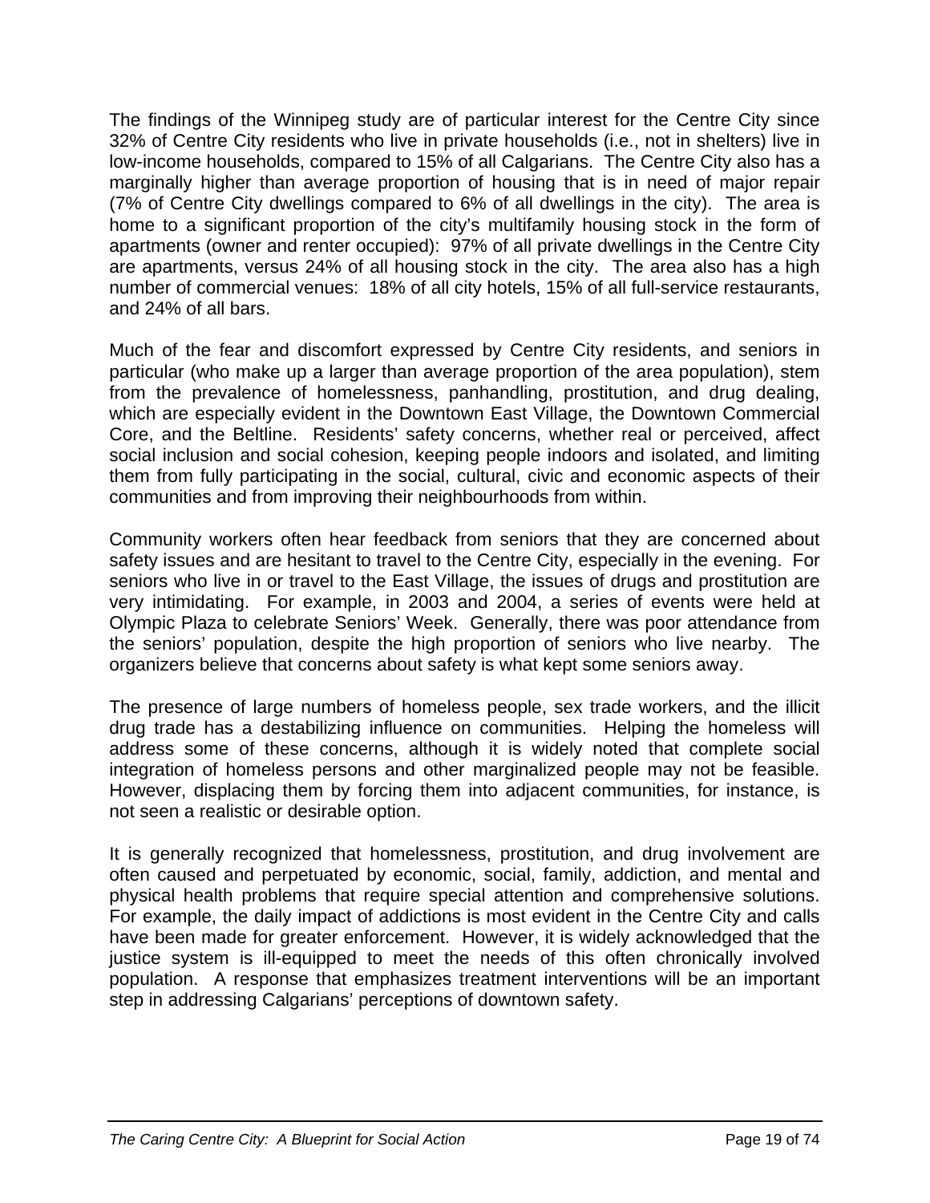The findings of the Winnipeg study are of particular interest for the Centre City since 32% of Centre City residents who live in private households (i.e., not in shelters) live in low-income households, compared to 15% of all Calgarians. The Centre City also has a marginally higher than average proportion of housing that is in need of major repair (7% of Centre City dwellings compared to 6% of all dwellings in the city). The area is home to a significant proportion of the city's multifamily housing stock in the form of apartments (owner and renter occupied): 97% of all private dwellings in the Centre City are apartments, versus 24% of all housing stock in the city. The area also has a high number of commercial venues: 18% of all city hotels, 15% of all full-service restaurants, and 24% of all bars.

Much of the fear and discomfort expressed by Centre City residents, and seniors in particular (who make up a larger than average proportion of the area population), stem from the prevalence of homelessness, panhandling, prostitution, and drug dealing, which are especially evident in the Downtown East Village, the Downtown Commercial Core, and the Beltline. Residents' safety concerns, whether real or perceived, affect social inclusion and social cohesion, keeping people indoors and isolated, and limiting them from fully participating in the social, cultural, civic and economic aspects of their communities and from improving their neighbourhoods from within.

Community workers often hear feedback from seniors that they are concerned about safety issues and are hesitant to travel to the Centre City, especially in the evening. For seniors who live in or travel to the East Village, the issues of drugs and prostitution are very intimidating. For example, in 2003 and 2004, a series of events were held at Olympic Plaza to celebrate Seniors' Week. Generally, there was poor attendance from the seniors' population, despite the high proportion of seniors who live nearby. The organizers believe that concerns about safety is what kept some seniors away.

The presence of large numbers of homeless people, sex trade workers, and the illicit drug trade has a destabilizing influence on communities. Helping the homeless will address some of these concerns, although it is widely noted that complete social integration of homeless persons and other marginalized people may not be feasible. However, displacing them by forcing them into adjacent communities, for instance, is not seen a realistic or desirable option.

It is generally recognized that homelessness, prostitution, and drug involvement are often caused and perpetuated by economic, social, family, addiction, and mental and physical health problems that require special attention and comprehensive solutions. For example, the daily impact of addictions is most evident in the Centre City and calls have been made for greater enforcement. However, it is widely acknowledged that the justice system is ill-equipped to meet the needs of this often chronically involved population. A response that emphasizes treatment interventions will be an important step in addressing Calgarians' perceptions of downtown safety.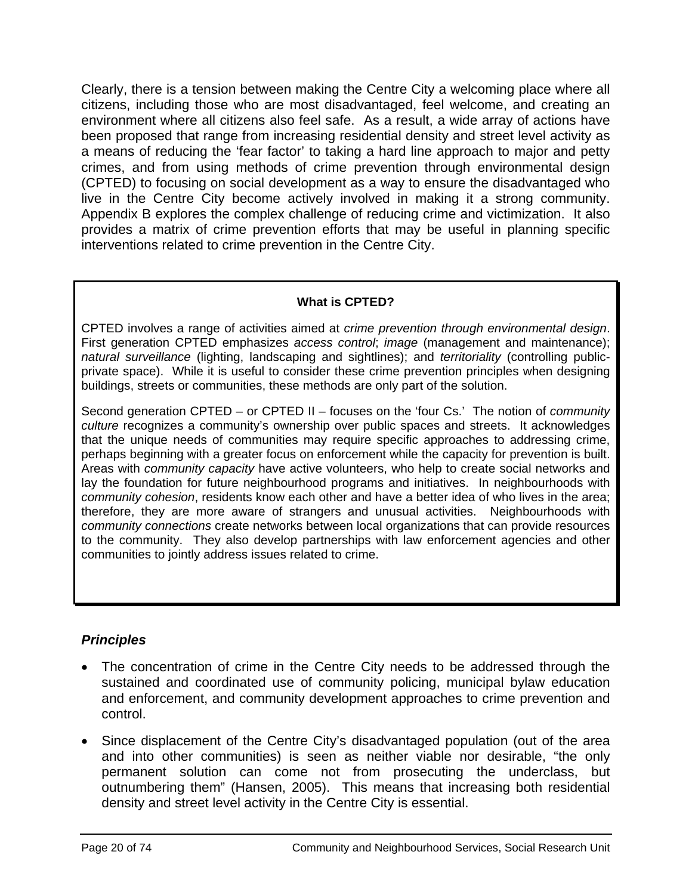Clearly, there is a tension between making the Centre City a welcoming place where all citizens, including those who are most disadvantaged, feel welcome, and creating an environment where all citizens also feel safe. As a result, a wide array of actions have been proposed that range from increasing residential density and street level activity as a means of reducing the 'fear factor' to taking a hard line approach to major and petty crimes, and from using methods of crime prevention through environmental design (CPTED) to focusing on social development as a way to ensure the disadvantaged who live in the Centre City become actively involved in making it a strong community. Appendix B explores the complex challenge of reducing crime and victimization. It also provides a matrix of crime prevention efforts that may be useful in planning specific interventions related to crime prevention in the Centre City.

> **What is CPTED?**
>
> CPTED involves a range of activities aimed at *crime prevention through environmental design*. First generation CPTED emphasizes *access control*; *image* (management and maintenance); *natural surveillance* (lighting, landscaping and sightlines); and *territoriality* (controlling public-private space). While it is useful to consider these crime prevention principles when designing buildings, streets or communities, these methods are only part of the solution.
>
> Second generation CPTED – or CPTED II – focuses on the 'four Cs.' The notion of *community culture* recognizes a community's ownership over public spaces and streets. It acknowledges that the unique needs of communities may require specific approaches to addressing crime, perhaps beginning with a greater focus on enforcement while the capacity for prevention is built. Areas with *community capacity* have active volunteers, who help to create social networks and lay the foundation for future neighbourhood programs and initiatives. In neighbourhoods with *community cohesion*, residents know each other and have a better idea of who lives in the area; therefore, they are more aware of strangers and unusual activities. Neighbourhoods with *community connections* create networks between local organizations that can provide resources to the community. They also develop partnerships with law enforcement agencies and other communities to jointly address issues related to crime.

### *Principles*

- The concentration of crime in the Centre City needs to be addressed through the sustained and coordinated use of community policing, municipal bylaw education and enforcement, and community development approaches to crime prevention and control.
- Since displacement of the Centre City's disadvantaged population (out of the area and into other communities) is seen as neither viable nor desirable, "the only permanent solution can come not from prosecuting the underclass, but outnumbering them" (Hansen, 2005). This means that increasing both residential density and street level activity in the Centre City is essential.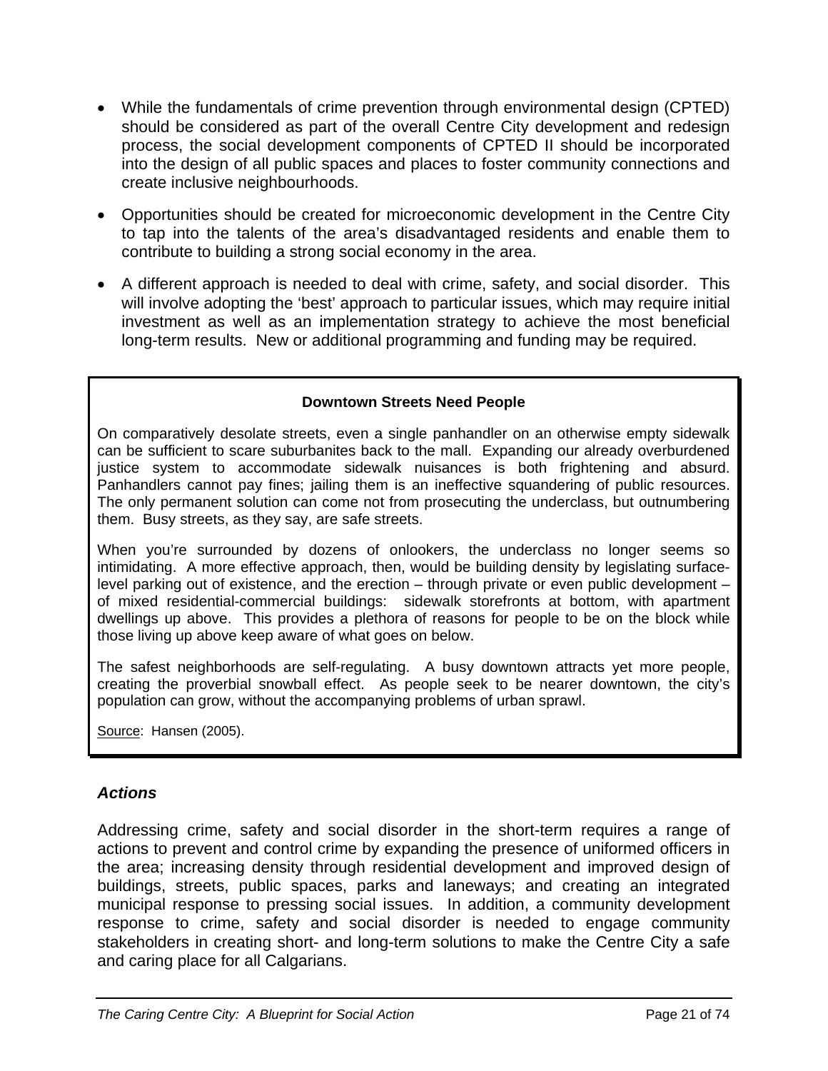- While the fundamentals of crime prevention through environmental design (CPTED) should be considered as part of the overall Centre City development and redesign process, the social development components of CPTED II should be incorporated into the design of all public spaces and places to foster community connections and create inclusive neighbourhoods.
- Opportunities should be created for microeconomic development in the Centre City to tap into the talents of the area's disadvantaged residents and enable them to contribute to building a strong social economy in the area.
- A different approach is needed to deal with crime, safety, and social disorder. This will involve adopting the 'best' approach to particular issues, which may require initial investment as well as an implementation strategy to achieve the most beneficial long-term results. New or additional programming and funding may be required.

> **Downtown Streets Need People**
>
> On comparatively desolate streets, even a single panhandler on an otherwise empty sidewalk can be sufficient to scare suburbanites back to the mall. Expanding our already overburdened justice system to accommodate sidewalk nuisances is both frightening and absurd. Panhandlers cannot pay fines; jailing them is an ineffective squandering of public resources. The only permanent solution can come not from prosecuting the underclass, but outnumbering them. Busy streets, as they say, are safe streets.
>
> When you're surrounded by dozens of onlookers, the underclass no longer seems so intimidating. A more effective approach, then, would be building density by legislating surface-level parking out of existence, and the erection – through private or even public development – of mixed residential-commercial buildings: sidewalk storefronts at bottom, with apartment dwellings up above. This provides a plethora of reasons for people to be on the block while those living up above keep aware of what goes on below.
>
> The safest neighborhoods are self-regulating. A busy downtown attracts yet more people, creating the proverbial snowball effect. As people seek to be nearer downtown, the city's population can grow, without the accompanying problems of urban sprawl.
>
> Source: Hansen (2005).

### *Actions*

Addressing crime, safety and social disorder in the short-term requires a range of actions to prevent and control crime by expanding the presence of uniformed officers in the area; increasing density through residential development and improved design of buildings, streets, public spaces, parks and laneways; and creating an integrated municipal response to pressing social issues. In addition, a community development response to crime, safety and social disorder is needed to engage community stakeholders in creating short- and long-term solutions to make the Centre City a safe and caring place for all Calgarians.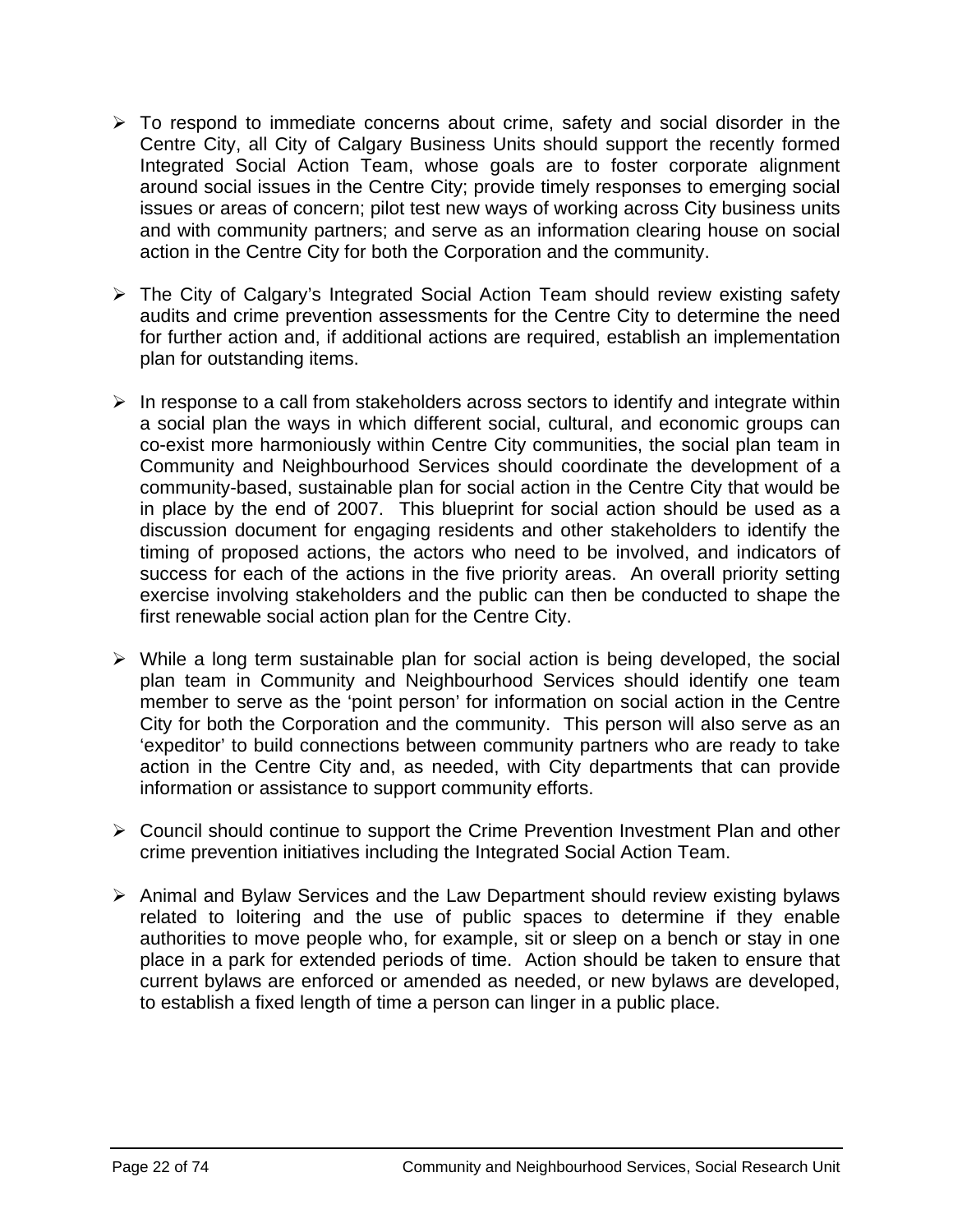- To respond to immediate concerns about crime, safety and social disorder in the Centre City, all City of Calgary Business Units should support the recently formed Integrated Social Action Team, whose goals are to foster corporate alignment around social issues in the Centre City; provide timely responses to emerging social issues or areas of concern; pilot test new ways of working across City business units and with community partners; and serve as an information clearing house on social action in the Centre City for both the Corporation and the community.

- The City of Calgary's Integrated Social Action Team should review existing safety audits and crime prevention assessments for the Centre City to determine the need for further action and, if additional actions are required, establish an implementation plan for outstanding items.

- In response to a call from stakeholders across sectors to identify and integrate within a social plan the ways in which different social, cultural, and economic groups can co-exist more harmoniously within Centre City communities, the social plan team in Community and Neighbourhood Services should coordinate the development of a community-based, sustainable plan for social action in the Centre City that would be in place by the end of 2007. This blueprint for social action should be used as a discussion document for engaging residents and other stakeholders to identify the timing of proposed actions, the actors who need to be involved, and indicators of success for each of the actions in the five priority areas. An overall priority setting exercise involving stakeholders and the public can then be conducted to shape the first renewable social action plan for the Centre City.

- While a long term sustainable plan for social action is being developed, the social plan team in Community and Neighbourhood Services should identify one team member to serve as the 'point person' for information on social action in the Centre City for both the Corporation and the community. This person will also serve as an 'expeditor' to build connections between community partners who are ready to take action in the Centre City and, as needed, with City departments that can provide information or assistance to support community efforts.

- Council should continue to support the Crime Prevention Investment Plan and other crime prevention initiatives including the Integrated Social Action Team.

- Animal and Bylaw Services and the Law Department should review existing bylaws related to loitering and the use of public spaces to determine if they enable authorities to move people who, for example, sit or sleep on a bench or stay in one place in a park for extended periods of time. Action should be taken to ensure that current bylaws are enforced or amended as needed, or new bylaws are developed, to establish a fixed length of time a person can linger in a public place.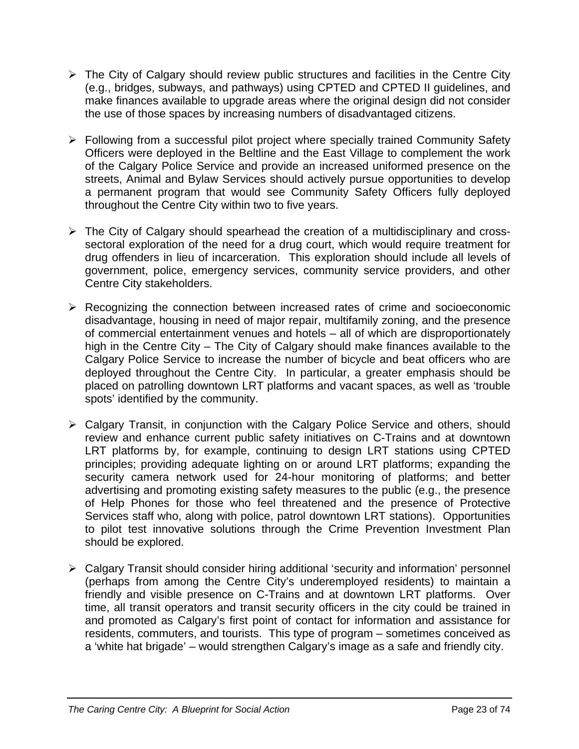- The City of Calgary should review public structures and facilities in the Centre City (e.g., bridges, subways, and pathways) using CPTED and CPTED II guidelines, and make finances available to upgrade areas where the original design did not consider the use of those spaces by increasing numbers of disadvantaged citizens.

- Following from a successful pilot project where specially trained Community Safety Officers were deployed in the Beltline and the East Village to complement the work of the Calgary Police Service and provide an increased uniformed presence on the streets, Animal and Bylaw Services should actively pursue opportunities to develop a permanent program that would see Community Safety Officers fully deployed throughout the Centre City within two to five years.

- The City of Calgary should spearhead the creation of a multidisciplinary and cross-sectoral exploration of the need for a drug court, which would require treatment for drug offenders in lieu of incarceration. This exploration should include all levels of government, police, emergency services, community service providers, and other Centre City stakeholders.

- Recognizing the connection between increased rates of crime and socioeconomic disadvantage, housing in need of major repair, multifamily zoning, and the presence of commercial entertainment venues and hotels – all of which are disproportionately high in the Centre City – The City of Calgary should make finances available to the Calgary Police Service to increase the number of bicycle and beat officers who are deployed throughout the Centre City. In particular, a greater emphasis should be placed on patrolling downtown LRT platforms and vacant spaces, as well as 'trouble spots' identified by the community.

- Calgary Transit, in conjunction with the Calgary Police Service and others, should review and enhance current public safety initiatives on C-Trains and at downtown LRT platforms by, for example, continuing to design LRT stations using CPTED principles; providing adequate lighting on or around LRT platforms; expanding the security camera network used for 24-hour monitoring of platforms; and better advertising and promoting existing safety measures to the public (e.g., the presence of Help Phones for those who feel threatened and the presence of Protective Services staff who, along with police, patrol downtown LRT stations). Opportunities to pilot test innovative solutions through the Crime Prevention Investment Plan should be explored.

- Calgary Transit should consider hiring additional 'security and information' personnel (perhaps from among the Centre City's underemployed residents) to maintain a friendly and visible presence on C-Trains and at downtown LRT platforms. Over time, all transit operators and transit security officers in the city could be trained in and promoted as Calgary's first point of contact for information and assistance for residents, commuters, and tourists. This type of program – sometimes conceived as a 'white hat brigade' – would strengthen Calgary's image as a safe and friendly city.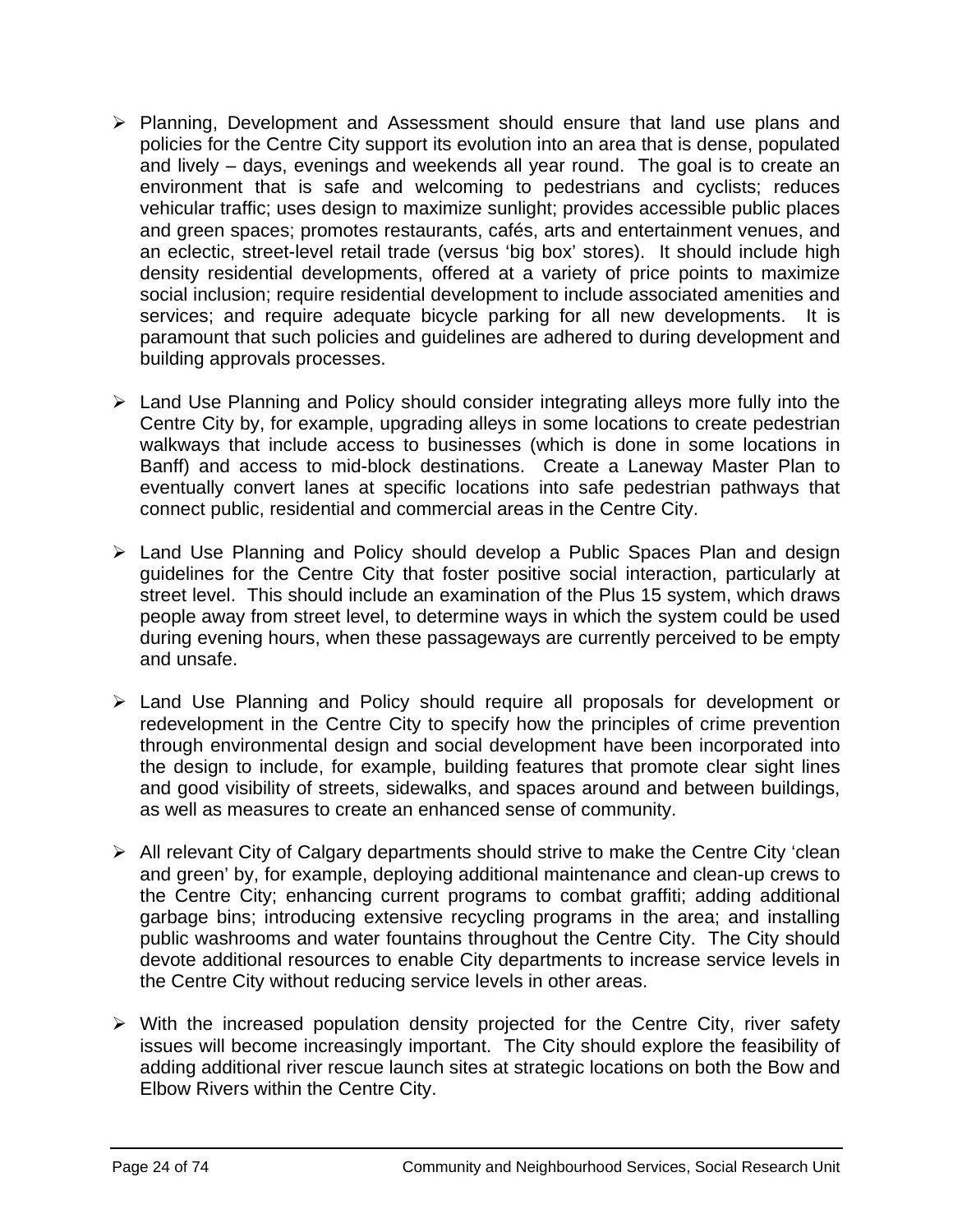- Planning, Development and Assessment should ensure that land use plans and policies for the Centre City support its evolution into an area that is dense, populated and lively – days, evenings and weekends all year round. The goal is to create an environment that is safe and welcoming to pedestrians and cyclists; reduces vehicular traffic; uses design to maximize sunlight; provides accessible public places and green spaces; promotes restaurants, cafés, arts and entertainment venues, and an eclectic, street-level retail trade (versus 'big box' stores). It should include high density residential developments, offered at a variety of price points to maximize social inclusion; require residential development to include associated amenities and services; and require adequate bicycle parking for all new developments. It is paramount that such policies and guidelines are adhered to during development and building approvals processes.

- Land Use Planning and Policy should consider integrating alleys more fully into the Centre City by, for example, upgrading alleys in some locations to create pedestrian walkways that include access to businesses (which is done in some locations in Banff) and access to mid-block destinations. Create a Laneway Master Plan to eventually convert lanes at specific locations into safe pedestrian pathways that connect public, residential and commercial areas in the Centre City.

- Land Use Planning and Policy should develop a Public Spaces Plan and design guidelines for the Centre City that foster positive social interaction, particularly at street level. This should include an examination of the Plus 15 system, which draws people away from street level, to determine ways in which the system could be used during evening hours, when these passageways are currently perceived to be empty and unsafe.

- Land Use Planning and Policy should require all proposals for development or redevelopment in the Centre City to specify how the principles of crime prevention through environmental design and social development have been incorporated into the design to include, for example, building features that promote clear sight lines and good visibility of streets, sidewalks, and spaces around and between buildings, as well as measures to create an enhanced sense of community.

- All relevant City of Calgary departments should strive to make the Centre City 'clean and green' by, for example, deploying additional maintenance and clean-up crews to the Centre City; enhancing current programs to combat graffiti; adding additional garbage bins; introducing extensive recycling programs in the area; and installing public washrooms and water fountains throughout the Centre City. The City should devote additional resources to enable City departments to increase service levels in the Centre City without reducing service levels in other areas.

- With the increased population density projected for the Centre City, river safety issues will become increasingly important. The City should explore the feasibility of adding additional river rescue launch sites at strategic locations on both the Bow and Elbow Rivers within the Centre City.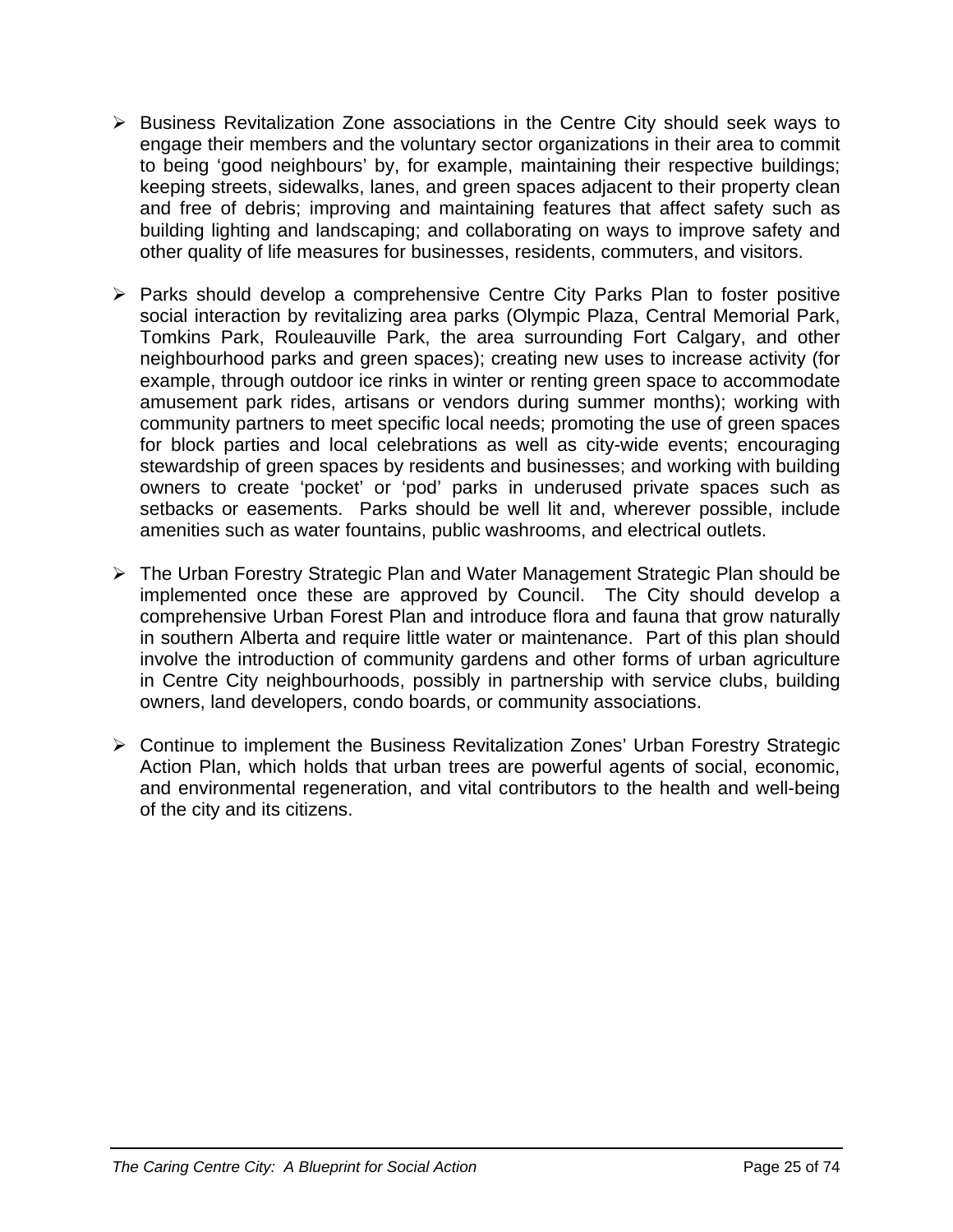- Business Revitalization Zone associations in the Centre City should seek ways to engage their members and the voluntary sector organizations in their area to commit to being 'good neighbours' by, for example, maintaining their respective buildings; keeping streets, sidewalks, lanes, and green spaces adjacent to their property clean and free of debris; improving and maintaining features that affect safety such as building lighting and landscaping; and collaborating on ways to improve safety and other quality of life measures for businesses, residents, commuters, and visitors.

- Parks should develop a comprehensive Centre City Parks Plan to foster positive social interaction by revitalizing area parks (Olympic Plaza, Central Memorial Park, Tomkins Park, Rouleauville Park, the area surrounding Fort Calgary, and other neighbourhood parks and green spaces); creating new uses to increase activity (for example, through outdoor ice rinks in winter or renting green space to accommodate amusement park rides, artisans or vendors during summer months); working with community partners to meet specific local needs; promoting the use of green spaces for block parties and local celebrations as well as city-wide events; encouraging stewardship of green spaces by residents and businesses; and working with building owners to create 'pocket' or 'pod' parks in underused private spaces such as setbacks or easements. Parks should be well lit and, wherever possible, include amenities such as water fountains, public washrooms, and electrical outlets.

- The Urban Forestry Strategic Plan and Water Management Strategic Plan should be implemented once these are approved by Council. The City should develop a comprehensive Urban Forest Plan and introduce flora and fauna that grow naturally in southern Alberta and require little water or maintenance. Part of this plan should involve the introduction of community gardens and other forms of urban agriculture in Centre City neighbourhoods, possibly in partnership with service clubs, building owners, land developers, condo boards, or community associations.

- Continue to implement the Business Revitalization Zones' Urban Forestry Strategic Action Plan, which holds that urban trees are powerful agents of social, economic, and environmental regeneration, and vital contributors to the health and well-being of the city and its citizens.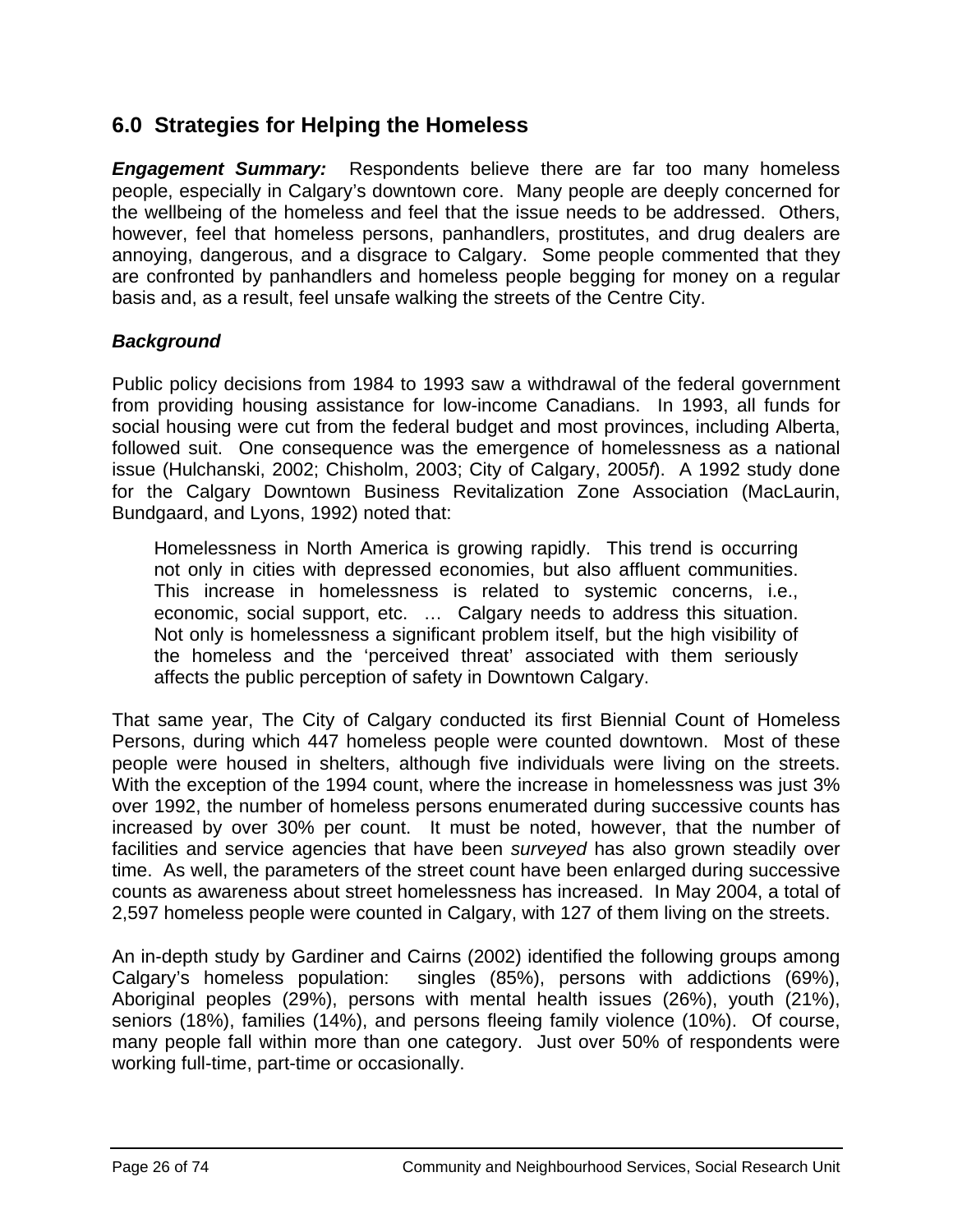## 6.0 Strategies for Helping the Homeless

***Engagement Summary:*** Respondents believe there are far too many homeless people, especially in Calgary's downtown core. Many people are deeply concerned for the wellbeing of the homeless and feel that the issue needs to be addressed. Others, however, feel that homeless persons, panhandlers, prostitutes, and drug dealers are annoying, dangerous, and a disgrace to Calgary. Some people commented that they are confronted by panhandlers and homeless people begging for money on a regular basis and, as a result, feel unsafe walking the streets of the Centre City.

### *Background*

Public policy decisions from 1984 to 1993 saw a withdrawal of the federal government from providing housing assistance for low-income Canadians. In 1993, all funds for social housing were cut from the federal budget and most provinces, including Alberta, followed suit. One consequence was the emergence of homelessness as a national issue (Hulchanski, 2002; Chisholm, 2003; City of Calgary, 2005*f*). A 1992 study done for the Calgary Downtown Business Revitalization Zone Association (MacLaurin, Bundgaard, and Lyons, 1992) noted that:

> Homelessness in North America is growing rapidly. This trend is occurring not only in cities with depressed economies, but also affluent communities. This increase in homelessness is related to systemic concerns, i.e., economic, social support, etc. … Calgary needs to address this situation. Not only is homelessness a significant problem itself, but the high visibility of the homeless and the 'perceived threat' associated with them seriously affects the public perception of safety in Downtown Calgary.

That same year, The City of Calgary conducted its first Biennial Count of Homeless Persons, during which 447 homeless people were counted downtown. Most of these people were housed in shelters, although five individuals were living on the streets. With the exception of the 1994 count, where the increase in homelessness was just 3% over 1992, the number of homeless persons enumerated during successive counts has increased by over 30% per count. It must be noted, however, that the number of facilities and service agencies that have been *surveyed* has also grown steadily over time. As well, the parameters of the street count have been enlarged during successive counts as awareness about street homelessness has increased. In May 2004, a total of 2,597 homeless people were counted in Calgary, with 127 of them living on the streets.

An in-depth study by Gardiner and Cairns (2002) identified the following groups among Calgary's homeless population: singles (85%), persons with addictions (69%), Aboriginal peoples (29%), persons with mental health issues (26%), youth (21%), seniors (18%), families (14%), and persons fleeing family violence (10%). Of course, many people fall within more than one category. Just over 50% of respondents were working full-time, part-time or occasionally.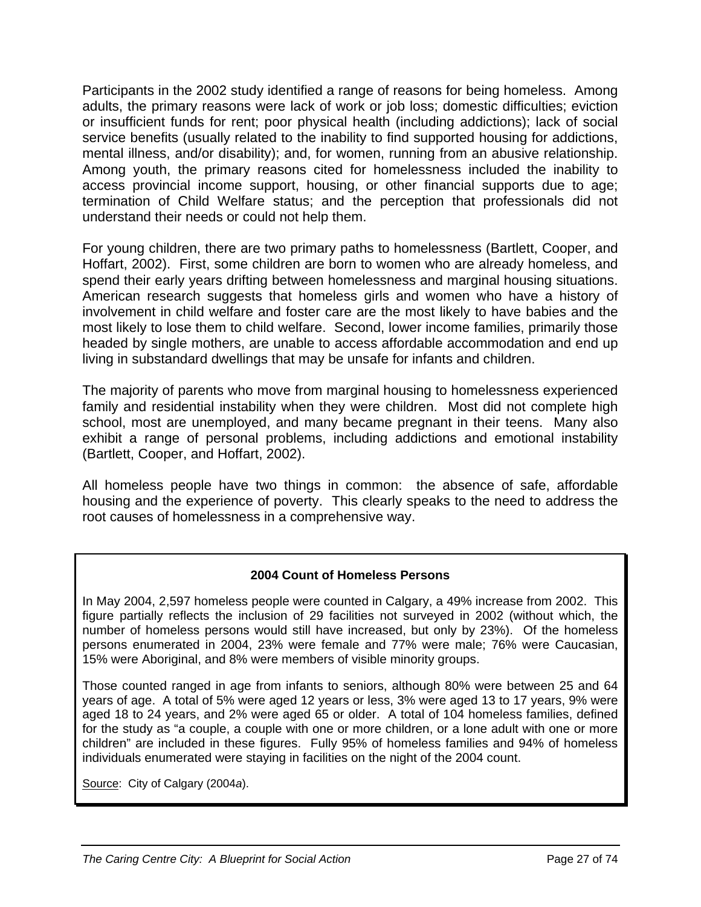Participants in the 2002 study identified a range of reasons for being homeless. Among adults, the primary reasons were lack of work or job loss; domestic difficulties; eviction or insufficient funds for rent; poor physical health (including addictions); lack of social service benefits (usually related to the inability to find supported housing for addictions, mental illness, and/or disability); and, for women, running from an abusive relationship. Among youth, the primary reasons cited for homelessness included the inability to access provincial income support, housing, or other financial supports due to age; termination of Child Welfare status; and the perception that professionals did not understand their needs or could not help them.

For young children, there are two primary paths to homelessness (Bartlett, Cooper, and Hoffart, 2002). First, some children are born to women who are already homeless, and spend their early years drifting between homelessness and marginal housing situations. American research suggests that homeless girls and women who have a history of involvement in child welfare and foster care are the most likely to have babies and the most likely to lose them to child welfare. Second, lower income families, primarily those headed by single mothers, are unable to access affordable accommodation and end up living in substandard dwellings that may be unsafe for infants and children.

The majority of parents who move from marginal housing to homelessness experienced family and residential instability when they were children. Most did not complete high school, most are unemployed, and many became pregnant in their teens. Many also exhibit a range of personal problems, including addictions and emotional instability (Bartlett, Cooper, and Hoffart, 2002).

All homeless people have two things in common: the absence of safe, affordable housing and the experience of poverty. This clearly speaks to the need to address the root causes of homelessness in a comprehensive way.

**2004 Count of Homeless Persons**

In May 2004, 2,597 homeless people were counted in Calgary, a 49% increase from 2002. This figure partially reflects the inclusion of 29 facilities not surveyed in 2002 (without which, the number of homeless persons would still have increased, but only by 23%). Of the homeless persons enumerated in 2004, 23% were female and 77% were male; 76% were Caucasian, 15% were Aboriginal, and 8% were members of visible minority groups.

Those counted ranged in age from infants to seniors, although 80% were between 25 and 64 years of age. A total of 5% were aged 12 years or less, 3% were aged 13 to 17 years, 9% were aged 18 to 24 years, and 2% were aged 65 or older. A total of 104 homeless families, defined for the study as "a couple, a couple with one or more children, or a lone adult with one or more children" are included in these figures. Fully 95% of homeless families and 94% of homeless individuals enumerated were staying in facilities on the night of the 2004 count.

Source: City of Calgary (2004*a*).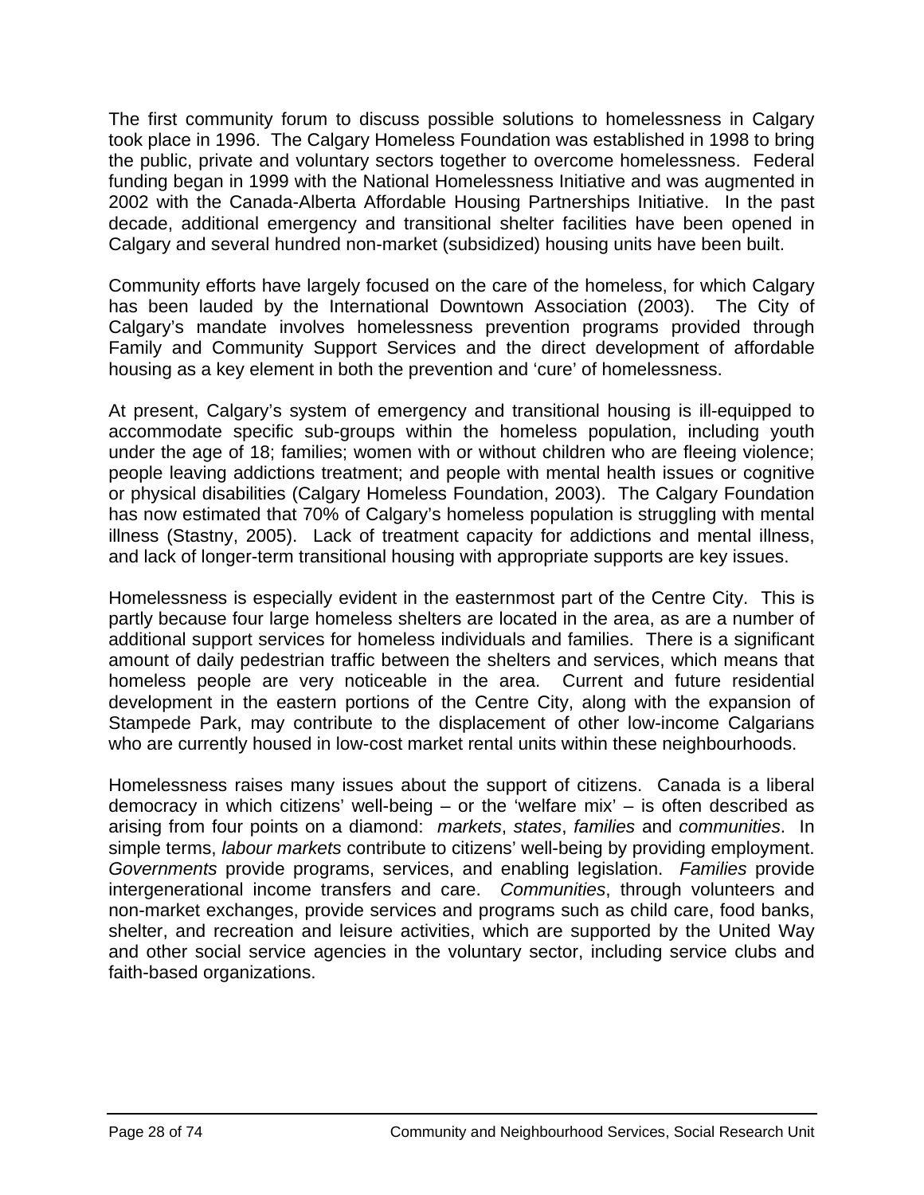The first community forum to discuss possible solutions to homelessness in Calgary took place in 1996. The Calgary Homeless Foundation was established in 1998 to bring the public, private and voluntary sectors together to overcome homelessness. Federal funding began in 1999 with the National Homelessness Initiative and was augmented in 2002 with the Canada-Alberta Affordable Housing Partnerships Initiative. In the past decade, additional emergency and transitional shelter facilities have been opened in Calgary and several hundred non-market (subsidized) housing units have been built.

Community efforts have largely focused on the care of the homeless, for which Calgary has been lauded by the International Downtown Association (2003). The City of Calgary's mandate involves homelessness prevention programs provided through Family and Community Support Services and the direct development of affordable housing as a key element in both the prevention and 'cure' of homelessness.

At present, Calgary's system of emergency and transitional housing is ill-equipped to accommodate specific sub-groups within the homeless population, including youth under the age of 18; families; women with or without children who are fleeing violence; people leaving addictions treatment; and people with mental health issues or cognitive or physical disabilities (Calgary Homeless Foundation, 2003). The Calgary Foundation has now estimated that 70% of Calgary's homeless population is struggling with mental illness (Stastny, 2005). Lack of treatment capacity for addictions and mental illness, and lack of longer-term transitional housing with appropriate supports are key issues.

Homelessness is especially evident in the easternmost part of the Centre City. This is partly because four large homeless shelters are located in the area, as are a number of additional support services for homeless individuals and families. There is a significant amount of daily pedestrian traffic between the shelters and services, which means that homeless people are very noticeable in the area. Current and future residential development in the eastern portions of the Centre City, along with the expansion of Stampede Park, may contribute to the displacement of other low-income Calgarians who are currently housed in low-cost market rental units within these neighbourhoods.

Homelessness raises many issues about the support of citizens. Canada is a liberal democracy in which citizens' well-being – or the 'welfare mix' – is often described as arising from four points on a diamond: *markets*, *states*, *families* and *communities*. In simple terms, *labour markets* contribute to citizens' well-being by providing employment. *Governments* provide programs, services, and enabling legislation. *Families* provide intergenerational income transfers and care. *Communities*, through volunteers and non-market exchanges, provide services and programs such as child care, food banks, shelter, and recreation and leisure activities, which are supported by the United Way and other social service agencies in the voluntary sector, including service clubs and faith-based organizations.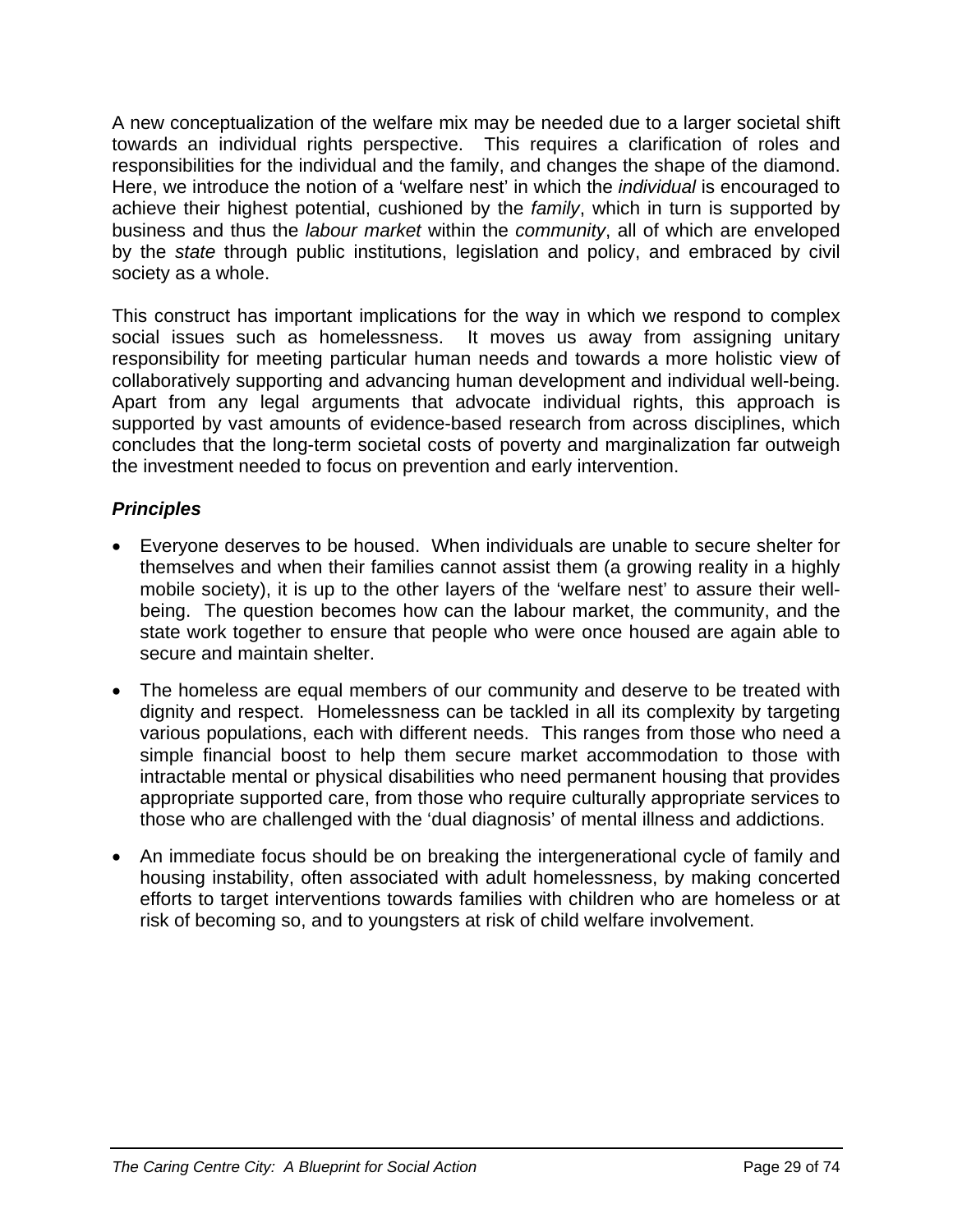A new conceptualization of the welfare mix may be needed due to a larger societal shift towards an individual rights perspective. This requires a clarification of roles and responsibilities for the individual and the family, and changes the shape of the diamond. Here, we introduce the notion of a 'welfare nest' in which the *individual* is encouraged to achieve their highest potential, cushioned by the *family*, which in turn is supported by business and thus the *labour market* within the *community*, all of which are enveloped by the *state* through public institutions, legislation and policy, and embraced by civil society as a whole.

This construct has important implications for the way in which we respond to complex social issues such as homelessness. It moves us away from assigning unitary responsibility for meeting particular human needs and towards a more holistic view of collaboratively supporting and advancing human development and individual well-being. Apart from any legal arguments that advocate individual rights, this approach is supported by vast amounts of evidence-based research from across disciplines, which concludes that the long-term societal costs of poverty and marginalization far outweigh the investment needed to focus on prevention and early intervention.

### ***Principles***

- Everyone deserves to be housed. When individuals are unable to secure shelter for themselves and when their families cannot assist them (a growing reality in a highly mobile society), it is up to the other layers of the 'welfare nest' to assure their well-being. The question becomes how can the labour market, the community, and the state work together to ensure that people who were once housed are again able to secure and maintain shelter.
- The homeless are equal members of our community and deserve to be treated with dignity and respect. Homelessness can be tackled in all its complexity by targeting various populations, each with different needs. This ranges from those who need a simple financial boost to help them secure market accommodation to those with intractable mental or physical disabilities who need permanent housing that provides appropriate supported care, from those who require culturally appropriate services to those who are challenged with the 'dual diagnosis' of mental illness and addictions.
- An immediate focus should be on breaking the intergenerational cycle of family and housing instability, often associated with adult homelessness, by making concerted efforts to target interventions towards families with children who are homeless or at risk of becoming so, and to youngsters at risk of child welfare involvement.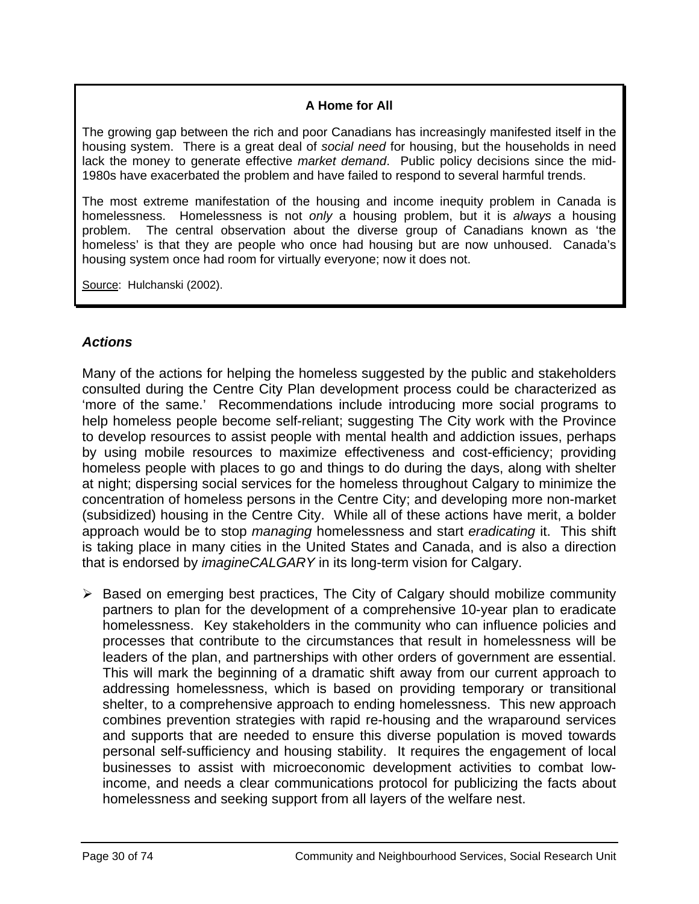**A Home for All**

The growing gap between the rich and poor Canadians has increasingly manifested itself in the housing system. There is a great deal of *social need* for housing, but the households in need lack the money to generate effective *market demand*. Public policy decisions since the mid-1980s have exacerbated the problem and have failed to respond to several harmful trends.

The most extreme manifestation of the housing and income inequity problem in Canada is homelessness. Homelessness is not *only* a housing problem, but it is *always* a housing problem. The central observation about the diverse group of Canadians known as 'the homeless' is that they are people who once had housing but are now unhoused. Canada's housing system once had room for virtually everyone; now it does not.

Source: Hulchanski (2002).

### *Actions*

Many of the actions for helping the homeless suggested by the public and stakeholders consulted during the Centre City Plan development process could be characterized as 'more of the same.' Recommendations include introducing more social programs to help homeless people become self-reliant; suggesting The City work with the Province to develop resources to assist people with mental health and addiction issues, perhaps by using mobile resources to maximize effectiveness and cost-efficiency; providing homeless people with places to go and things to do during the days, along with shelter at night; dispersing social services for the homeless throughout Calgary to minimize the concentration of homeless persons in the Centre City; and developing more non-market (subsidized) housing in the Centre City. While all of these actions have merit, a bolder approach would be to stop *managing* homelessness and start *eradicating* it. This shift is taking place in many cities in the United States and Canada, and is also a direction that is endorsed by *imagineCALGARY* in its long-term vision for Calgary.

- Based on emerging best practices, The City of Calgary should mobilize community partners to plan for the development of a comprehensive 10-year plan to eradicate homelessness. Key stakeholders in the community who can influence policies and processes that contribute to the circumstances that result in homelessness will be leaders of the plan, and partnerships with other orders of government are essential. This will mark the beginning of a dramatic shift away from our current approach to addressing homelessness, which is based on providing temporary or transitional shelter, to a comprehensive approach to ending homelessness. This new approach combines prevention strategies with rapid re-housing and the wraparound services and supports that are needed to ensure this diverse population is moved towards personal self-sufficiency and housing stability. It requires the engagement of local businesses to assist with microeconomic development activities to combat low-income, and needs a clear communications protocol for publicizing the facts about homelessness and seeking support from all layers of the welfare nest.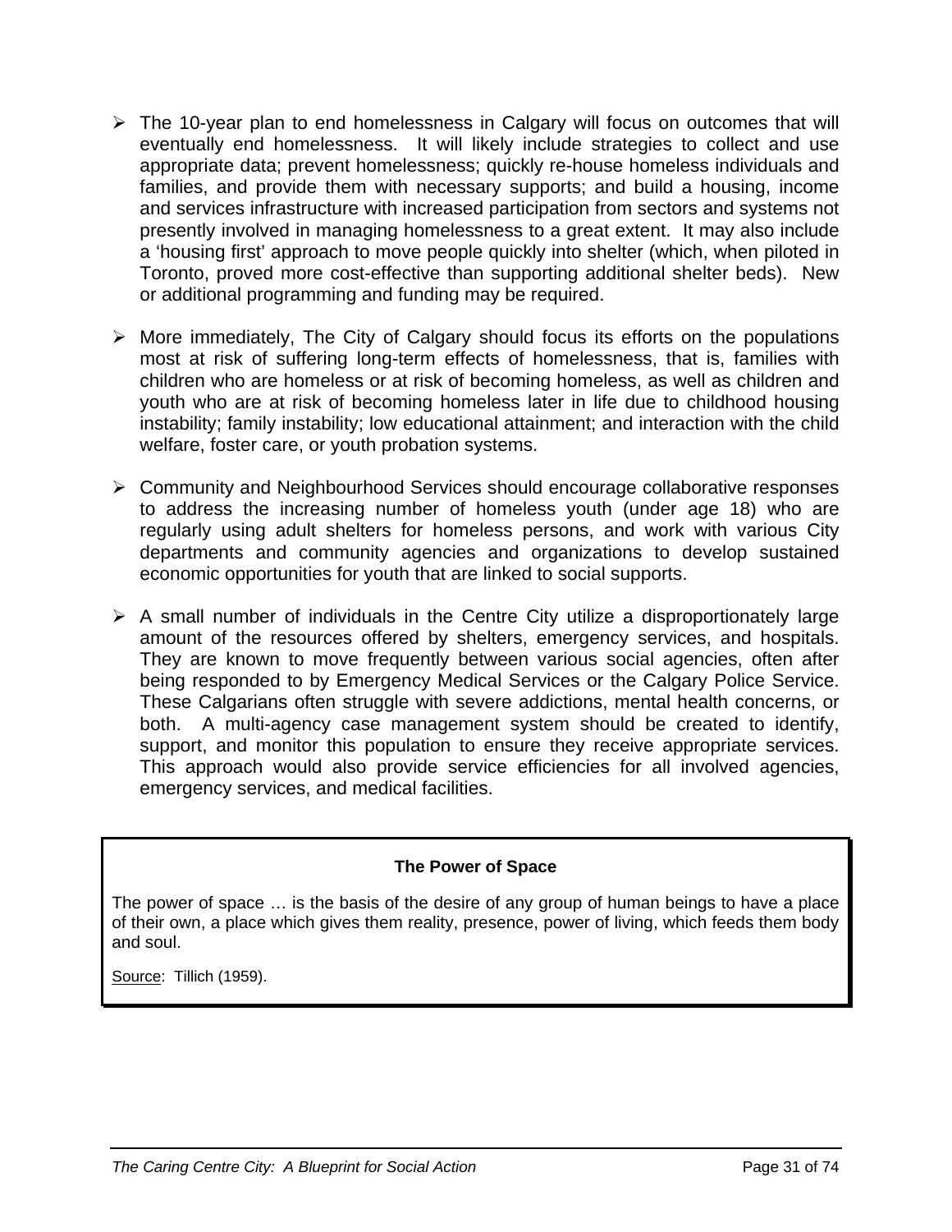- The 10-year plan to end homelessness in Calgary will focus on outcomes that will eventually end homelessness. It will likely include strategies to collect and use appropriate data; prevent homelessness; quickly re-house homeless individuals and families, and provide them with necessary supports; and build a housing, income and services infrastructure with increased participation from sectors and systems not presently involved in managing homelessness to a great extent. It may also include a 'housing first' approach to move people quickly into shelter (which, when piloted in Toronto, proved more cost-effective than supporting additional shelter beds). New or additional programming and funding may be required.

- More immediately, The City of Calgary should focus its efforts on the populations most at risk of suffering long-term effects of homelessness, that is, families with children who are homeless or at risk of becoming homeless, as well as children and youth who are at risk of becoming homeless later in life due to childhood housing instability; family instability; low educational attainment; and interaction with the child welfare, foster care, or youth probation systems.

- Community and Neighbourhood Services should encourage collaborative responses to address the increasing number of homeless youth (under age 18) who are regularly using adult shelters for homeless persons, and work with various City departments and community agencies and organizations to develop sustained economic opportunities for youth that are linked to social supports.

- A small number of individuals in the Centre City utilize a disproportionately large amount of the resources offered by shelters, emergency services, and hospitals. They are known to move frequently between various social agencies, often after being responded to by Emergency Medical Services or the Calgary Police Service. These Calgarians often struggle with severe addictions, mental health concerns, or both. A multi-agency case management system should be created to identify, support, and monitor this population to ensure they receive appropriate services. This approach would also provide service efficiencies for all involved agencies, emergency services, and medical facilities.

**The Power of Space**

The power of space … is the basis of the desire of any group of human beings to have a place of their own, a place which gives them reality, presence, power of living, which feeds them body and soul.

Source: Tillich (1959).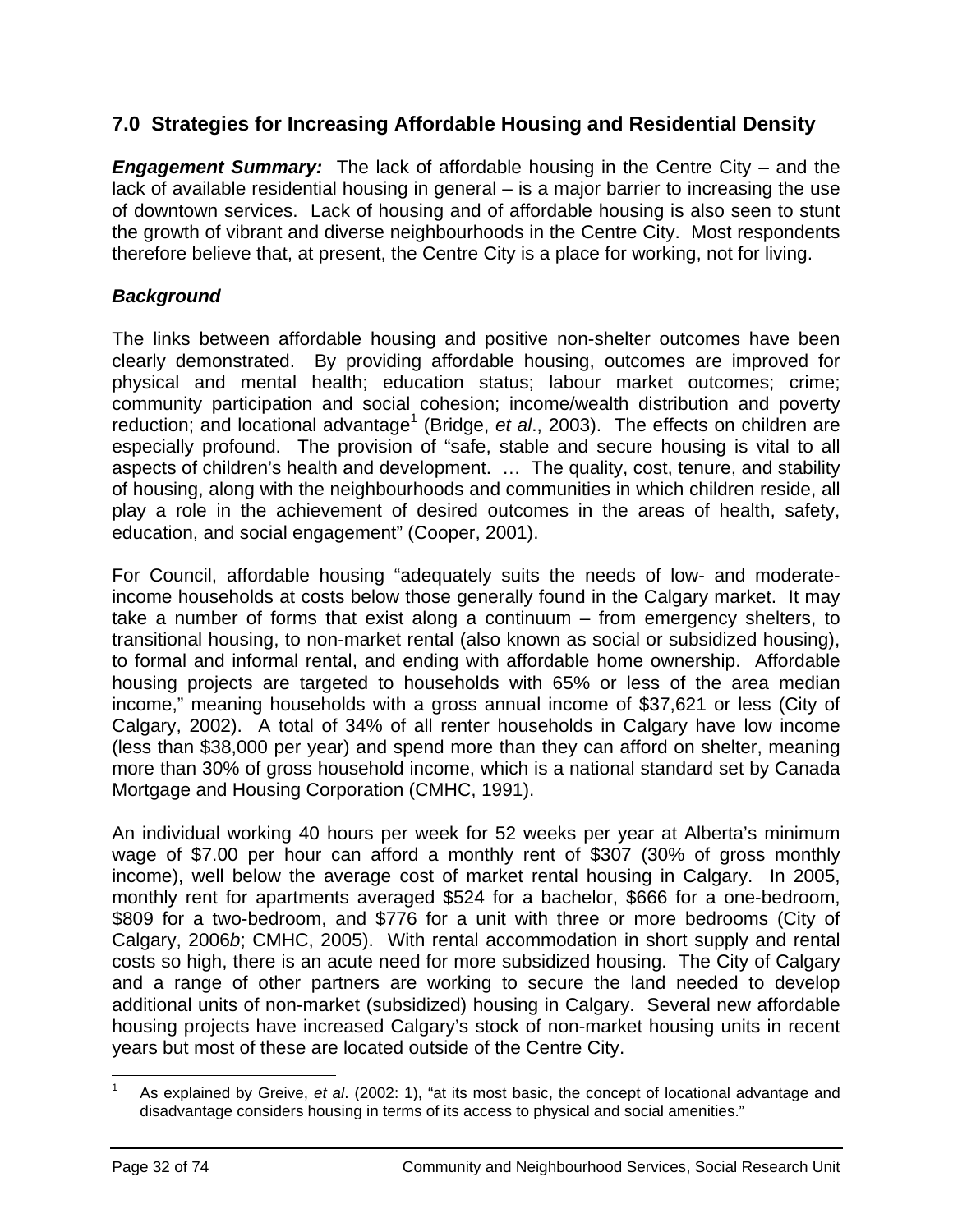## 7.0 Strategies for Increasing Affordable Housing and Residential Density

***Engagement Summary:*** The lack of affordable housing in the Centre City – and the lack of available residential housing in general – is a major barrier to increasing the use of downtown services. Lack of housing and of affordable housing is also seen to stunt the growth of vibrant and diverse neighbourhoods in the Centre City. Most respondents therefore believe that, at present, the Centre City is a place for working, not for living.

### *Background*

The links between affordable housing and positive non-shelter outcomes have been clearly demonstrated. By providing affordable housing, outcomes are improved for physical and mental health; education status; labour market outcomes; crime; community participation and social cohesion; income/wealth distribution and poverty reduction; and locational advantage[1] (Bridge, *et al*., 2003). The effects on children are especially profound. The provision of "safe, stable and secure housing is vital to all aspects of children's health and development. … The quality, cost, tenure, and stability of housing, along with the neighbourhoods and communities in which children reside, all play a role in the achievement of desired outcomes in the areas of health, safety, education, and social engagement" (Cooper, 2001).

For Council, affordable housing "adequately suits the needs of low- and moderate-income households at costs below those generally found in the Calgary market. It may take a number of forms that exist along a continuum – from emergency shelters, to transitional housing, to non-market rental (also known as social or subsidized housing), to formal and informal rental, and ending with affordable home ownership. Affordable housing projects are targeted to households with 65% or less of the area median income," meaning households with a gross annual income of $37,621 or less (City of Calgary, 2002). A total of 34% of all renter households in Calgary have low income (less than $38,000 per year) and spend more than they can afford on shelter, meaning more than 30% of gross household income, which is a national standard set by Canada Mortgage and Housing Corporation (CMHC, 1991).

An individual working 40 hours per week for 52 weeks per year at Alberta's minimum wage of $7.00 per hour can afford a monthly rent of $307 (30% of gross monthly income), well below the average cost of market rental housing in Calgary. In 2005, monthly rent for apartments averaged $524 for a bachelor, $666 for a one-bedroom, $809 for a two-bedroom, and $776 for a unit with three or more bedrooms (City of Calgary, 2006*b*; CMHC, 2005). With rental accommodation in short supply and rental costs so high, there is an acute need for more subsidized housing. The City of Calgary and a range of other partners are working to secure the land needed to develop additional units of non-market (subsidized) housing in Calgary. Several new affordable housing projects have increased Calgary's stock of non-market housing units in recent years but most of these are located outside of the Centre City.

---

[1] As explained by Greive, *et al*. (2002: 1), "at its most basic, the concept of locational advantage and disadvantage considers housing in terms of its access to physical and social amenities."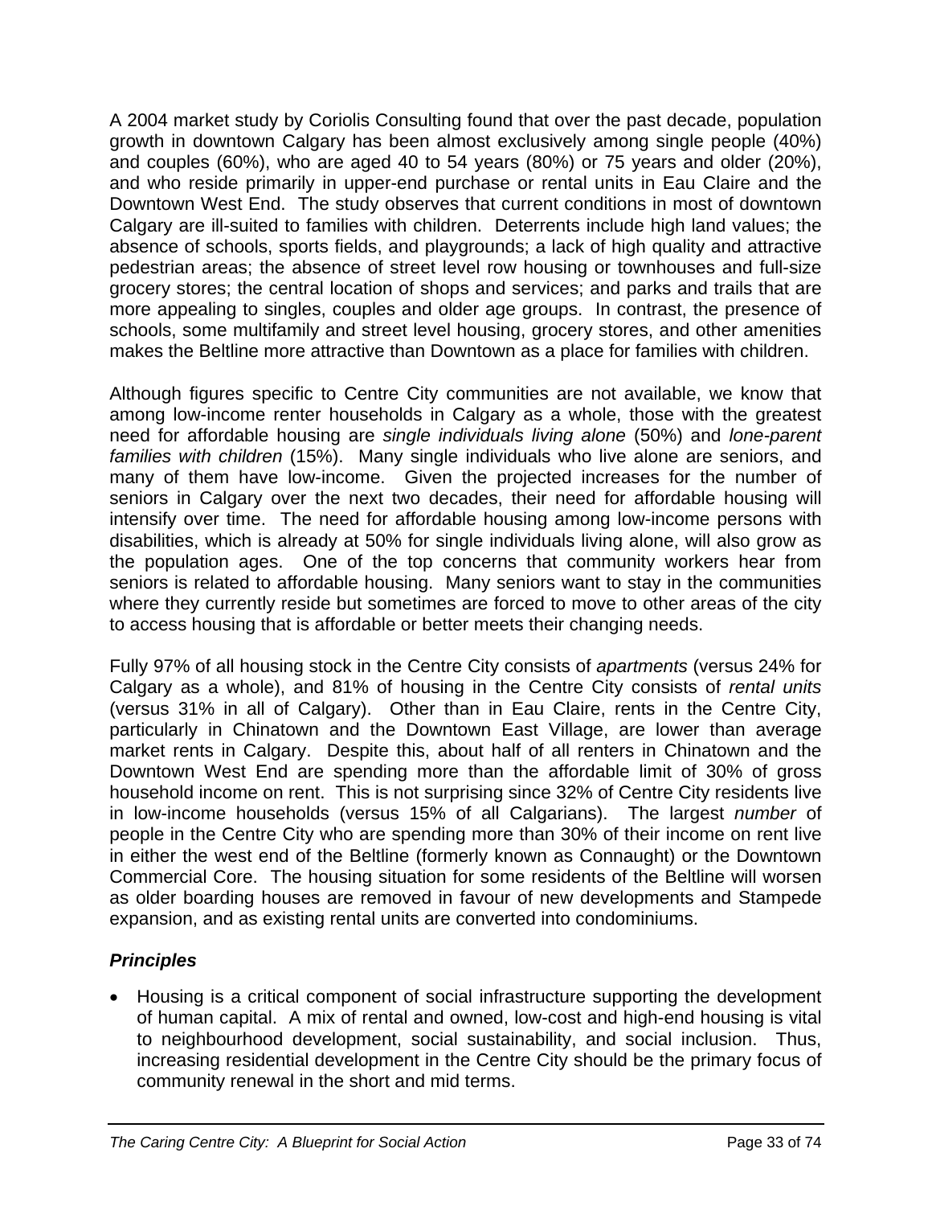A 2004 market study by Coriolis Consulting found that over the past decade, population growth in downtown Calgary has been almost exclusively among single people (40%) and couples (60%), who are aged 40 to 54 years (80%) or 75 years and older (20%), and who reside primarily in upper-end purchase or rental units in Eau Claire and the Downtown West End. The study observes that current conditions in most of downtown Calgary are ill-suited to families with children. Deterrents include high land values; the absence of schools, sports fields, and playgrounds; a lack of high quality and attractive pedestrian areas; the absence of street level row housing or townhouses and full-size grocery stores; the central location of shops and services; and parks and trails that are more appealing to singles, couples and older age groups. In contrast, the presence of schools, some multifamily and street level housing, grocery stores, and other amenities makes the Beltline more attractive than Downtown as a place for families with children.

Although figures specific to Centre City communities are not available, we know that among low-income renter households in Calgary as a whole, those with the greatest need for affordable housing are *single individuals living alone* (50%) and *lone-parent families with children* (15%). Many single individuals who live alone are seniors, and many of them have low-income. Given the projected increases for the number of seniors in Calgary over the next two decades, their need for affordable housing will intensify over time. The need for affordable housing among low-income persons with disabilities, which is already at 50% for single individuals living alone, will also grow as the population ages. One of the top concerns that community workers hear from seniors is related to affordable housing. Many seniors want to stay in the communities where they currently reside but sometimes are forced to move to other areas of the city to access housing that is affordable or better meets their changing needs.

Fully 97% of all housing stock in the Centre City consists of *apartments* (versus 24% for Calgary as a whole), and 81% of housing in the Centre City consists of *rental units* (versus 31% in all of Calgary). Other than in Eau Claire, rents in the Centre City, particularly in Chinatown and the Downtown East Village, are lower than average market rents in Calgary. Despite this, about half of all renters in Chinatown and the Downtown West End are spending more than the affordable limit of 30% of gross household income on rent. This is not surprising since 32% of Centre City residents live in low-income households (versus 15% of all Calgarians). The largest *number* of people in the Centre City who are spending more than 30% of their income on rent live in either the west end of the Beltline (formerly known as Connaught) or the Downtown Commercial Core. The housing situation for some residents of the Beltline will worsen as older boarding houses are removed in favour of new developments and Stampede expansion, and as existing rental units are converted into condominiums.

### ***Principles***

- Housing is a critical component of social infrastructure supporting the development of human capital. A mix of rental and owned, low-cost and high-end housing is vital to neighbourhood development, social sustainability, and social inclusion. Thus, increasing residential development in the Centre City should be the primary focus of community renewal in the short and mid terms.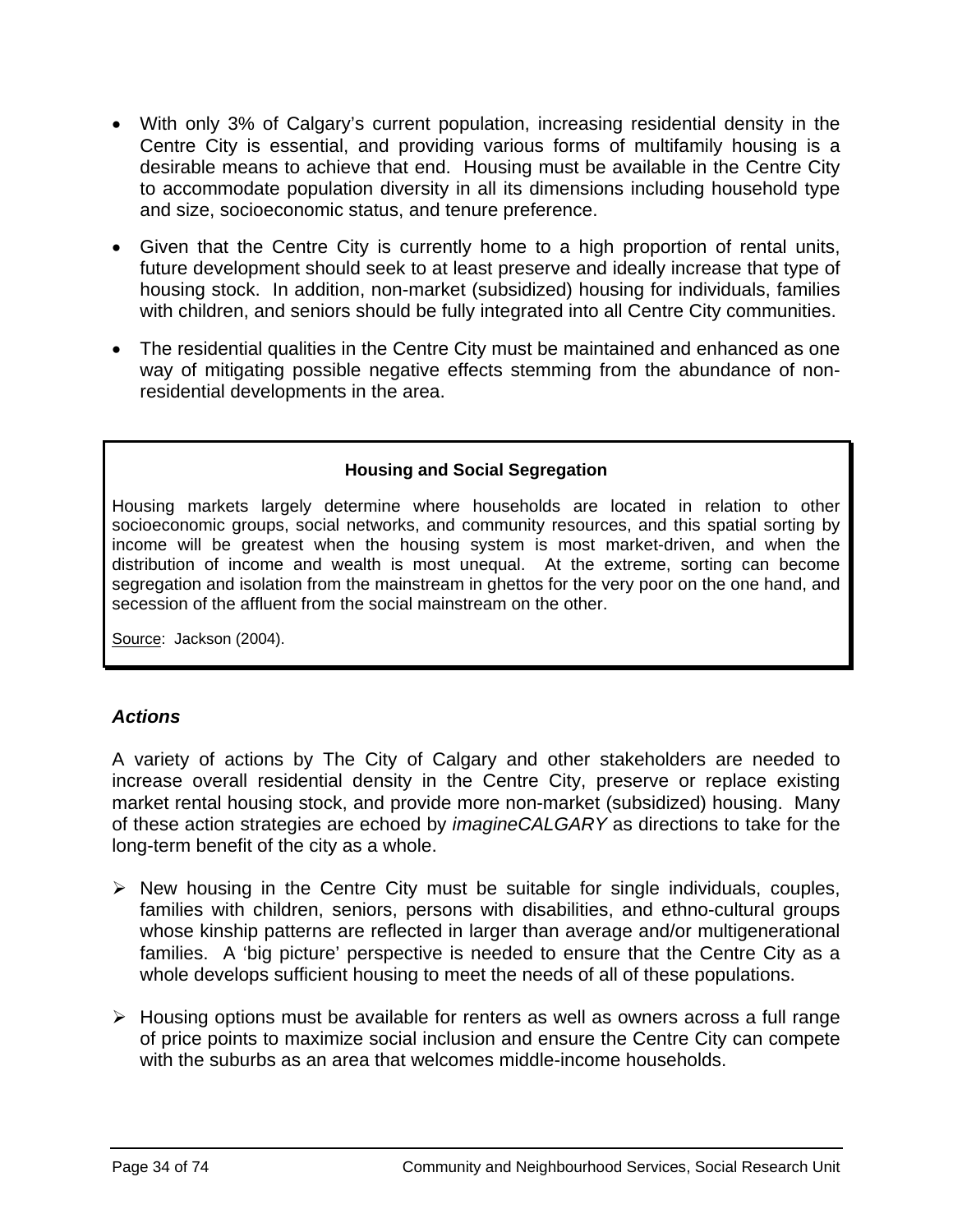- With only 3% of Calgary's current population, increasing residential density in the Centre City is essential, and providing various forms of multifamily housing is a desirable means to achieve that end. Housing must be available in the Centre City to accommodate population diversity in all its dimensions including household type and size, socioeconomic status, and tenure preference.
- Given that the Centre City is currently home to a high proportion of rental units, future development should seek to at least preserve and ideally increase that type of housing stock. In addition, non-market (subsidized) housing for individuals, families with children, and seniors should be fully integrated into all Centre City communities.
- The residential qualities in the Centre City must be maintained and enhanced as one way of mitigating possible negative effects stemming from the abundance of non-residential developments in the area.

> **Housing and Social Segregation**
>
> Housing markets largely determine where households are located in relation to other socioeconomic groups, social networks, and community resources, and this spatial sorting by income will be greatest when the housing system is most market-driven, and when the distribution of income and wealth is most unequal. At the extreme, sorting can become segregation and isolation from the mainstream in ghettos for the very poor on the one hand, and secession of the affluent from the social mainstream on the other.
>
> Source: Jackson (2004).

### *Actions*

A variety of actions by The City of Calgary and other stakeholders are needed to increase overall residential density in the Centre City, preserve or replace existing market rental housing stock, and provide more non-market (subsidized) housing. Many of these action strategies are echoed by *imagineCALGARY* as directions to take for the long-term benefit of the city as a whole.

- New housing in the Centre City must be suitable for single individuals, couples, families with children, seniors, persons with disabilities, and ethno-cultural groups whose kinship patterns are reflected in larger than average and/or multigenerational families. A 'big picture' perspective is needed to ensure that the Centre City as a whole develops sufficient housing to meet the needs of all of these populations.
- Housing options must be available for renters as well as owners across a full range of price points to maximize social inclusion and ensure the Centre City can compete with the suburbs as an area that welcomes middle-income households.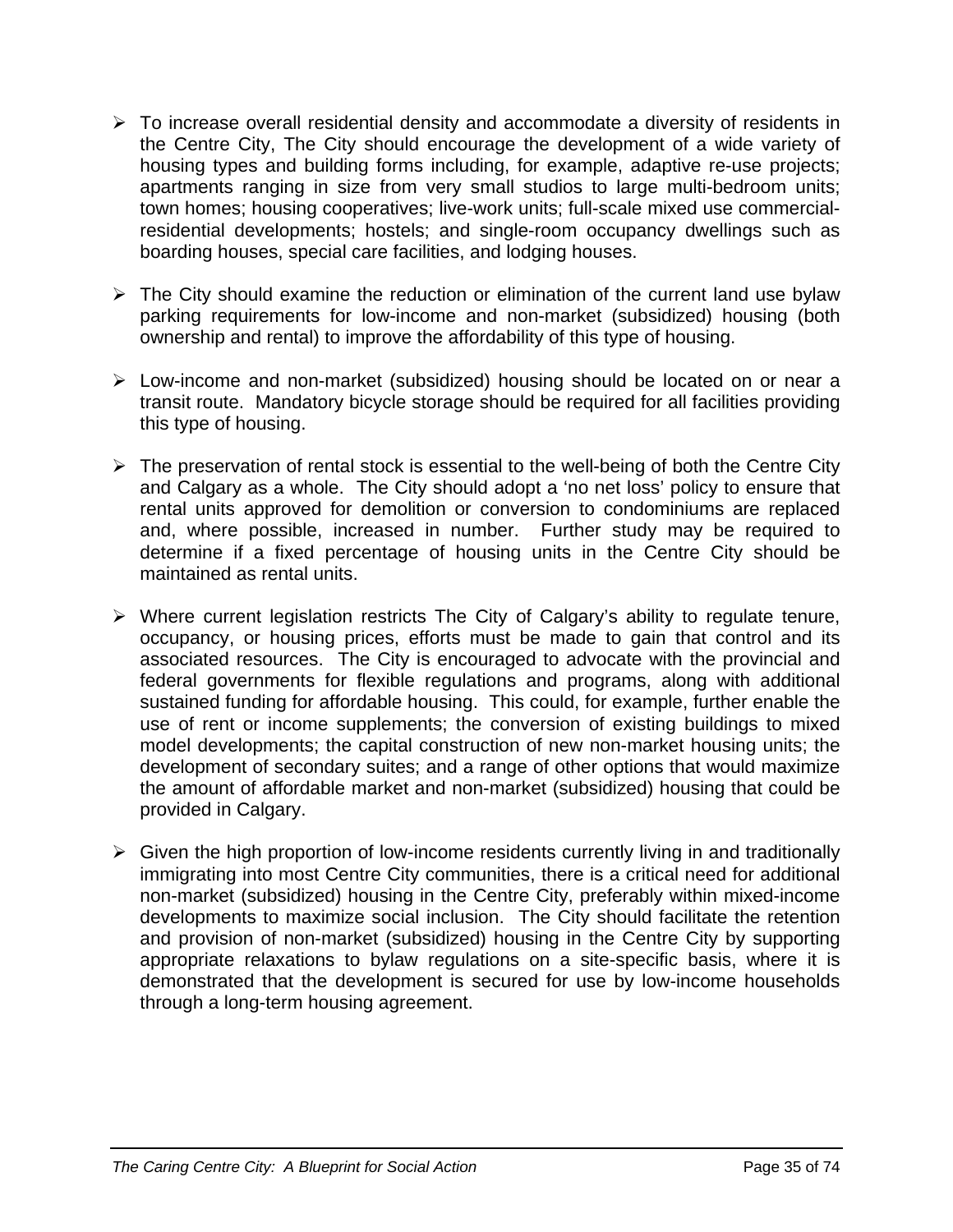- To increase overall residential density and accommodate a diversity of residents in the Centre City, The City should encourage the development of a wide variety of housing types and building forms including, for example, adaptive re-use projects; apartments ranging in size from very small studios to large multi-bedroom units; town homes; housing cooperatives; live-work units; full-scale mixed use commercial-residential developments; hostels; and single-room occupancy dwellings such as boarding houses, special care facilities, and lodging houses.

- The City should examine the reduction or elimination of the current land use bylaw parking requirements for low-income and non-market (subsidized) housing (both ownership and rental) to improve the affordability of this type of housing.

- Low-income and non-market (subsidized) housing should be located on or near a transit route. Mandatory bicycle storage should be required for all facilities providing this type of housing.

- The preservation of rental stock is essential to the well-being of both the Centre City and Calgary as a whole. The City should adopt a 'no net loss' policy to ensure that rental units approved for demolition or conversion to condominiums are replaced and, where possible, increased in number. Further study may be required to determine if a fixed percentage of housing units in the Centre City should be maintained as rental units.

- Where current legislation restricts The City of Calgary's ability to regulate tenure, occupancy, or housing prices, efforts must be made to gain that control and its associated resources. The City is encouraged to advocate with the provincial and federal governments for flexible regulations and programs, along with additional sustained funding for affordable housing. This could, for example, further enable the use of rent or income supplements; the conversion of existing buildings to mixed model developments; the capital construction of new non-market housing units; the development of secondary suites; and a range of other options that would maximize the amount of affordable market and non-market (subsidized) housing that could be provided in Calgary.

- Given the high proportion of low-income residents currently living in and traditionally immigrating into most Centre City communities, there is a critical need for additional non-market (subsidized) housing in the Centre City, preferably within mixed-income developments to maximize social inclusion. The City should facilitate the retention and provision of non-market (subsidized) housing in the Centre City by supporting appropriate relaxations to bylaw regulations on a site-specific basis, where it is demonstrated that the development is secured for use by low-income households through a long-term housing agreement.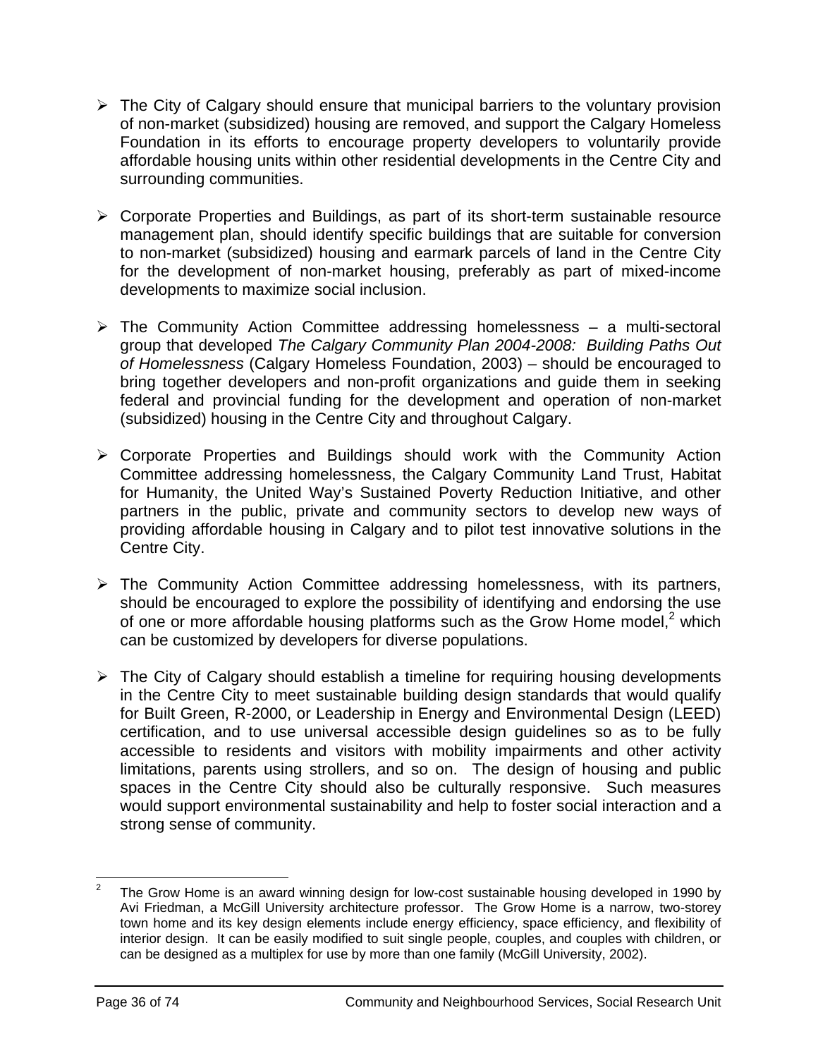- The City of Calgary should ensure that municipal barriers to the voluntary provision of non-market (subsidized) housing are removed, and support the Calgary Homeless Foundation in its efforts to encourage property developers to voluntarily provide affordable housing units within other residential developments in the Centre City and surrounding communities.

- Corporate Properties and Buildings, as part of its short-term sustainable resource management plan, should identify specific buildings that are suitable for conversion to non-market (subsidized) housing and earmark parcels of land in the Centre City for the development of non-market housing, preferably as part of mixed-income developments to maximize social inclusion.

- The Community Action Committee addressing homelessness – a multi-sectoral group that developed *The Calgary Community Plan 2004-2008: Building Paths Out of Homelessness* (Calgary Homeless Foundation, 2003) – should be encouraged to bring together developers and non-profit organizations and guide them in seeking federal and provincial funding for the development and operation of non-market (subsidized) housing in the Centre City and throughout Calgary.

- Corporate Properties and Buildings should work with the Community Action Committee addressing homelessness, the Calgary Community Land Trust, Habitat for Humanity, the United Way's Sustained Poverty Reduction Initiative, and other partners in the public, private and community sectors to develop new ways of providing affordable housing in Calgary and to pilot test innovative solutions in the Centre City.

- The Community Action Committee addressing homelessness, with its partners, should be encouraged to explore the possibility of identifying and endorsing the use of one or more affordable housing platforms such as the Grow Home model,[2] which can be customized by developers for diverse populations.

- The City of Calgary should establish a timeline for requiring housing developments in the Centre City to meet sustainable building design standards that would qualify for Built Green, R-2000, or Leadership in Energy and Environmental Design (LEED) certification, and to use universal accessible design guidelines so as to be fully accessible to residents and visitors with mobility impairments and other activity limitations, parents using strollers, and so on. The design of housing and public spaces in the Centre City should also be culturally responsive. Such measures would support environmental sustainability and help to foster social interaction and a strong sense of community.

---

[2] The Grow Home is an award winning design for low-cost sustainable housing developed in 1990 by Avi Friedman, a McGill University architecture professor. The Grow Home is a narrow, two-storey town home and its key design elements include energy efficiency, space efficiency, and flexibility of interior design. It can be easily modified to suit single people, couples, and couples with children, or can be designed as a multiplex for use by more than one family (McGill University, 2002).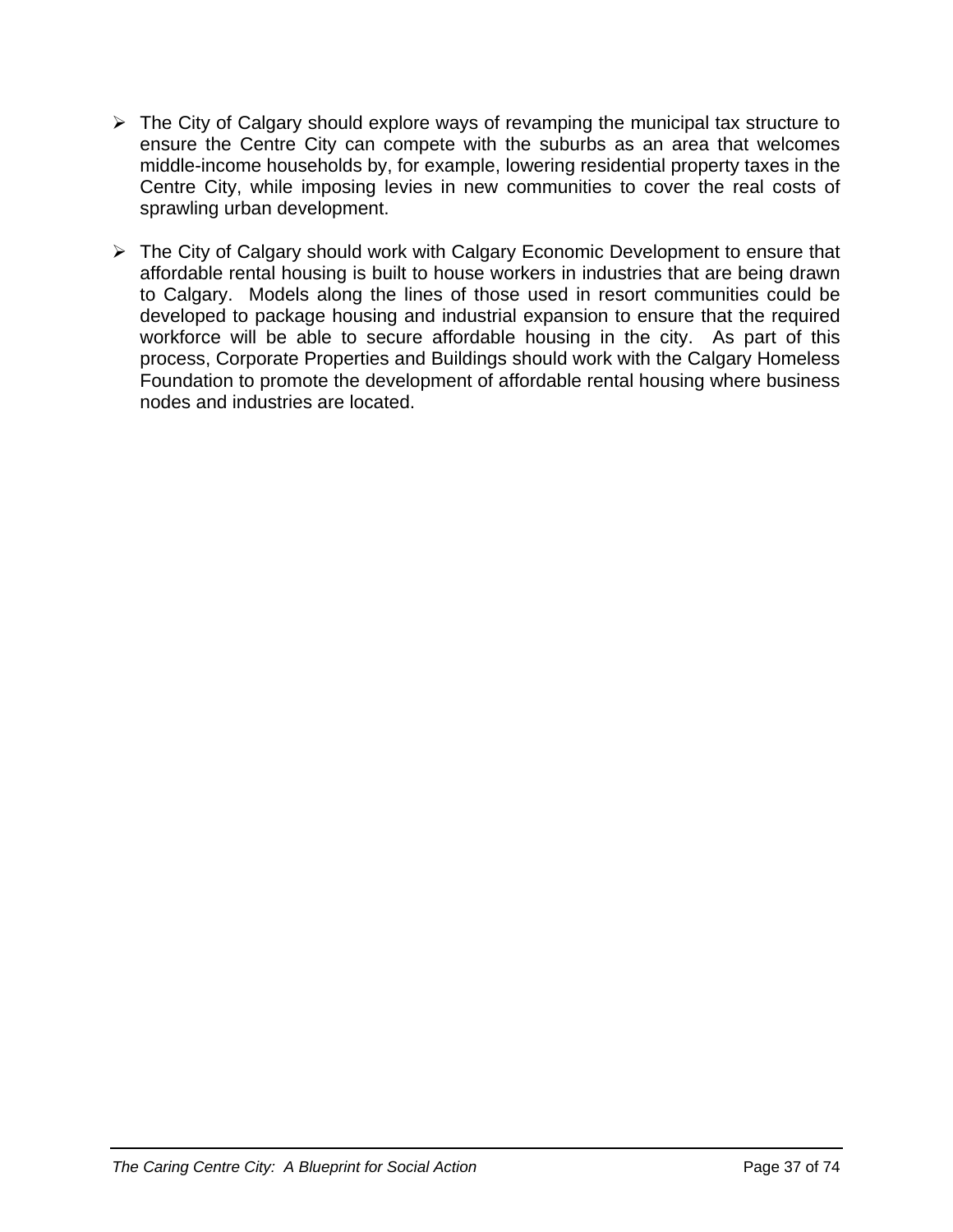- The City of Calgary should explore ways of revamping the municipal tax structure to ensure the Centre City can compete with the suburbs as an area that welcomes middle-income households by, for example, lowering residential property taxes in the Centre City, while imposing levies in new communities to cover the real costs of sprawling urban development.

- The City of Calgary should work with Calgary Economic Development to ensure that affordable rental housing is built to house workers in industries that are being drawn to Calgary. Models along the lines of those used in resort communities could be developed to package housing and industrial expansion to ensure that the required workforce will be able to secure affordable housing in the city. As part of this process, Corporate Properties and Buildings should work with the Calgary Homeless Foundation to promote the development of affordable rental housing where business nodes and industries are located.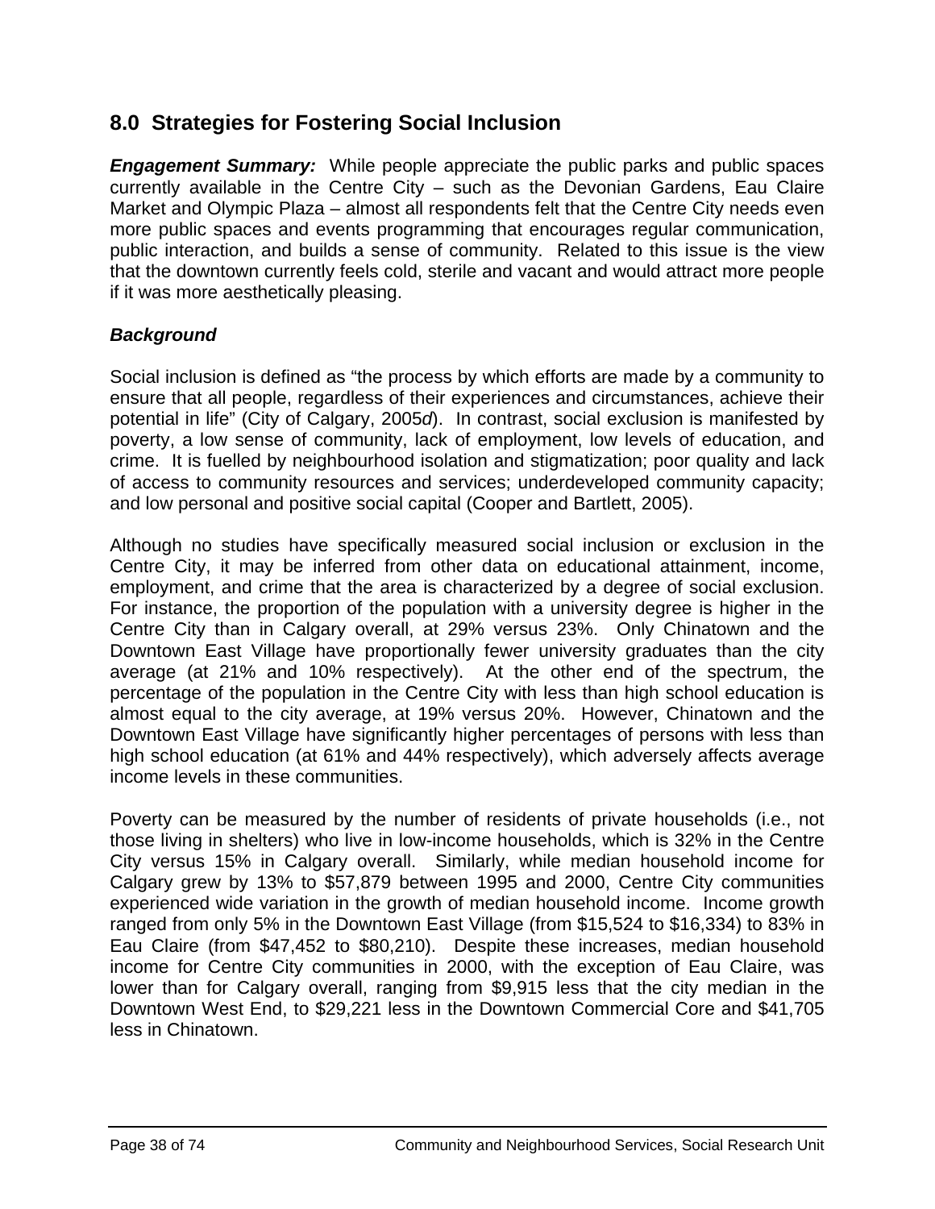## 8.0 Strategies for Fostering Social Inclusion

***Engagement Summary:*** While people appreciate the public parks and public spaces currently available in the Centre City – such as the Devonian Gardens, Eau Claire Market and Olympic Plaza – almost all respondents felt that the Centre City needs even more public spaces and events programming that encourages regular communication, public interaction, and builds a sense of community. Related to this issue is the view that the downtown currently feels cold, sterile and vacant and would attract more people if it was more aesthetically pleasing.

***Background***

Social inclusion is defined as "the process by which efforts are made by a community to ensure that all people, regardless of their experiences and circumstances, achieve their potential in life" (City of Calgary, 2005*d*). In contrast, social exclusion is manifested by poverty, a low sense of community, lack of employment, low levels of education, and crime. It is fuelled by neighbourhood isolation and stigmatization; poor quality and lack of access to community resources and services; underdeveloped community capacity; and low personal and positive social capital (Cooper and Bartlett, 2005).

Although no studies have specifically measured social inclusion or exclusion in the Centre City, it may be inferred from other data on educational attainment, income, employment, and crime that the area is characterized by a degree of social exclusion. For instance, the proportion of the population with a university degree is higher in the Centre City than in Calgary overall, at 29% versus 23%. Only Chinatown and the Downtown East Village have proportionally fewer university graduates than the city average (at 21% and 10% respectively). At the other end of the spectrum, the percentage of the population in the Centre City with less than high school education is almost equal to the city average, at 19% versus 20%. However, Chinatown and the Downtown East Village have significantly higher percentages of persons with less than high school education (at 61% and 44% respectively), which adversely affects average income levels in these communities.

Poverty can be measured by the number of residents of private households (i.e., not those living in shelters) who live in low-income households, which is 32% in the Centre City versus 15% in Calgary overall. Similarly, while median household income for Calgary grew by 13% to $57,879 between 1995 and 2000, Centre City communities experienced wide variation in the growth of median household income. Income growth ranged from only 5% in the Downtown East Village (from $15,524 to $16,334) to 83% in Eau Claire (from $47,452 to $80,210). Despite these increases, median household income for Centre City communities in 2000, with the exception of Eau Claire, was lower than for Calgary overall, ranging from $9,915 less that the city median in the Downtown West End, to $29,221 less in the Downtown Commercial Core and $41,705 less in Chinatown.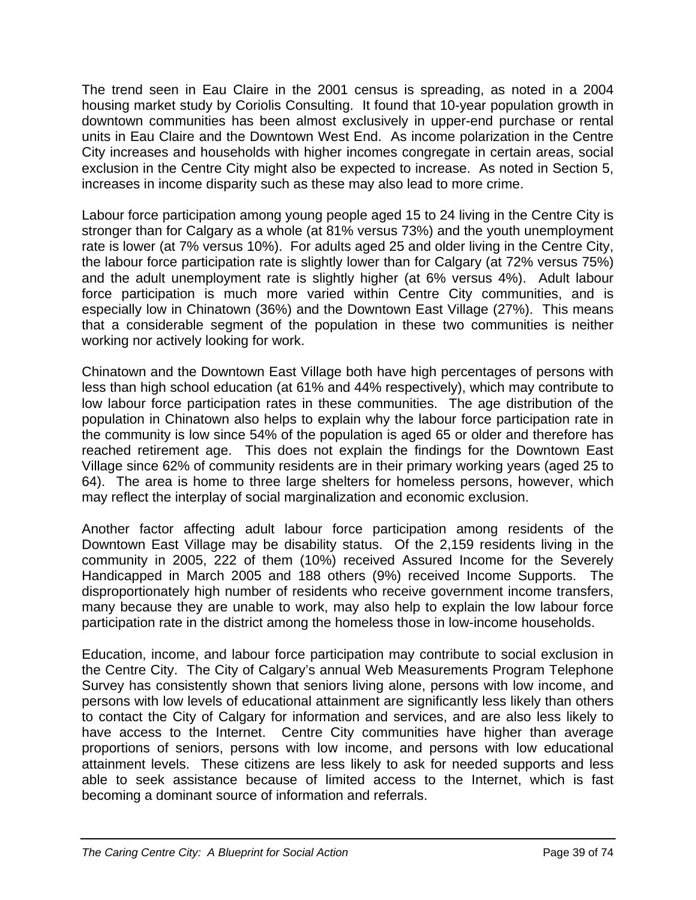The trend seen in Eau Claire in the 2001 census is spreading, as noted in a 2004 housing market study by Coriolis Consulting. It found that 10-year population growth in downtown communities has been almost exclusively in upper-end purchase or rental units in Eau Claire and the Downtown West End. As income polarization in the Centre City increases and households with higher incomes congregate in certain areas, social exclusion in the Centre City might also be expected to increase. As noted in Section 5, increases in income disparity such as these may also lead to more crime.

Labour force participation among young people aged 15 to 24 living in the Centre City is stronger than for Calgary as a whole (at 81% versus 73%) and the youth unemployment rate is lower (at 7% versus 10%). For adults aged 25 and older living in the Centre City, the labour force participation rate is slightly lower than for Calgary (at 72% versus 75%) and the adult unemployment rate is slightly higher (at 6% versus 4%). Adult labour force participation is much more varied within Centre City communities, and is especially low in Chinatown (36%) and the Downtown East Village (27%). This means that a considerable segment of the population in these two communities is neither working nor actively looking for work.

Chinatown and the Downtown East Village both have high percentages of persons with less than high school education (at 61% and 44% respectively), which may contribute to low labour force participation rates in these communities. The age distribution of the population in Chinatown also helps to explain why the labour force participation rate in the community is low since 54% of the population is aged 65 or older and therefore has reached retirement age. This does not explain the findings for the Downtown East Village since 62% of community residents are in their primary working years (aged 25 to 64). The area is home to three large shelters for homeless persons, however, which may reflect the interplay of social marginalization and economic exclusion.

Another factor affecting adult labour force participation among residents of the Downtown East Village may be disability status. Of the 2,159 residents living in the community in 2005, 222 of them (10%) received Assured Income for the Severely Handicapped in March 2005 and 188 others (9%) received Income Supports. The disproportionately high number of residents who receive government income transfers, many because they are unable to work, may also help to explain the low labour force participation rate in the district among the homeless those in low-income households.

Education, income, and labour force participation may contribute to social exclusion in the Centre City. The City of Calgary's annual Web Measurements Program Telephone Survey has consistently shown that seniors living alone, persons with low income, and persons with low levels of educational attainment are significantly less likely than others to contact the City of Calgary for information and services, and are also less likely to have access to the Internet. Centre City communities have higher than average proportions of seniors, persons with low income, and persons with low educational attainment levels. These citizens are less likely to ask for needed supports and less able to seek assistance because of limited access to the Internet, which is fast becoming a dominant source of information and referrals.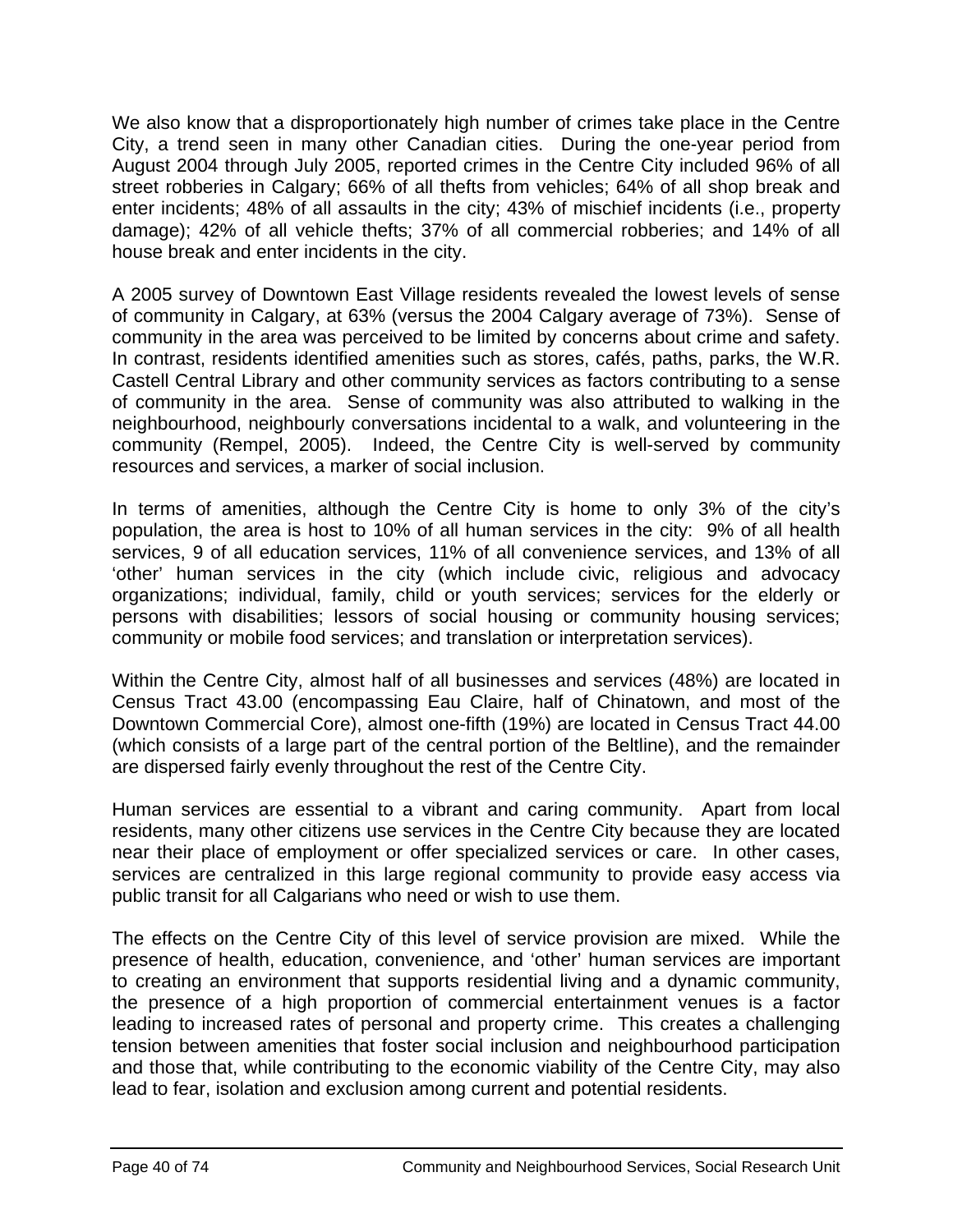We also know that a disproportionately high number of crimes take place in the Centre City, a trend seen in many other Canadian cities. During the one-year period from August 2004 through July 2005, reported crimes in the Centre City included 96% of all street robberies in Calgary; 66% of all thefts from vehicles; 64% of all shop break and enter incidents; 48% of all assaults in the city; 43% of mischief incidents (i.e., property damage); 42% of all vehicle thefts; 37% of all commercial robberies; and 14% of all house break and enter incidents in the city.

A 2005 survey of Downtown East Village residents revealed the lowest levels of sense of community in Calgary, at 63% (versus the 2004 Calgary average of 73%). Sense of community in the area was perceived to be limited by concerns about crime and safety. In contrast, residents identified amenities such as stores, cafés, paths, parks, the W.R. Castell Central Library and other community services as factors contributing to a sense of community in the area. Sense of community was also attributed to walking in the neighbourhood, neighbourly conversations incidental to a walk, and volunteering in the community (Rempel, 2005). Indeed, the Centre City is well-served by community resources and services, a marker of social inclusion.

In terms of amenities, although the Centre City is home to only 3% of the city's population, the area is host to 10% of all human services in the city: 9% of all health services, 9 of all education services, 11% of all convenience services, and 13% of all 'other' human services in the city (which include civic, religious and advocacy organizations; individual, family, child or youth services; services for the elderly or persons with disabilities; lessors of social housing or community housing services; community or mobile food services; and translation or interpretation services).

Within the Centre City, almost half of all businesses and services (48%) are located in Census Tract 43.00 (encompassing Eau Claire, half of Chinatown, and most of the Downtown Commercial Core), almost one-fifth (19%) are located in Census Tract 44.00 (which consists of a large part of the central portion of the Beltline), and the remainder are dispersed fairly evenly throughout the rest of the Centre City.

Human services are essential to a vibrant and caring community. Apart from local residents, many other citizens use services in the Centre City because they are located near their place of employment or offer specialized services or care. In other cases, services are centralized in this large regional community to provide easy access via public transit for all Calgarians who need or wish to use them.

The effects on the Centre City of this level of service provision are mixed. While the presence of health, education, convenience, and 'other' human services are important to creating an environment that supports residential living and a dynamic community, the presence of a high proportion of commercial entertainment venues is a factor leading to increased rates of personal and property crime. This creates a challenging tension between amenities that foster social inclusion and neighbourhood participation and those that, while contributing to the economic viability of the Centre City, may also lead to fear, isolation and exclusion among current and potential residents.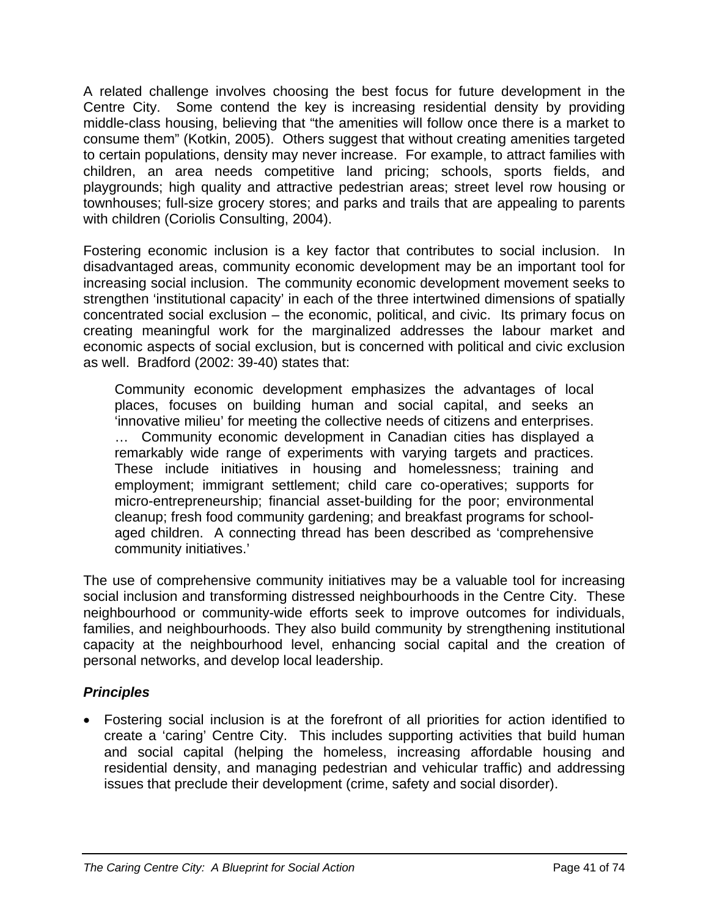A related challenge involves choosing the best focus for future development in the Centre City. Some contend the key is increasing residential density by providing middle-class housing, believing that "the amenities will follow once there is a market to consume them" (Kotkin, 2005). Others suggest that without creating amenities targeted to certain populations, density may never increase. For example, to attract families with children, an area needs competitive land pricing; schools, sports fields, and playgrounds; high quality and attractive pedestrian areas; street level row housing or townhouses; full-size grocery stores; and parks and trails that are appealing to parents with children (Coriolis Consulting, 2004).

Fostering economic inclusion is a key factor that contributes to social inclusion. In disadvantaged areas, community economic development may be an important tool for increasing social inclusion. The community economic development movement seeks to strengthen 'institutional capacity' in each of the three intertwined dimensions of spatially concentrated social exclusion – the economic, political, and civic. Its primary focus on creating meaningful work for the marginalized addresses the labour market and economic aspects of social exclusion, but is concerned with political and civic exclusion as well. Bradford (2002: 39-40) states that:

> Community economic development emphasizes the advantages of local places, focuses on building human and social capital, and seeks an 'innovative milieu' for meeting the collective needs of citizens and enterprises. … Community economic development in Canadian cities has displayed a remarkably wide range of experiments with varying targets and practices. These include initiatives in housing and homelessness; training and employment; immigrant settlement; child care co-operatives; supports for micro-entrepreneurship; financial asset-building for the poor; environmental cleanup; fresh food community gardening; and breakfast programs for school-aged children. A connecting thread has been described as 'comprehensive community initiatives.'

The use of comprehensive community initiatives may be a valuable tool for increasing social inclusion and transforming distressed neighbourhoods in the Centre City. These neighbourhood or community-wide efforts seek to improve outcomes for individuals, families, and neighbourhoods. They also build community by strengthening institutional capacity at the neighbourhood level, enhancing social capital and the creation of personal networks, and develop local leadership.

### *Principles*

- Fostering social inclusion is at the forefront of all priorities for action identified to create a 'caring' Centre City. This includes supporting activities that build human and social capital (helping the homeless, increasing affordable housing and residential density, and managing pedestrian and vehicular traffic) and addressing issues that preclude their development (crime, safety and social disorder).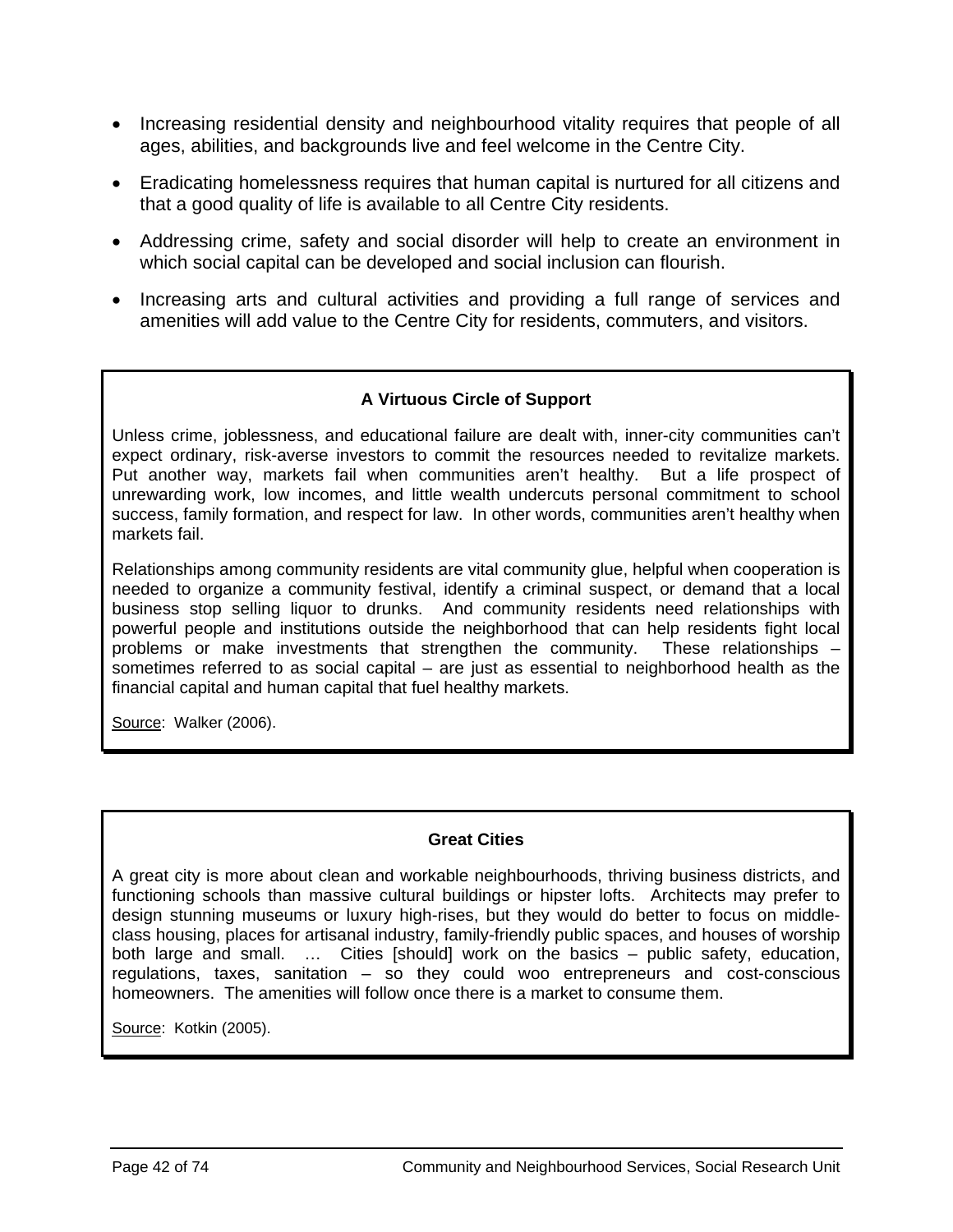- Increasing residential density and neighbourhood vitality requires that people of all ages, abilities, and backgrounds live and feel welcome in the Centre City.
- Eradicating homelessness requires that human capital is nurtured for all citizens and that a good quality of life is available to all Centre City residents.
- Addressing crime, safety and social disorder will help to create an environment in which social capital can be developed and social inclusion can flourish.
- Increasing arts and cultural activities and providing a full range of services and amenities will add value to the Centre City for residents, commuters, and visitors.

**A Virtuous Circle of Support**

Unless crime, joblessness, and educational failure are dealt with, inner-city communities can't expect ordinary, risk-averse investors to commit the resources needed to revitalize markets. Put another way, markets fail when communities aren't healthy. But a life prospect of unrewarding work, low incomes, and little wealth undercuts personal commitment to school success, family formation, and respect for law. In other words, communities aren't healthy when markets fail.

Relationships among community residents are vital community glue, helpful when cooperation is needed to organize a community festival, identify a criminal suspect, or demand that a local business stop selling liquor to drunks. And community residents need relationships with powerful people and institutions outside the neighborhood that can help residents fight local problems or make investments that strengthen the community. These relationships – sometimes referred to as social capital – are just as essential to neighborhood health as the financial capital and human capital that fuel healthy markets.

Source: Walker (2006).

**Great Cities**

A great city is more about clean and workable neighbourhoods, thriving business districts, and functioning schools than massive cultural buildings or hipster lofts. Architects may prefer to design stunning museums or luxury high-rises, but they would do better to focus on middle-class housing, places for artisanal industry, family-friendly public spaces, and houses of worship both large and small. … Cities [should] work on the basics – public safety, education, regulations, taxes, sanitation – so they could woo entrepreneurs and cost-conscious homeowners. The amenities will follow once there is a market to consume them.

Source: Kotkin (2005).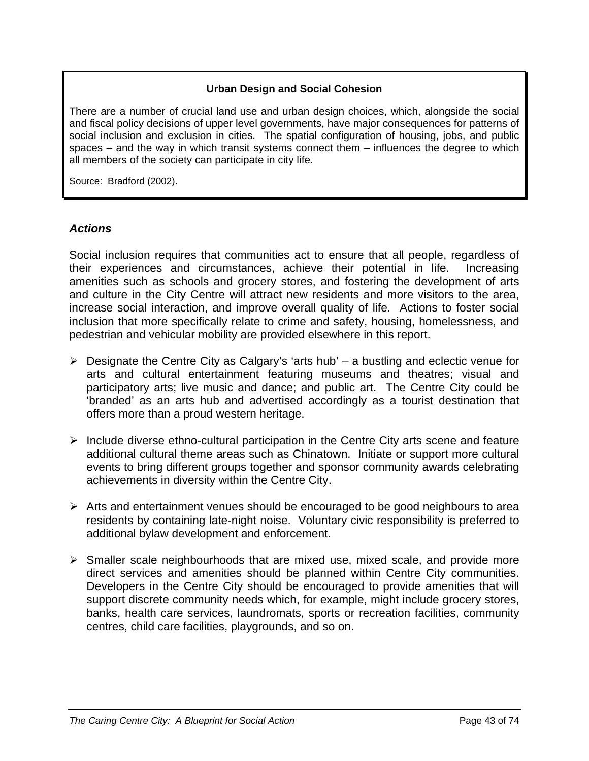**Urban Design and Social Cohesion**

There are a number of crucial land use and urban design choices, which, alongside the social and fiscal policy decisions of upper level governments, have major consequences for patterns of social inclusion and exclusion in cities. The spatial configuration of housing, jobs, and public spaces – and the way in which transit systems connect them – influences the degree to which all members of the society can participate in city life.

Source: Bradford (2002).

### *Actions*

Social inclusion requires that communities act to ensure that all people, regardless of their experiences and circumstances, achieve their potential in life. Increasing amenities such as schools and grocery stores, and fostering the development of arts and culture in the City Centre will attract new residents and more visitors to the area, increase social interaction, and improve overall quality of life. Actions to foster social inclusion that more specifically relate to crime and safety, housing, homelessness, and pedestrian and vehicular mobility are provided elsewhere in this report.

- Designate the Centre City as Calgary's 'arts hub' – a bustling and eclectic venue for arts and cultural entertainment featuring museums and theatres; visual and participatory arts; live music and dance; and public art. The Centre City could be 'branded' as an arts hub and advertised accordingly as a tourist destination that offers more than a proud western heritage.

- Include diverse ethno-cultural participation in the Centre City arts scene and feature additional cultural theme areas such as Chinatown. Initiate or support more cultural events to bring different groups together and sponsor community awards celebrating achievements in diversity within the Centre City.

- Arts and entertainment venues should be encouraged to be good neighbours to area residents by containing late-night noise. Voluntary civic responsibility is preferred to additional bylaw development and enforcement.

- Smaller scale neighbourhoods that are mixed use, mixed scale, and provide more direct services and amenities should be planned within Centre City communities. Developers in the Centre City should be encouraged to provide amenities that will support discrete community needs which, for example, might include grocery stores, banks, health care services, laundromats, sports or recreation facilities, community centres, child care facilities, playgrounds, and so on.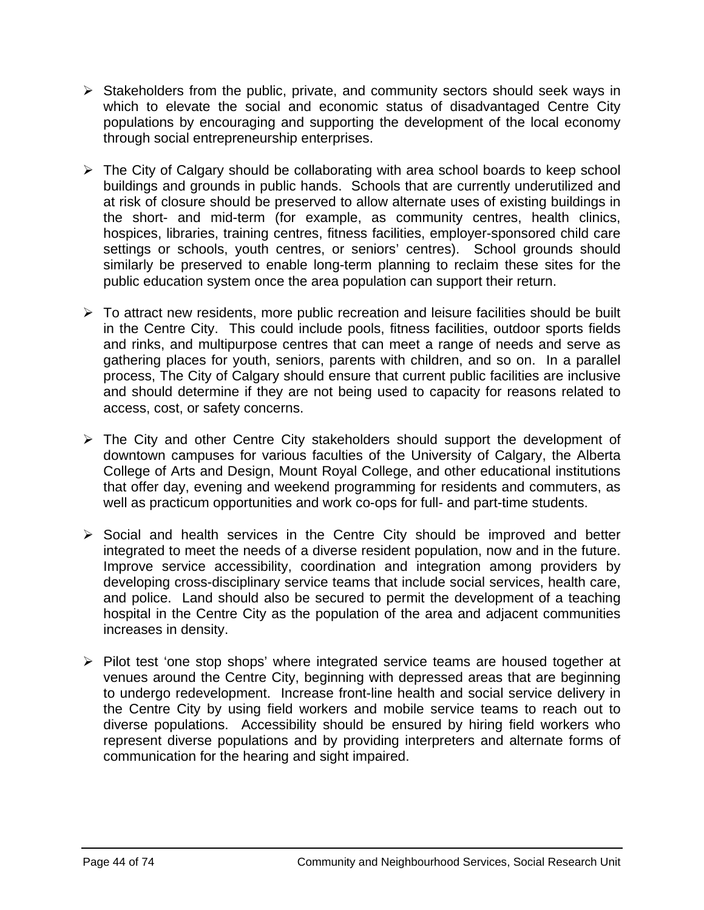- Stakeholders from the public, private, and community sectors should seek ways in which to elevate the social and economic status of disadvantaged Centre City populations by encouraging and supporting the development of the local economy through social entrepreneurship enterprises.

- The City of Calgary should be collaborating with area school boards to keep school buildings and grounds in public hands. Schools that are currently underutilized and at risk of closure should be preserved to allow alternate uses of existing buildings in the short- and mid-term (for example, as community centres, health clinics, hospices, libraries, training centres, fitness facilities, employer-sponsored child care settings or schools, youth centres, or seniors' centres). School grounds should similarly be preserved to enable long-term planning to reclaim these sites for the public education system once the area population can support their return.

- To attract new residents, more public recreation and leisure facilities should be built in the Centre City. This could include pools, fitness facilities, outdoor sports fields and rinks, and multipurpose centres that can meet a range of needs and serve as gathering places for youth, seniors, parents with children, and so on. In a parallel process, The City of Calgary should ensure that current public facilities are inclusive and should determine if they are not being used to capacity for reasons related to access, cost, or safety concerns.

- The City and other Centre City stakeholders should support the development of downtown campuses for various faculties of the University of Calgary, the Alberta College of Arts and Design, Mount Royal College, and other educational institutions that offer day, evening and weekend programming for residents and commuters, as well as practicum opportunities and work co-ops for full- and part-time students.

- Social and health services in the Centre City should be improved and better integrated to meet the needs of a diverse resident population, now and in the future. Improve service accessibility, coordination and integration among providers by developing cross-disciplinary service teams that include social services, health care, and police. Land should also be secured to permit the development of a teaching hospital in the Centre City as the population of the area and adjacent communities increases in density.

- Pilot test 'one stop shops' where integrated service teams are housed together at venues around the Centre City, beginning with depressed areas that are beginning to undergo redevelopment. Increase front-line health and social service delivery in the Centre City by using field workers and mobile service teams to reach out to diverse populations. Accessibility should be ensured by hiring field workers who represent diverse populations and by providing interpreters and alternate forms of communication for the hearing and sight impaired.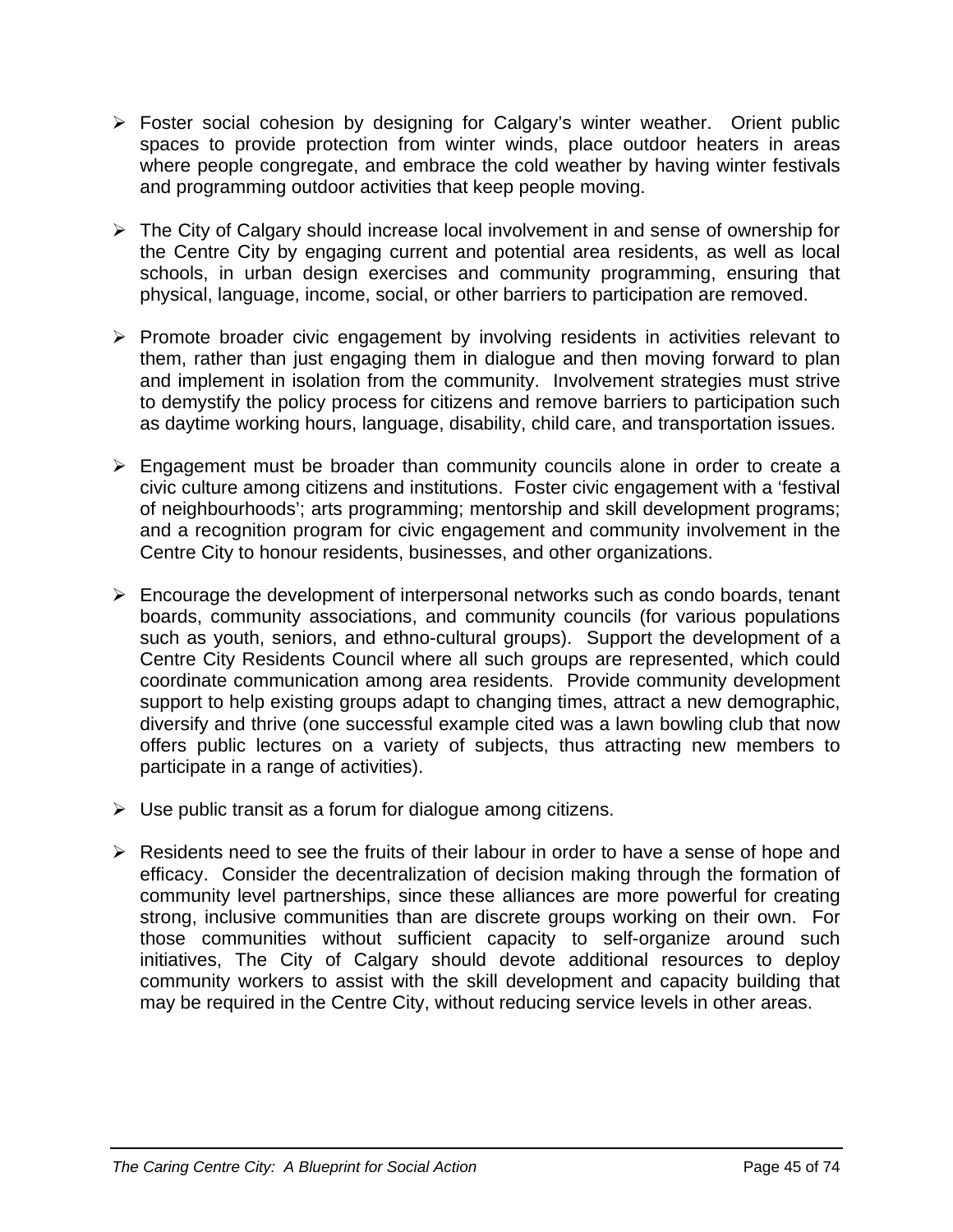- Foster social cohesion by designing for Calgary's winter weather. Orient public spaces to provide protection from winter winds, place outdoor heaters in areas where people congregate, and embrace the cold weather by having winter festivals and programming outdoor activities that keep people moving.

- The City of Calgary should increase local involvement in and sense of ownership for the Centre City by engaging current and potential area residents, as well as local schools, in urban design exercises and community programming, ensuring that physical, language, income, social, or other barriers to participation are removed.

- Promote broader civic engagement by involving residents in activities relevant to them, rather than just engaging them in dialogue and then moving forward to plan and implement in isolation from the community. Involvement strategies must strive to demystify the policy process for citizens and remove barriers to participation such as daytime working hours, language, disability, child care, and transportation issues.

- Engagement must be broader than community councils alone in order to create a civic culture among citizens and institutions. Foster civic engagement with a 'festival of neighbourhoods'; arts programming; mentorship and skill development programs; and a recognition program for civic engagement and community involvement in the Centre City to honour residents, businesses, and other organizations.

- Encourage the development of interpersonal networks such as condo boards, tenant boards, community associations, and community councils (for various populations such as youth, seniors, and ethno-cultural groups). Support the development of a Centre City Residents Council where all such groups are represented, which could coordinate communication among area residents. Provide community development support to help existing groups adapt to changing times, attract a new demographic, diversify and thrive (one successful example cited was a lawn bowling club that now offers public lectures on a variety of subjects, thus attracting new members to participate in a range of activities).

- Use public transit as a forum for dialogue among citizens.

- Residents need to see the fruits of their labour in order to have a sense of hope and efficacy. Consider the decentralization of decision making through the formation of community level partnerships, since these alliances are more powerful for creating strong, inclusive communities than are discrete groups working on their own. For those communities without sufficient capacity to self-organize around such initiatives, The City of Calgary should devote additional resources to deploy community workers to assist with the skill development and capacity building that may be required in the Centre City, without reducing service levels in other areas.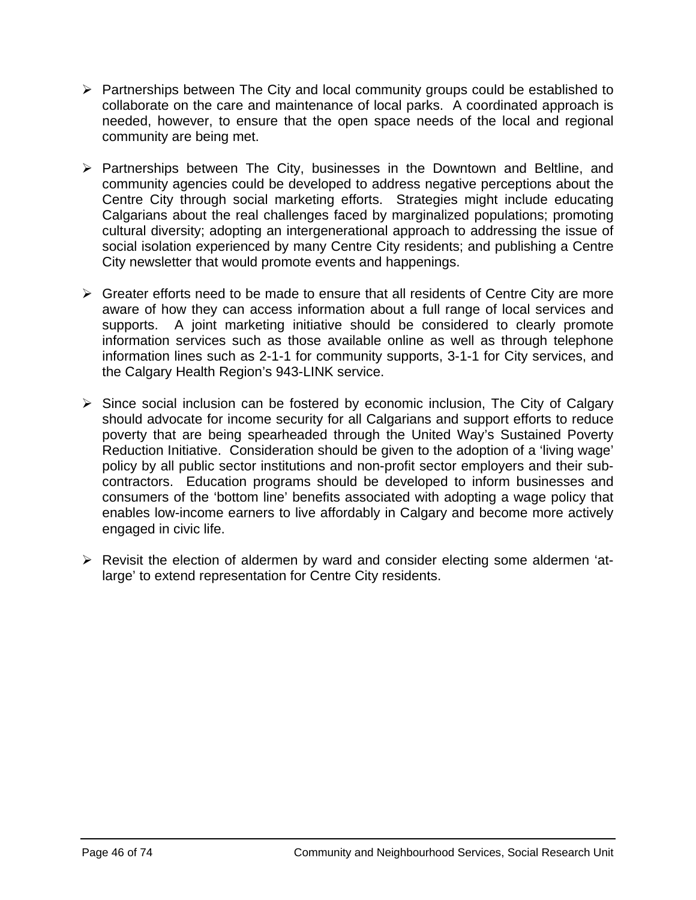- Partnerships between The City and local community groups could be established to collaborate on the care and maintenance of local parks. A coordinated approach is needed, however, to ensure that the open space needs of the local and regional community are being met.

- Partnerships between The City, businesses in the Downtown and Beltline, and community agencies could be developed to address negative perceptions about the Centre City through social marketing efforts. Strategies might include educating Calgarians about the real challenges faced by marginalized populations; promoting cultural diversity; adopting an intergenerational approach to addressing the issue of social isolation experienced by many Centre City residents; and publishing a Centre City newsletter that would promote events and happenings.

- Greater efforts need to be made to ensure that all residents of Centre City are more aware of how they can access information about a full range of local services and supports. A joint marketing initiative should be considered to clearly promote information services such as those available online as well as through telephone information lines such as 2-1-1 for community supports, 3-1-1 for City services, and the Calgary Health Region's 943-LINK service.

- Since social inclusion can be fostered by economic inclusion, The City of Calgary should advocate for income security for all Calgarians and support efforts to reduce poverty that are being spearheaded through the United Way's Sustained Poverty Reduction Initiative. Consideration should be given to the adoption of a 'living wage' policy by all public sector institutions and non-profit sector employers and their sub-contractors. Education programs should be developed to inform businesses and consumers of the 'bottom line' benefits associated with adopting a wage policy that enables low-income earners to live affordably in Calgary and become more actively engaged in civic life.

- Revisit the election of aldermen by ward and consider electing some aldermen 'at-large' to extend representation for Centre City residents.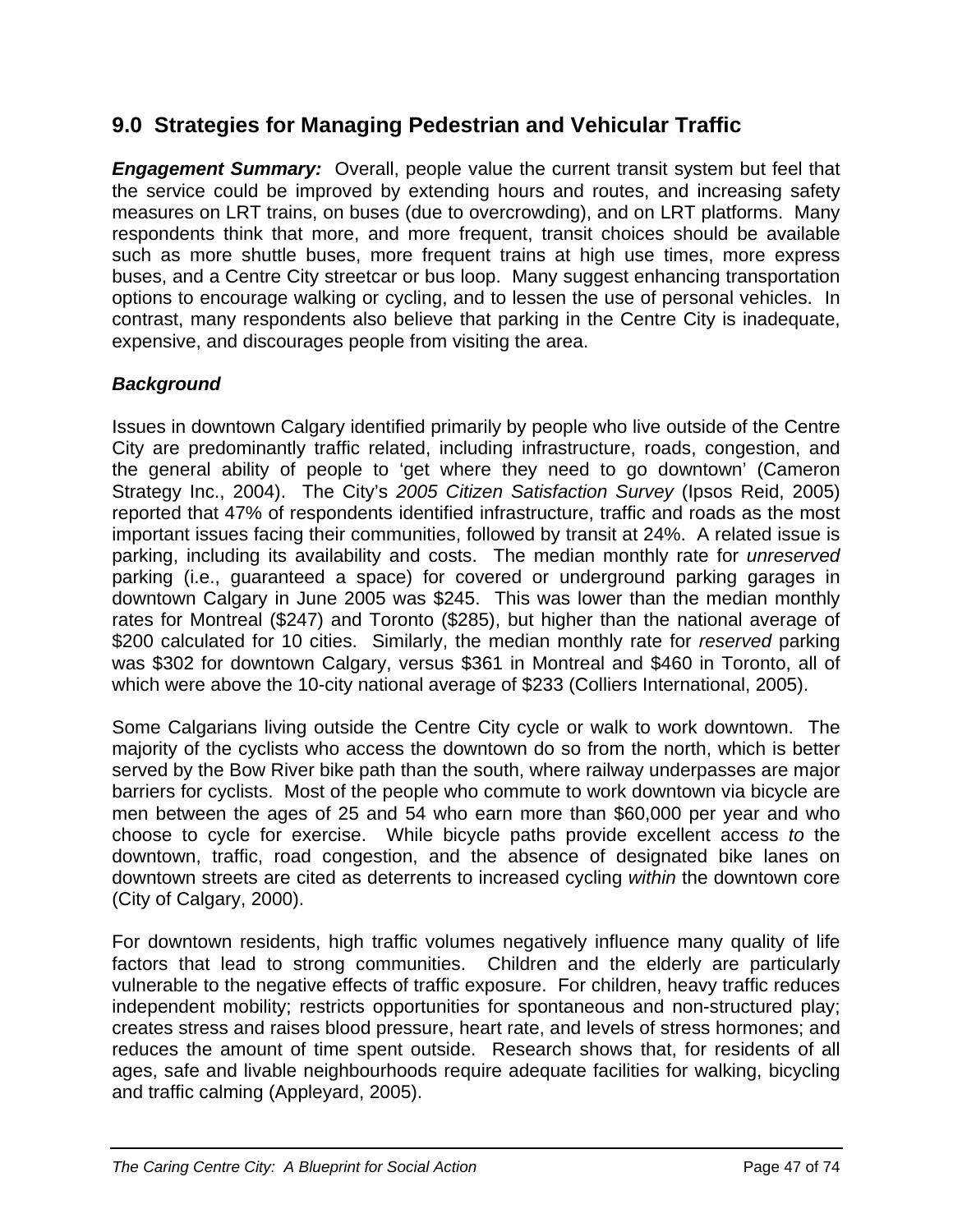## 9.0 Strategies for Managing Pedestrian and Vehicular Traffic

***Engagement Summary:*** Overall, people value the current transit system but feel that the service could be improved by extending hours and routes, and increasing safety measures on LRT trains, on buses (due to overcrowding), and on LRT platforms. Many respondents think that more, and more frequent, transit choices should be available such as more shuttle buses, more frequent trains at high use times, more express buses, and a Centre City streetcar or bus loop. Many suggest enhancing transportation options to encourage walking or cycling, and to lessen the use of personal vehicles. In contrast, many respondents also believe that parking in the Centre City is inadequate, expensive, and discourages people from visiting the area.

### *Background*

Issues in downtown Calgary identified primarily by people who live outside of the Centre City are predominantly traffic related, including infrastructure, roads, congestion, and the general ability of people to 'get where they need to go downtown' (Cameron Strategy Inc., 2004). The City's *2005 Citizen Satisfaction Survey* (Ipsos Reid, 2005) reported that 47% of respondents identified infrastructure, traffic and roads as the most important issues facing their communities, followed by transit at 24%. A related issue is parking, including its availability and costs. The median monthly rate for *unreserved* parking (i.e., guaranteed a space) for covered or underground parking garages in downtown Calgary in June 2005 was $245. This was lower than the median monthly rates for Montreal ($247) and Toronto ($285), but higher than the national average of $200 calculated for 10 cities. Similarly, the median monthly rate for *reserved* parking was $302 for downtown Calgary, versus $361 in Montreal and $460 in Toronto, all of which were above the 10-city national average of $233 (Colliers International, 2005).

Some Calgarians living outside the Centre City cycle or walk to work downtown. The majority of the cyclists who access the downtown do so from the north, which is better served by the Bow River bike path than the south, where railway underpasses are major barriers for cyclists. Most of the people who commute to work downtown via bicycle are men between the ages of 25 and 54 who earn more than $60,000 per year and who choose to cycle for exercise. While bicycle paths provide excellent access *to* the downtown, traffic, road congestion, and the absence of designated bike lanes on downtown streets are cited as deterrents to increased cycling *within* the downtown core (City of Calgary, 2000).

For downtown residents, high traffic volumes negatively influence many quality of life factors that lead to strong communities. Children and the elderly are particularly vulnerable to the negative effects of traffic exposure. For children, heavy traffic reduces independent mobility; restricts opportunities for spontaneous and non-structured play; creates stress and raises blood pressure, heart rate, and levels of stress hormones; and reduces the amount of time spent outside. Research shows that, for residents of all ages, safe and livable neighbourhoods require adequate facilities for walking, bicycling and traffic calming (Appleyard, 2005).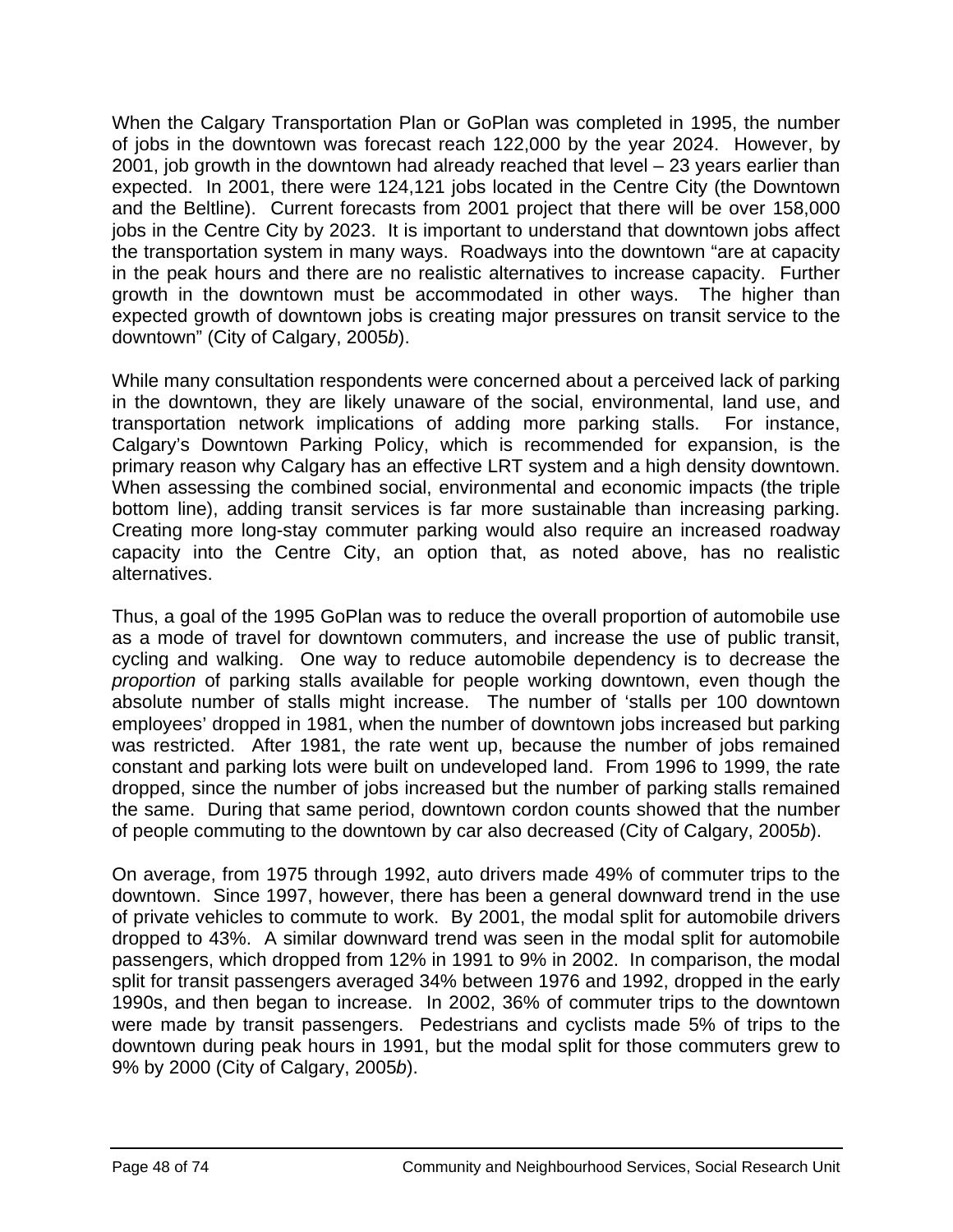When the Calgary Transportation Plan or GoPlan was completed in 1995, the number of jobs in the downtown was forecast reach 122,000 by the year 2024. However, by 2001, job growth in the downtown had already reached that level – 23 years earlier than expected. In 2001, there were 124,121 jobs located in the Centre City (the Downtown and the Beltline). Current forecasts from 2001 project that there will be over 158,000 jobs in the Centre City by 2023. It is important to understand that downtown jobs affect the transportation system in many ways. Roadways into the downtown "are at capacity in the peak hours and there are no realistic alternatives to increase capacity. Further growth in the downtown must be accommodated in other ways. The higher than expected growth of downtown jobs is creating major pressures on transit service to the downtown" (City of Calgary, 2005*b*).

While many consultation respondents were concerned about a perceived lack of parking in the downtown, they are likely unaware of the social, environmental, land use, and transportation network implications of adding more parking stalls. For instance, Calgary's Downtown Parking Policy, which is recommended for expansion, is the primary reason why Calgary has an effective LRT system and a high density downtown. When assessing the combined social, environmental and economic impacts (the triple bottom line), adding transit services is far more sustainable than increasing parking. Creating more long-stay commuter parking would also require an increased roadway capacity into the Centre City, an option that, as noted above, has no realistic alternatives.

Thus, a goal of the 1995 GoPlan was to reduce the overall proportion of automobile use as a mode of travel for downtown commuters, and increase the use of public transit, cycling and walking. One way to reduce automobile dependency is to decrease the *proportion* of parking stalls available for people working downtown, even though the absolute number of stalls might increase. The number of 'stalls per 100 downtown employees' dropped in 1981, when the number of downtown jobs increased but parking was restricted. After 1981, the rate went up, because the number of jobs remained constant and parking lots were built on undeveloped land. From 1996 to 1999, the rate dropped, since the number of jobs increased but the number of parking stalls remained the same. During that same period, downtown cordon counts showed that the number of people commuting to the downtown by car also decreased (City of Calgary, 2005*b*).

On average, from 1975 through 1992, auto drivers made 49% of commuter trips to the downtown. Since 1997, however, there has been a general downward trend in the use of private vehicles to commute to work. By 2001, the modal split for automobile drivers dropped to 43%. A similar downward trend was seen in the modal split for automobile passengers, which dropped from 12% in 1991 to 9% in 2002. In comparison, the modal split for transit passengers averaged 34% between 1976 and 1992, dropped in the early 1990s, and then began to increase. In 2002, 36% of commuter trips to the downtown were made by transit passengers. Pedestrians and cyclists made 5% of trips to the downtown during peak hours in 1991, but the modal split for those commuters grew to 9% by 2000 (City of Calgary, 2005*b*).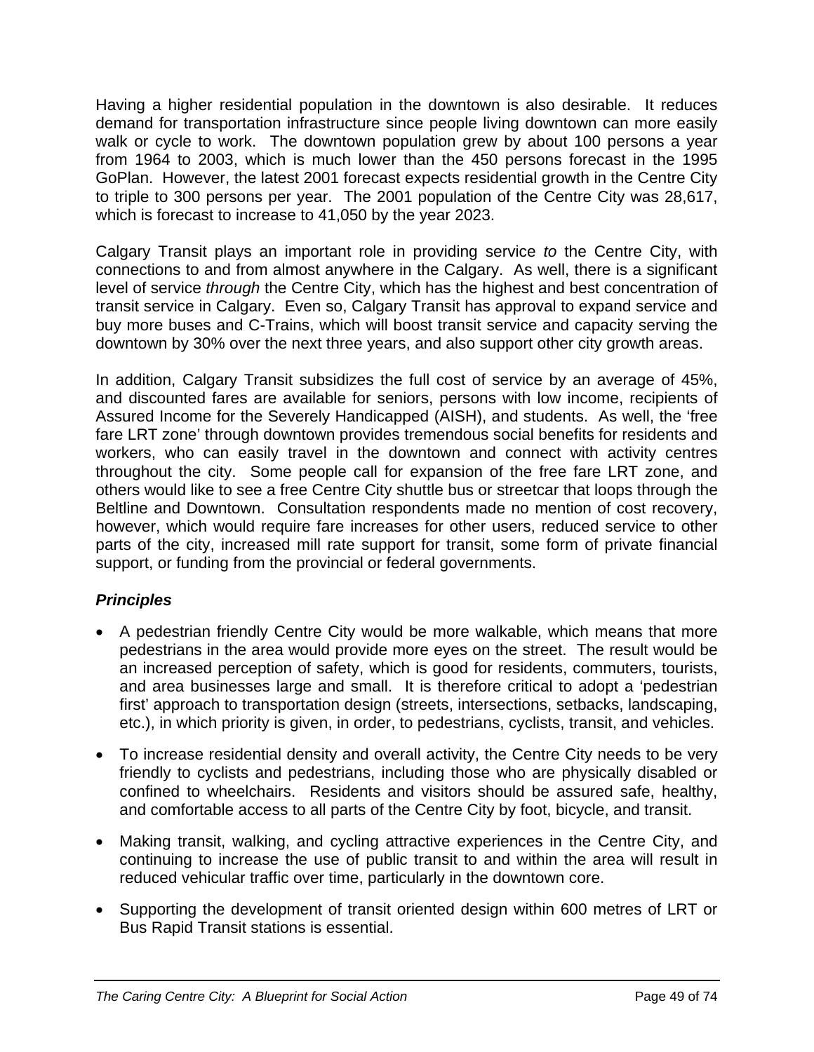Having a higher residential population in the downtown is also desirable. It reduces demand for transportation infrastructure since people living downtown can more easily walk or cycle to work. The downtown population grew by about 100 persons a year from 1964 to 2003, which is much lower than the 450 persons forecast in the 1995 GoPlan. However, the latest 2001 forecast expects residential growth in the Centre City to triple to 300 persons per year. The 2001 population of the Centre City was 28,617, which is forecast to increase to 41,050 by the year 2023.

Calgary Transit plays an important role in providing service *to* the Centre City, with connections to and from almost anywhere in the Calgary. As well, there is a significant level of service *through* the Centre City, which has the highest and best concentration of transit service in Calgary. Even so, Calgary Transit has approval to expand service and buy more buses and C-Trains, which will boost transit service and capacity serving the downtown by 30% over the next three years, and also support other city growth areas.

In addition, Calgary Transit subsidizes the full cost of service by an average of 45%, and discounted fares are available for seniors, persons with low income, recipients of Assured Income for the Severely Handicapped (AISH), and students. As well, the 'free fare LRT zone' through downtown provides tremendous social benefits for residents and workers, who can easily travel in the downtown and connect with activity centres throughout the city. Some people call for expansion of the free fare LRT zone, and others would like to see a free Centre City shuttle bus or streetcar that loops through the Beltline and Downtown. Consultation respondents made no mention of cost recovery, however, which would require fare increases for other users, reduced service to other parts of the city, increased mill rate support for transit, some form of private financial support, or funding from the provincial or federal governments.

### *Principles*

- A pedestrian friendly Centre City would be more walkable, which means that more pedestrians in the area would provide more eyes on the street. The result would be an increased perception of safety, which is good for residents, commuters, tourists, and area businesses large and small. It is therefore critical to adopt a 'pedestrian first' approach to transportation design (streets, intersections, setbacks, landscaping, etc.), in which priority is given, in order, to pedestrians, cyclists, transit, and vehicles.

- To increase residential density and overall activity, the Centre City needs to be very friendly to cyclists and pedestrians, including those who are physically disabled or confined to wheelchairs. Residents and visitors should be assured safe, healthy, and comfortable access to all parts of the Centre City by foot, bicycle, and transit.

- Making transit, walking, and cycling attractive experiences in the Centre City, and continuing to increase the use of public transit to and within the area will result in reduced vehicular traffic over time, particularly in the downtown core.

- Supporting the development of transit oriented design within 600 metres of LRT or Bus Rapid Transit stations is essential.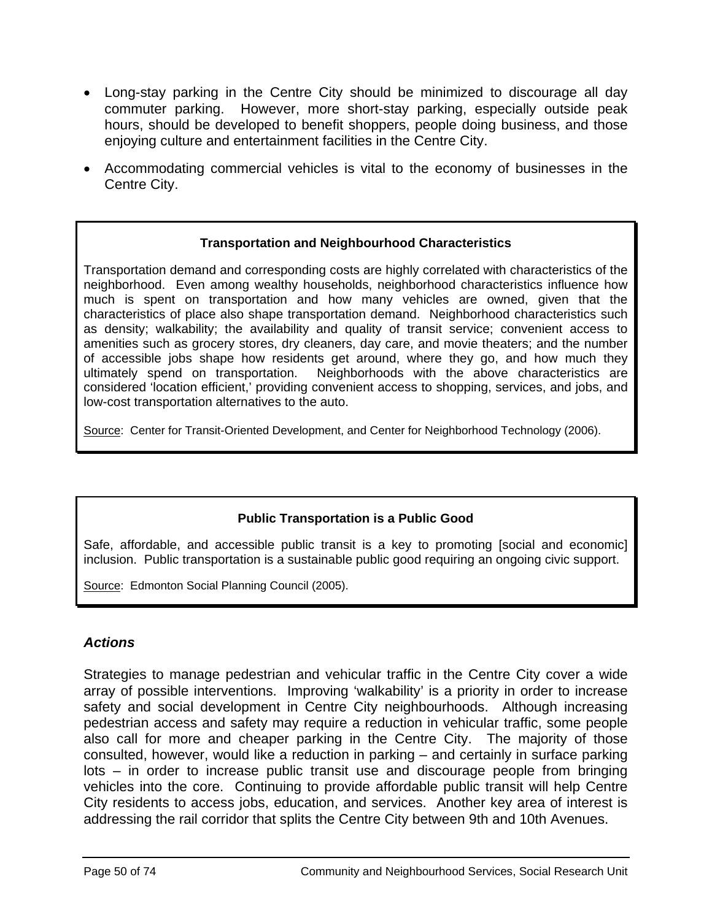- Long-stay parking in the Centre City should be minimized to discourage all day commuter parking. However, more short-stay parking, especially outside peak hours, should be developed to benefit shoppers, people doing business, and those enjoying culture and entertainment facilities in the Centre City.

- Accommodating commercial vehicles is vital to the economy of businesses in the Centre City.

**Transportation and Neighbourhood Characteristics**

Transportation demand and corresponding costs are highly correlated with characteristics of the neighborhood. Even among wealthy households, neighborhood characteristics influence how much is spent on transportation and how many vehicles are owned, given that the characteristics of place also shape transportation demand. Neighborhood characteristics such as density; walkability; the availability and quality of transit service; convenient access to amenities such as grocery stores, dry cleaners, day care, and movie theaters; and the number of accessible jobs shape how residents get around, where they go, and how much they ultimately spend on transportation. Neighborhoods with the above characteristics are considered 'location efficient,' providing convenient access to shopping, services, and jobs, and low-cost transportation alternatives to the auto.

Source: Center for Transit-Oriented Development, and Center for Neighborhood Technology (2006).

**Public Transportation is a Public Good**

Safe, affordable, and accessible public transit is a key to promoting [social and economic] inclusion. Public transportation is a sustainable public good requiring an ongoing civic support.

Source: Edmonton Social Planning Council (2005).

### *Actions*

Strategies to manage pedestrian and vehicular traffic in the Centre City cover a wide array of possible interventions. Improving 'walkability' is a priority in order to increase safety and social development in Centre City neighbourhoods. Although increasing pedestrian access and safety may require a reduction in vehicular traffic, some people also call for more and cheaper parking in the Centre City. The majority of those consulted, however, would like a reduction in parking – and certainly in surface parking lots – in order to increase public transit use and discourage people from bringing vehicles into the core. Continuing to provide affordable public transit will help Centre City residents to access jobs, education, and services. Another key area of interest is addressing the rail corridor that splits the Centre City between 9th and 10th Avenues.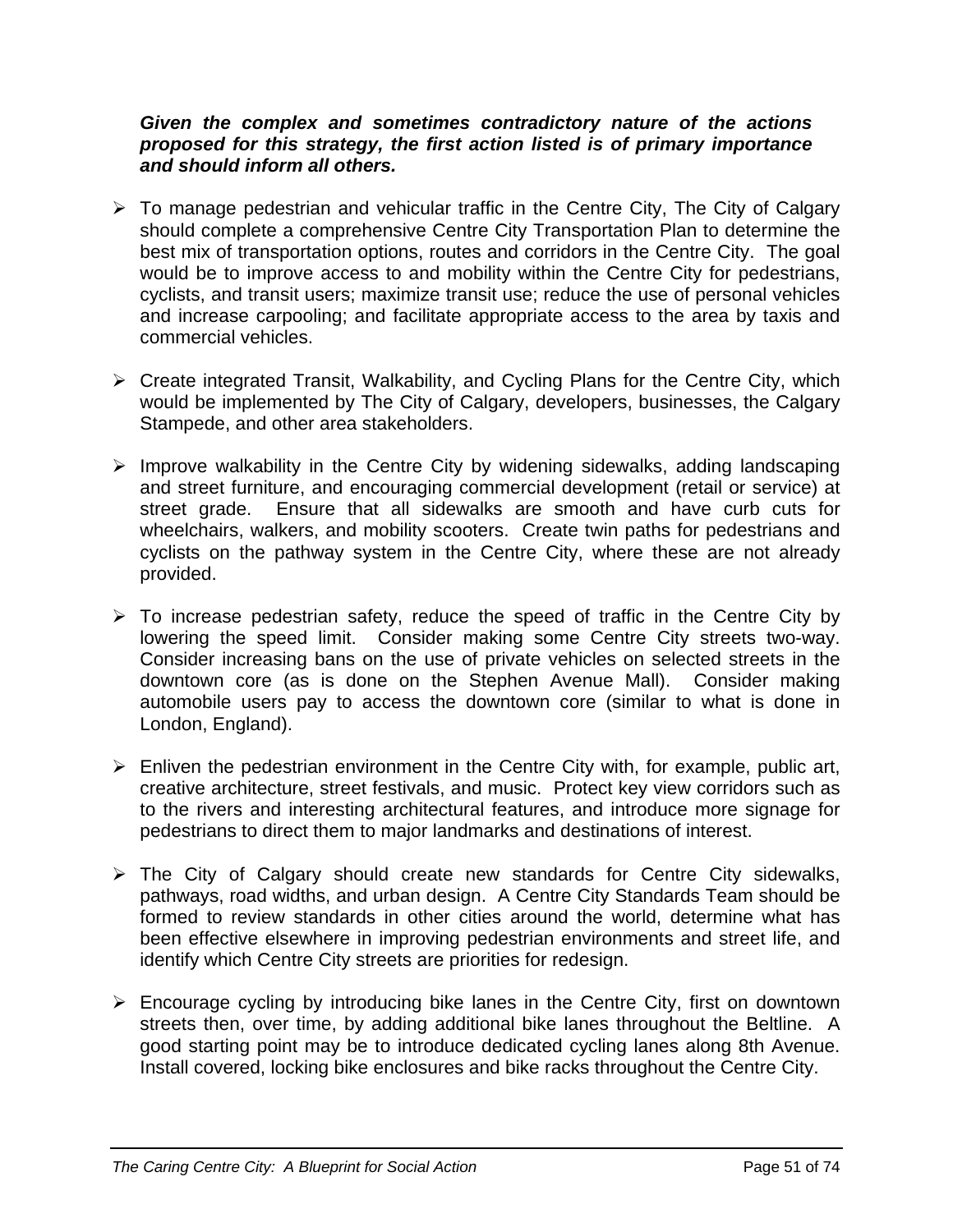***Given the complex and sometimes contradictory nature of the actions proposed for this strategy, the first action listed is of primary importance and should inform all others.***

- To manage pedestrian and vehicular traffic in the Centre City, The City of Calgary should complete a comprehensive Centre City Transportation Plan to determine the best mix of transportation options, routes and corridors in the Centre City. The goal would be to improve access to and mobility within the Centre City for pedestrians, cyclists, and transit users; maximize transit use; reduce the use of personal vehicles and increase carpooling; and facilitate appropriate access to the area by taxis and commercial vehicles.

- Create integrated Transit, Walkability, and Cycling Plans for the Centre City, which would be implemented by The City of Calgary, developers, businesses, the Calgary Stampede, and other area stakeholders.

- Improve walkability in the Centre City by widening sidewalks, adding landscaping and street furniture, and encouraging commercial development (retail or service) at street grade. Ensure that all sidewalks are smooth and have curb cuts for wheelchairs, walkers, and mobility scooters. Create twin paths for pedestrians and cyclists on the pathway system in the Centre City, where these are not already provided.

- To increase pedestrian safety, reduce the speed of traffic in the Centre City by lowering the speed limit. Consider making some Centre City streets two-way. Consider increasing bans on the use of private vehicles on selected streets in the downtown core (as is done on the Stephen Avenue Mall). Consider making automobile users pay to access the downtown core (similar to what is done in London, England).

- Enliven the pedestrian environment in the Centre City with, for example, public art, creative architecture, street festivals, and music. Protect key view corridors such as to the rivers and interesting architectural features, and introduce more signage for pedestrians to direct them to major landmarks and destinations of interest.

- The City of Calgary should create new standards for Centre City sidewalks, pathways, road widths, and urban design. A Centre City Standards Team should be formed to review standards in other cities around the world, determine what has been effective elsewhere in improving pedestrian environments and street life, and identify which Centre City streets are priorities for redesign.

- Encourage cycling by introducing bike lanes in the Centre City, first on downtown streets then, over time, by adding additional bike lanes throughout the Beltline. A good starting point may be to introduce dedicated cycling lanes along 8th Avenue. Install covered, locking bike enclosures and bike racks throughout the Centre City.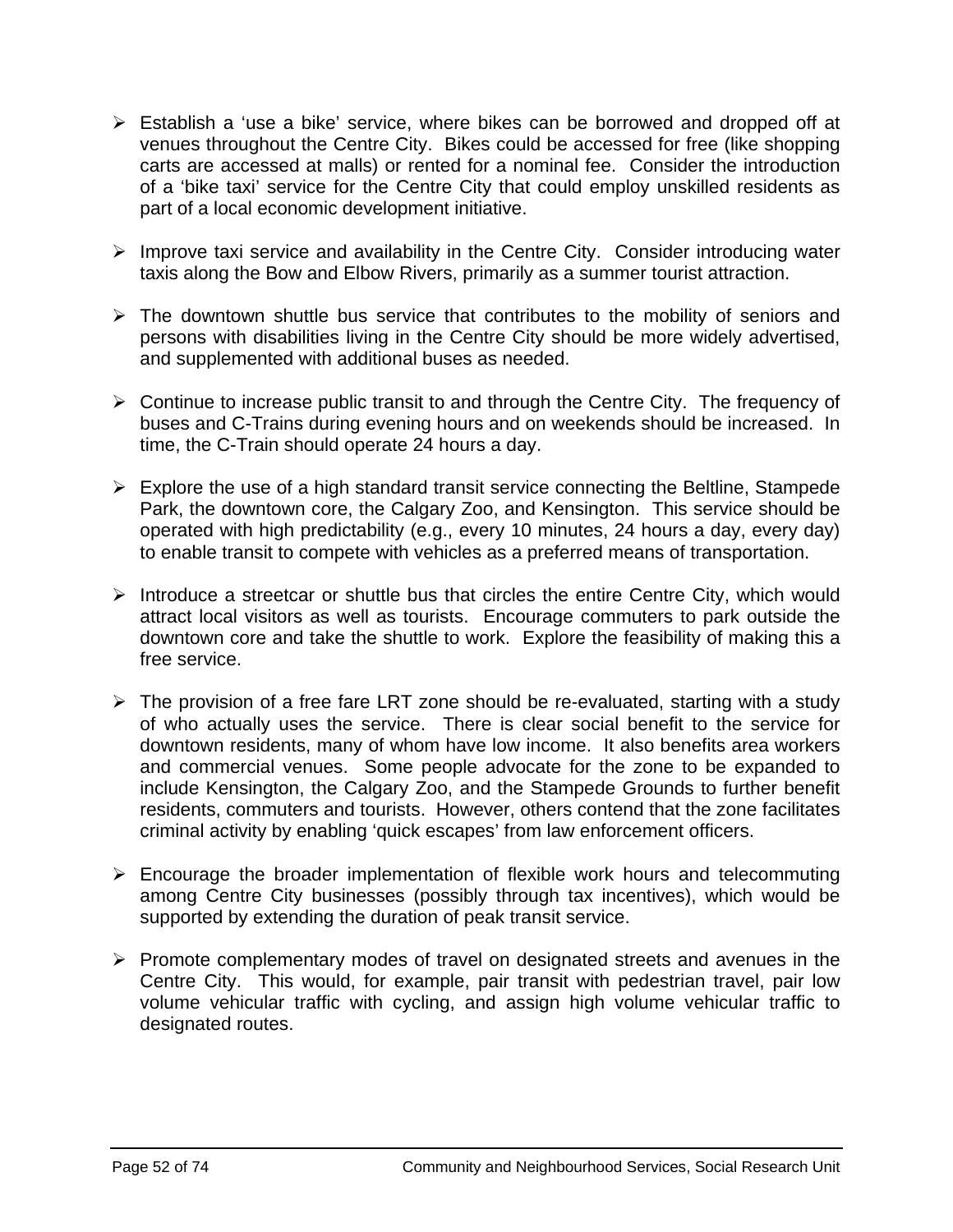- Establish a 'use a bike' service, where bikes can be borrowed and dropped off at venues throughout the Centre City. Bikes could be accessed for free (like shopping carts are accessed at malls) or rented for a nominal fee. Consider the introduction of a 'bike taxi' service for the Centre City that could employ unskilled residents as part of a local economic development initiative.

- Improve taxi service and availability in the Centre City. Consider introducing water taxis along the Bow and Elbow Rivers, primarily as a summer tourist attraction.

- The downtown shuttle bus service that contributes to the mobility of seniors and persons with disabilities living in the Centre City should be more widely advertised, and supplemented with additional buses as needed.

- Continue to increase public transit to and through the Centre City. The frequency of buses and C-Trains during evening hours and on weekends should be increased. In time, the C-Train should operate 24 hours a day.

- Explore the use of a high standard transit service connecting the Beltline, Stampede Park, the downtown core, the Calgary Zoo, and Kensington. This service should be operated with high predictability (e.g., every 10 minutes, 24 hours a day, every day) to enable transit to compete with vehicles as a preferred means of transportation.

- Introduce a streetcar or shuttle bus that circles the entire Centre City, which would attract local visitors as well as tourists. Encourage commuters to park outside the downtown core and take the shuttle to work. Explore the feasibility of making this a free service.

- The provision of a free fare LRT zone should be re-evaluated, starting with a study of who actually uses the service. There is clear social benefit to the service for downtown residents, many of whom have low income. It also benefits area workers and commercial venues. Some people advocate for the zone to be expanded to include Kensington, the Calgary Zoo, and the Stampede Grounds to further benefit residents, commuters and tourists. However, others contend that the zone facilitates criminal activity by enabling 'quick escapes' from law enforcement officers.

- Encourage the broader implementation of flexible work hours and telecommuting among Centre City businesses (possibly through tax incentives), which would be supported by extending the duration of peak transit service.

- Promote complementary modes of travel on designated streets and avenues in the Centre City. This would, for example, pair transit with pedestrian travel, pair low volume vehicular traffic with cycling, and assign high volume vehicular traffic to designated routes.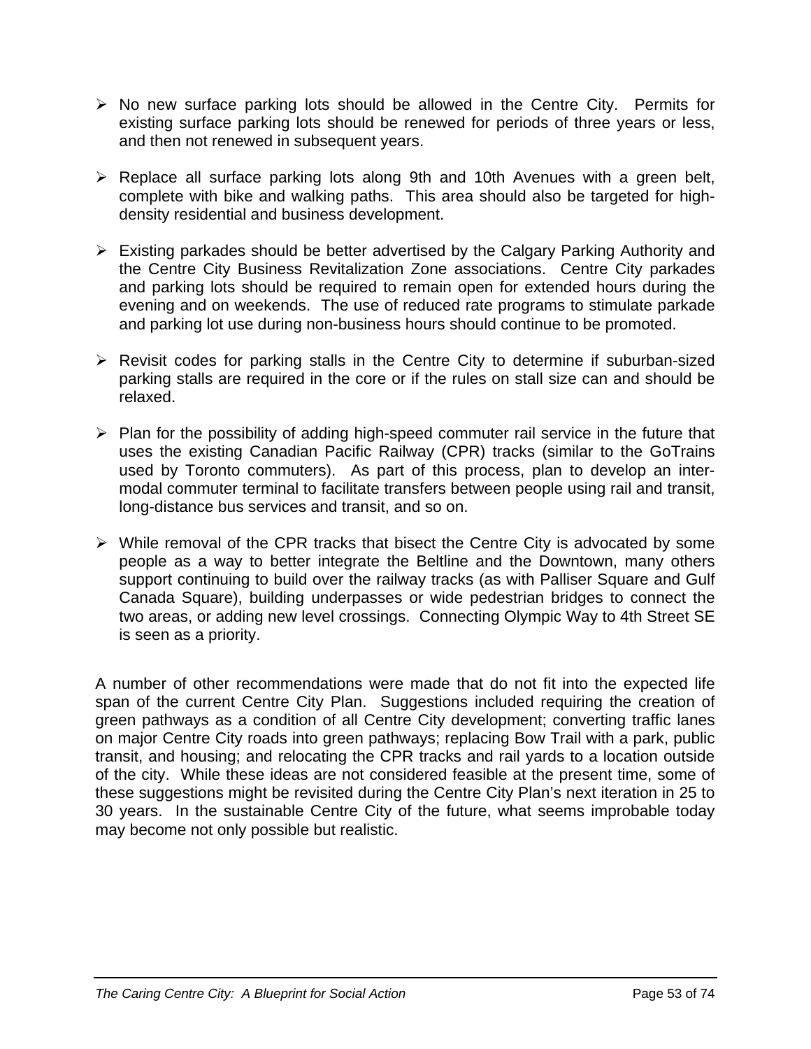- No new surface parking lots should be allowed in the Centre City. Permits for existing surface parking lots should be renewed for periods of three years or less, and then not renewed in subsequent years.

- Replace all surface parking lots along 9th and 10th Avenues with a green belt, complete with bike and walking paths. This area should also be targeted for high-density residential and business development.

- Existing parkades should be better advertised by the Calgary Parking Authority and the Centre City Business Revitalization Zone associations. Centre City parkades and parking lots should be required to remain open for extended hours during the evening and on weekends. The use of reduced rate programs to stimulate parkade and parking lot use during non-business hours should continue to be promoted.

- Revisit codes for parking stalls in the Centre City to determine if suburban-sized parking stalls are required in the core or if the rules on stall size can and should be relaxed.

- Plan for the possibility of adding high-speed commuter rail service in the future that uses the existing Canadian Pacific Railway (CPR) tracks (similar to the GoTrains used by Toronto commuters). As part of this process, plan to develop an inter-modal commuter terminal to facilitate transfers between people using rail and transit, long-distance bus services and transit, and so on.

- While removal of the CPR tracks that bisect the Centre City is advocated by some people as a way to better integrate the Beltline and the Downtown, many others support continuing to build over the railway tracks (as with Palliser Square and Gulf Canada Square), building underpasses or wide pedestrian bridges to connect the two areas, or adding new level crossings. Connecting Olympic Way to 4th Street SE is seen as a priority.

A number of other recommendations were made that do not fit into the expected life span of the current Centre City Plan. Suggestions included requiring the creation of green pathways as a condition of all Centre City development; converting traffic lanes on major Centre City roads into green pathways; replacing Bow Trail with a park, public transit, and housing; and relocating the CPR tracks and rail yards to a location outside of the city. While these ideas are not considered feasible at the present time, some of these suggestions might be revisited during the Centre City Plan's next iteration in 25 to 30 years. In the sustainable Centre City of the future, what seems improbable today may become not only possible but realistic.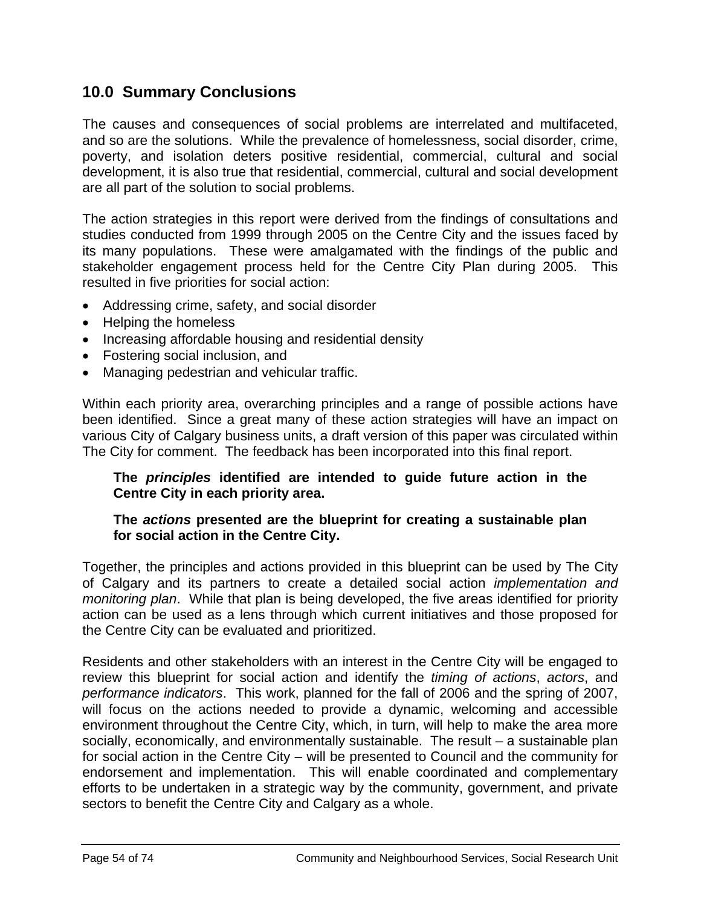## 10.0 Summary Conclusions

The causes and consequences of social problems are interrelated and multifaceted, and so are the solutions. While the prevalence of homelessness, social disorder, crime, poverty, and isolation deters positive residential, commercial, cultural and social development, it is also true that residential, commercial, cultural and social development are all part of the solution to social problems.

The action strategies in this report were derived from the findings of consultations and studies conducted from 1999 through 2005 on the Centre City and the issues faced by its many populations. These were amalgamated with the findings of the public and stakeholder engagement process held for the Centre City Plan during 2005. This resulted in five priorities for social action:

- Addressing crime, safety, and social disorder
- Helping the homeless
- Increasing affordable housing and residential density
- Fostering social inclusion, and
- Managing pedestrian and vehicular traffic.

Within each priority area, overarching principles and a range of possible actions have been identified. Since a great many of these action strategies will have an impact on various City of Calgary business units, a draft version of this paper was circulated within The City for comment. The feedback has been incorporated into this final report.

> **The *principles* identified are intended to guide future action in the Centre City in each priority area.**
>
> **The *actions* presented are the blueprint for creating a sustainable plan for social action in the Centre City.**

Together, the principles and actions provided in this blueprint can be used by The City of Calgary and its partners to create a detailed social action *implementation and monitoring plan*. While that plan is being developed, the five areas identified for priority action can be used as a lens through which current initiatives and those proposed for the Centre City can be evaluated and prioritized.

Residents and other stakeholders with an interest in the Centre City will be engaged to review this blueprint for social action and identify the *timing of actions*, *actors*, and *performance indicators*. This work, planned for the fall of 2006 and the spring of 2007, will focus on the actions needed to provide a dynamic, welcoming and accessible environment throughout the Centre City, which, in turn, will help to make the area more socially, economically, and environmentally sustainable. The result – a sustainable plan for social action in the Centre City – will be presented to Council and the community for endorsement and implementation. This will enable coordinated and complementary efforts to be undertaken in a strategic way by the community, government, and private sectors to benefit the Centre City and Calgary as a whole.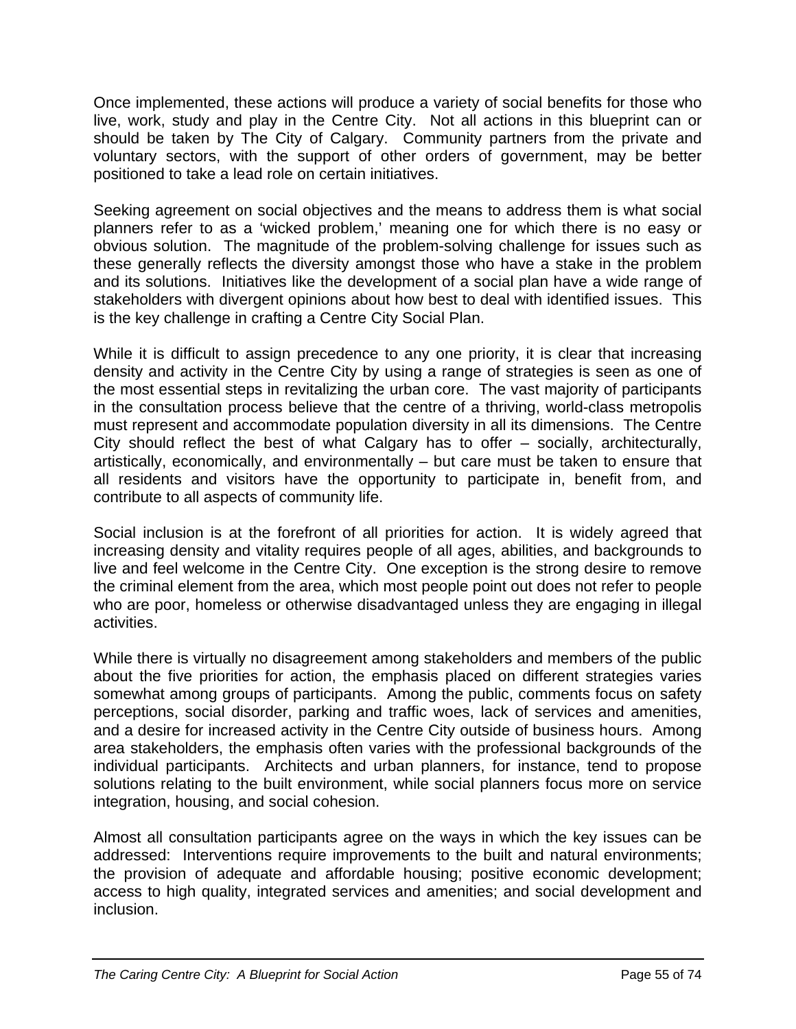Once implemented, these actions will produce a variety of social benefits for those who live, work, study and play in the Centre City. Not all actions in this blueprint can or should be taken by The City of Calgary. Community partners from the private and voluntary sectors, with the support of other orders of government, may be better positioned to take a lead role on certain initiatives.

Seeking agreement on social objectives and the means to address them is what social planners refer to as a 'wicked problem,' meaning one for which there is no easy or obvious solution. The magnitude of the problem-solving challenge for issues such as these generally reflects the diversity amongst those who have a stake in the problem and its solutions. Initiatives like the development of a social plan have a wide range of stakeholders with divergent opinions about how best to deal with identified issues. This is the key challenge in crafting a Centre City Social Plan.

While it is difficult to assign precedence to any one priority, it is clear that increasing density and activity in the Centre City by using a range of strategies is seen as one of the most essential steps in revitalizing the urban core. The vast majority of participants in the consultation process believe that the centre of a thriving, world-class metropolis must represent and accommodate population diversity in all its dimensions. The Centre City should reflect the best of what Calgary has to offer – socially, architecturally, artistically, economically, and environmentally – but care must be taken to ensure that all residents and visitors have the opportunity to participate in, benefit from, and contribute to all aspects of community life.

Social inclusion is at the forefront of all priorities for action. It is widely agreed that increasing density and vitality requires people of all ages, abilities, and backgrounds to live and feel welcome in the Centre City. One exception is the strong desire to remove the criminal element from the area, which most people point out does not refer to people who are poor, homeless or otherwise disadvantaged unless they are engaging in illegal activities.

While there is virtually no disagreement among stakeholders and members of the public about the five priorities for action, the emphasis placed on different strategies varies somewhat among groups of participants. Among the public, comments focus on safety perceptions, social disorder, parking and traffic woes, lack of services and amenities, and a desire for increased activity in the Centre City outside of business hours. Among area stakeholders, the emphasis often varies with the professional backgrounds of the individual participants. Architects and urban planners, for instance, tend to propose solutions relating to the built environment, while social planners focus more on service integration, housing, and social cohesion.

Almost all consultation participants agree on the ways in which the key issues can be addressed: Interventions require improvements to the built and natural environments; the provision of adequate and affordable housing; positive economic development; access to high quality, integrated services and amenities; and social development and inclusion.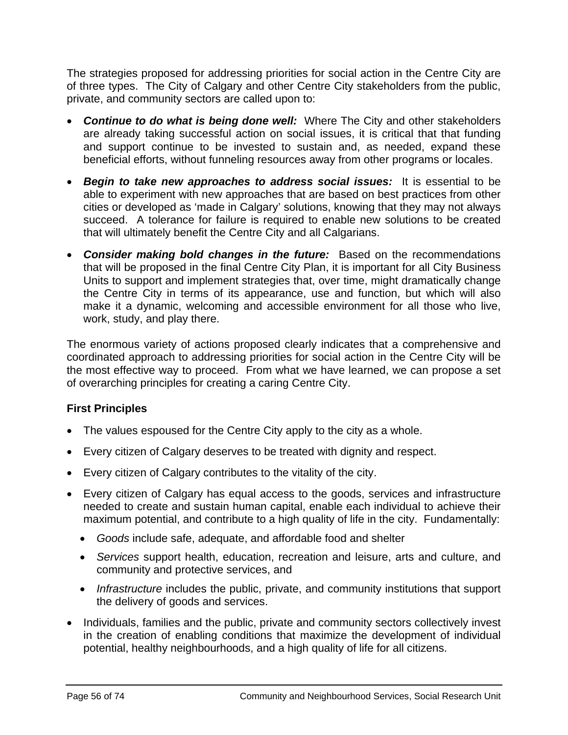The strategies proposed for addressing priorities for social action in the Centre City are of three types. The City of Calgary and other Centre City stakeholders from the public, private, and community sectors are called upon to:

- ***Continue to do what is being done well:*** Where The City and other stakeholders are already taking successful action on social issues, it is critical that that funding and support continue to be invested to sustain and, as needed, expand these beneficial efforts, without funneling resources away from other programs or locales.
- ***Begin to take new approaches to address social issues:*** It is essential to be able to experiment with new approaches that are based on best practices from other cities or developed as 'made in Calgary' solutions, knowing that they may not always succeed. A tolerance for failure is required to enable new solutions to be created that will ultimately benefit the Centre City and all Calgarians.
- ***Consider making bold changes in the future:*** Based on the recommendations that will be proposed in the final Centre City Plan, it is important for all City Business Units to support and implement strategies that, over time, might dramatically change the Centre City in terms of its appearance, use and function, but which will also make it a dynamic, welcoming and accessible environment for all those who live, work, study, and play there.

The enormous variety of actions proposed clearly indicates that a comprehensive and coordinated approach to addressing priorities for social action in the Centre City will be the most effective way to proceed. From what we have learned, we can propose a set of overarching principles for creating a caring Centre City.

### First Principles

- The values espoused for the Centre City apply to the city as a whole.
- Every citizen of Calgary deserves to be treated with dignity and respect.
- Every citizen of Calgary contributes to the vitality of the city.
- Every citizen of Calgary has equal access to the goods, services and infrastructure needed to create and sustain human capital, enable each individual to achieve their maximum potential, and contribute to a high quality of life in the city. Fundamentally:
  - *Goods* include safe, adequate, and affordable food and shelter
  - *Services* support health, education, recreation and leisure, arts and culture, and community and protective services, and
  - *Infrastructure* includes the public, private, and community institutions that support the delivery of goods and services.
- Individuals, families and the public, private and community sectors collectively invest in the creation of enabling conditions that maximize the development of individual potential, healthy neighbourhoods, and a high quality of life for all citizens.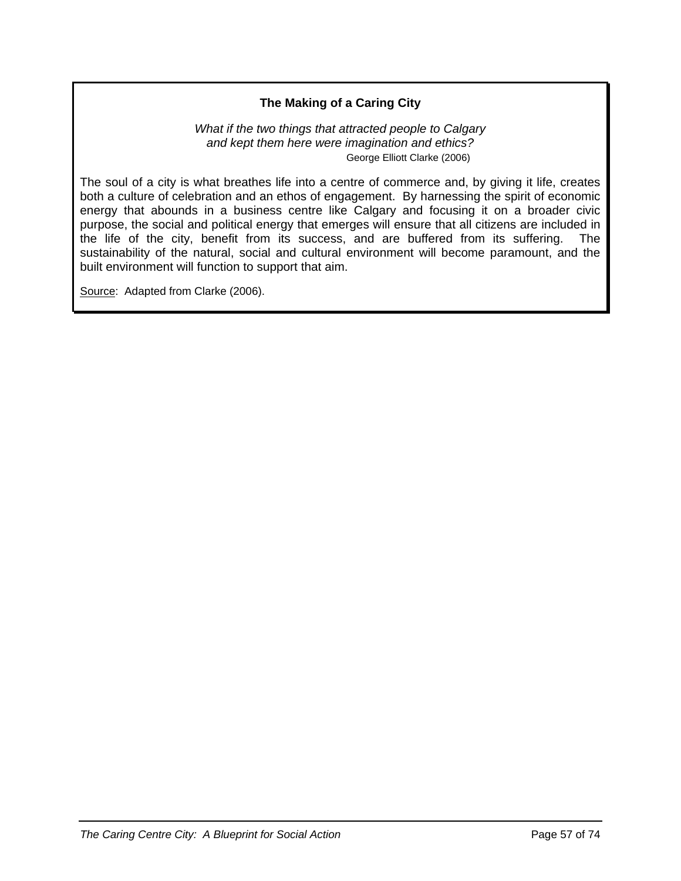### The Making of a Caring City

*What if the two things that attracted people to Calgary and kept them here were imagination and ethics?*
George Elliott Clarke (2006)

The soul of a city is what breathes life into a centre of commerce and, by giving it life, creates both a culture of celebration and an ethos of engagement. By harnessing the spirit of economic energy that abounds in a business centre like Calgary and focusing it on a broader civic purpose, the social and political energy that emerges will ensure that all citizens are included in the life of the city, benefit from its success, and are buffered from its suffering. The sustainability of the natural, social and cultural environment will become paramount, and the built environment will function to support that aim.

Source: Adapted from Clarke (2006).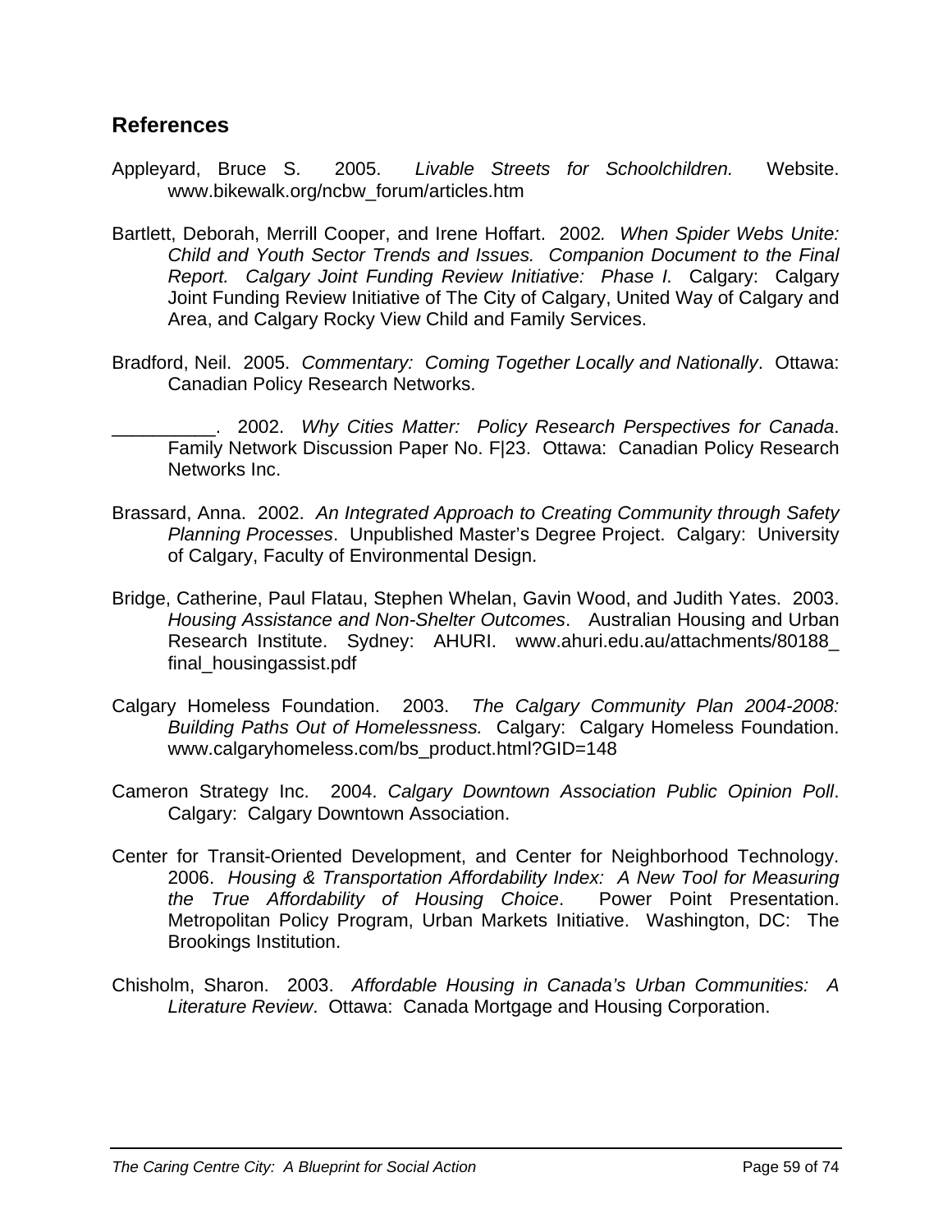## References

Appleyard, Bruce S. 2005. *Livable Streets for Schoolchildren.* Website. www.bikewalk.org/ncbw_forum/articles.htm

Bartlett, Deborah, Merrill Cooper, and Irene Hoffart. 2002. *When Spider Webs Unite: Child and Youth Sector Trends and Issues. Companion Document to the Final Report. Calgary Joint Funding Review Initiative: Phase I.* Calgary: Calgary Joint Funding Review Initiative of The City of Calgary, United Way of Calgary and Area, and Calgary Rocky View Child and Family Services.

Bradford, Neil. 2005. *Commentary: Coming Together Locally and Nationally*. Ottawa: Canadian Policy Research Networks.

__________. 2002. *Why Cities Matter: Policy Research Perspectives for Canada*. Family Network Discussion Paper No. F|23. Ottawa: Canadian Policy Research Networks Inc.

Brassard, Anna. 2002. *An Integrated Approach to Creating Community through Safety Planning Processes*. Unpublished Master's Degree Project. Calgary: University of Calgary, Faculty of Environmental Design.

Bridge, Catherine, Paul Flatau, Stephen Whelan, Gavin Wood, and Judith Yates. 2003. *Housing Assistance and Non-Shelter Outcomes*. Australian Housing and Urban Research Institute. Sydney: AHURI. www.ahuri.edu.au/attachments/80188_final_housingassist.pdf

Calgary Homeless Foundation. 2003. *The Calgary Community Plan 2004-2008: Building Paths Out of Homelessness.* Calgary: Calgary Homeless Foundation. www.calgaryhomeless.com/bs_product.html?GID=148

Cameron Strategy Inc. 2004. *Calgary Downtown Association Public Opinion Poll*. Calgary: Calgary Downtown Association.

Center for Transit-Oriented Development, and Center for Neighborhood Technology. 2006. *Housing & Transportation Affordability Index: A New Tool for Measuring the True Affordability of Housing Choice*. Power Point Presentation. Metropolitan Policy Program, Urban Markets Initiative. Washington, DC: The Brookings Institution.

Chisholm, Sharon. 2003. *Affordable Housing in Canada's Urban Communities: A Literature Review*. Ottawa: Canada Mortgage and Housing Corporation.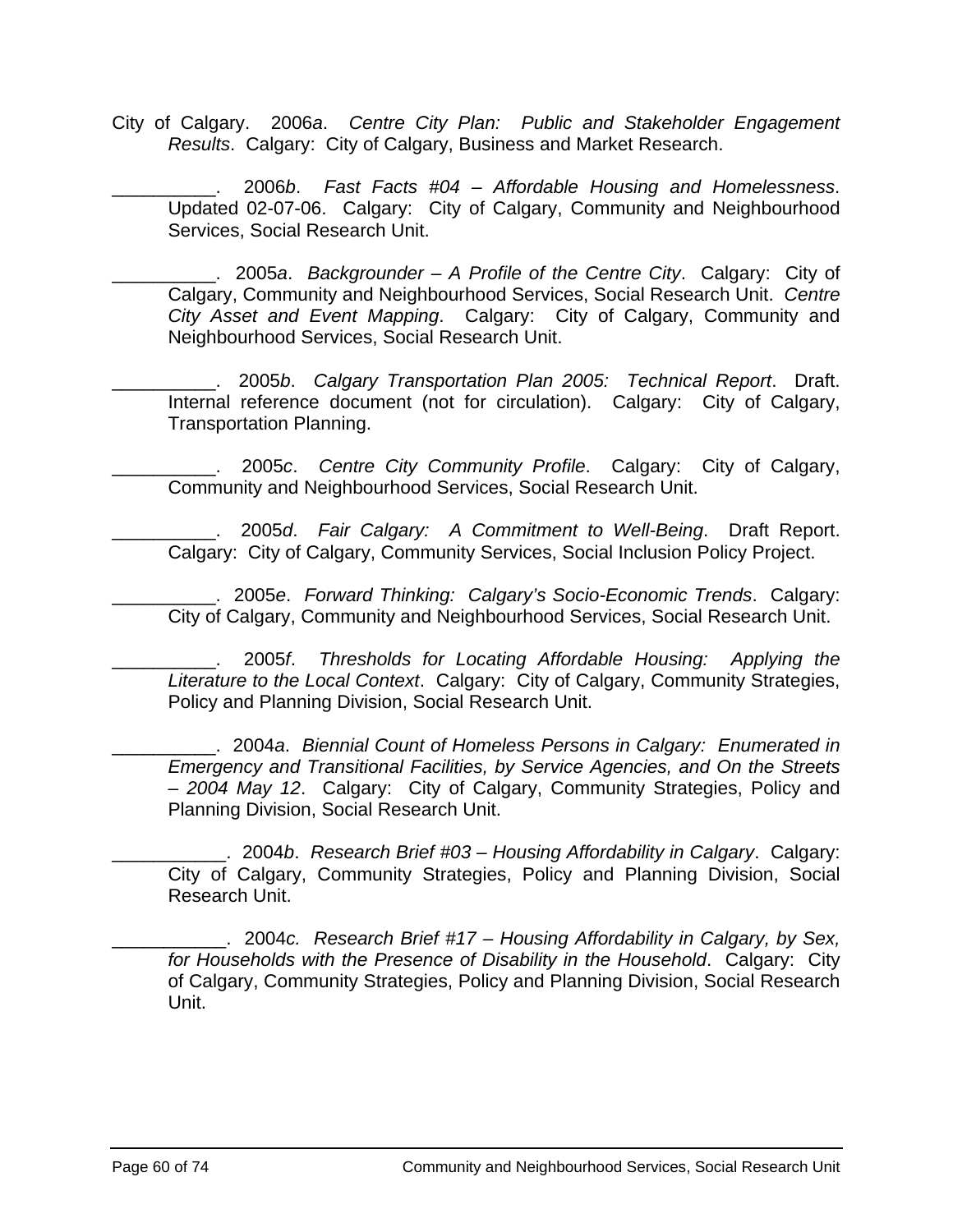City of Calgary. 2006*a*. *Centre City Plan: Public and Stakeholder Engagement Results*. Calgary: City of Calgary, Business and Market Research.

__________. 2006*b*. *Fast Facts #04 – Affordable Housing and Homelessness*. Updated 02-07-06. Calgary: City of Calgary, Community and Neighbourhood Services, Social Research Unit.

__________. 2005*a*. *Backgrounder – A Profile of the Centre City*. Calgary: City of Calgary, Community and Neighbourhood Services, Social Research Unit. *Centre City Asset and Event Mapping*. Calgary: City of Calgary, Community and Neighbourhood Services, Social Research Unit.

__________. 2005*b*. *Calgary Transportation Plan 2005: Technical Report*. Draft. Internal reference document (not for circulation). Calgary: City of Calgary, Transportation Planning.

__________. 2005*c*. *Centre City Community Profile*. Calgary: City of Calgary, Community and Neighbourhood Services, Social Research Unit.

__________. 2005*d*. *Fair Calgary: A Commitment to Well-Being*. Draft Report. Calgary: City of Calgary, Community Services, Social Inclusion Policy Project.

__________. 2005*e*. *Forward Thinking: Calgary's Socio-Economic Trends*. Calgary: City of Calgary, Community and Neighbourhood Services, Social Research Unit.

__________. 2005*f*. *Thresholds for Locating Affordable Housing: Applying the Literature to the Local Context*. Calgary: City of Calgary, Community Strategies, Policy and Planning Division, Social Research Unit.

__________. 2004*a*. *Biennial Count of Homeless Persons in Calgary: Enumerated in Emergency and Transitional Facilities, by Service Agencies, and On the Streets – 2004 May 12*. Calgary: City of Calgary, Community Strategies, Policy and Planning Division, Social Research Unit.

___________. 2004*b*. *Research Brief #03 – Housing Affordability in Calgary*. Calgary: City of Calgary, Community Strategies, Policy and Planning Division, Social Research Unit.

___________. 2004*c*. *Research Brief #17 – Housing Affordability in Calgary, by Sex, for Households with the Presence of Disability in the Household*. Calgary: City of Calgary, Community Strategies, Policy and Planning Division, Social Research Unit.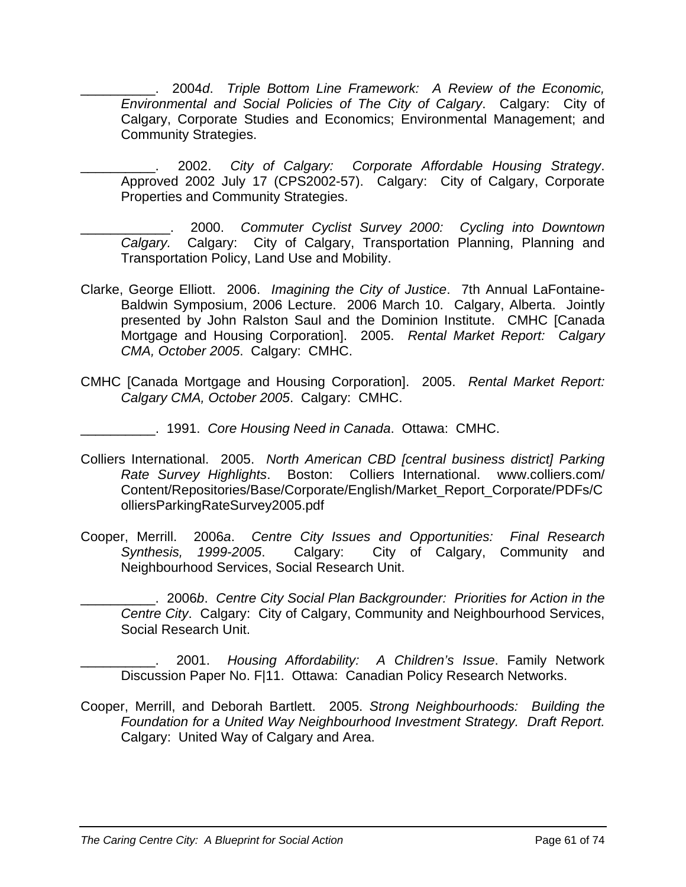__________. 2004*d*. *Triple Bottom Line Framework: A Review of the Economic, Environmental and Social Policies of The City of Calgary*. Calgary: City of Calgary, Corporate Studies and Economics; Environmental Management; and Community Strategies.

__________. 2002. *City of Calgary: Corporate Affordable Housing Strategy*. Approved 2002 July 17 (CPS2002-57). Calgary: City of Calgary, Corporate Properties and Community Strategies.

____________. 2000. *Commuter Cyclist Survey 2000: Cycling into Downtown Calgary.* Calgary: City of Calgary, Transportation Planning, Planning and Transportation Policy, Land Use and Mobility.

Clarke, George Elliott. 2006. *Imagining the City of Justice*. 7th Annual LaFontaine-Baldwin Symposium, 2006 Lecture. 2006 March 10. Calgary, Alberta. Jointly presented by John Ralston Saul and the Dominion Institute. CMHC [Canada Mortgage and Housing Corporation]. 2005. *Rental Market Report: Calgary CMA, October 2005*. Calgary: CMHC.

CMHC [Canada Mortgage and Housing Corporation]. 2005. *Rental Market Report: Calgary CMA, October 2005*. Calgary: CMHC.

__________. 1991. *Core Housing Need in Canada*. Ottawa: CMHC.

Colliers International. 2005. *North American CBD [central business district] Parking Rate Survey Highlights*. Boston: Colliers International. www.colliers.com/Content/Repositories/Base/Corporate/English/Market_Report_Corporate/PDFs/ColliersParkingRateSurvey2005.pdf

Cooper, Merrill. 2006*a*. *Centre City Issues and Opportunities: Final Research Synthesis, 1999-2005*. Calgary: City of Calgary, Community and Neighbourhood Services, Social Research Unit.

__________. 2006*b*. *Centre City Social Plan Backgrounder: Priorities for Action in the Centre City*. Calgary: City of Calgary, Community and Neighbourhood Services, Social Research Unit.

__________. 2001. *Housing Affordability: A Children's Issue*. Family Network Discussion Paper No. F|11. Ottawa: Canadian Policy Research Networks.

Cooper, Merrill, and Deborah Bartlett. 2005. *Strong Neighbourhoods: Building the Foundation for a United Way Neighbourhood Investment Strategy. Draft Report.* Calgary: United Way of Calgary and Area.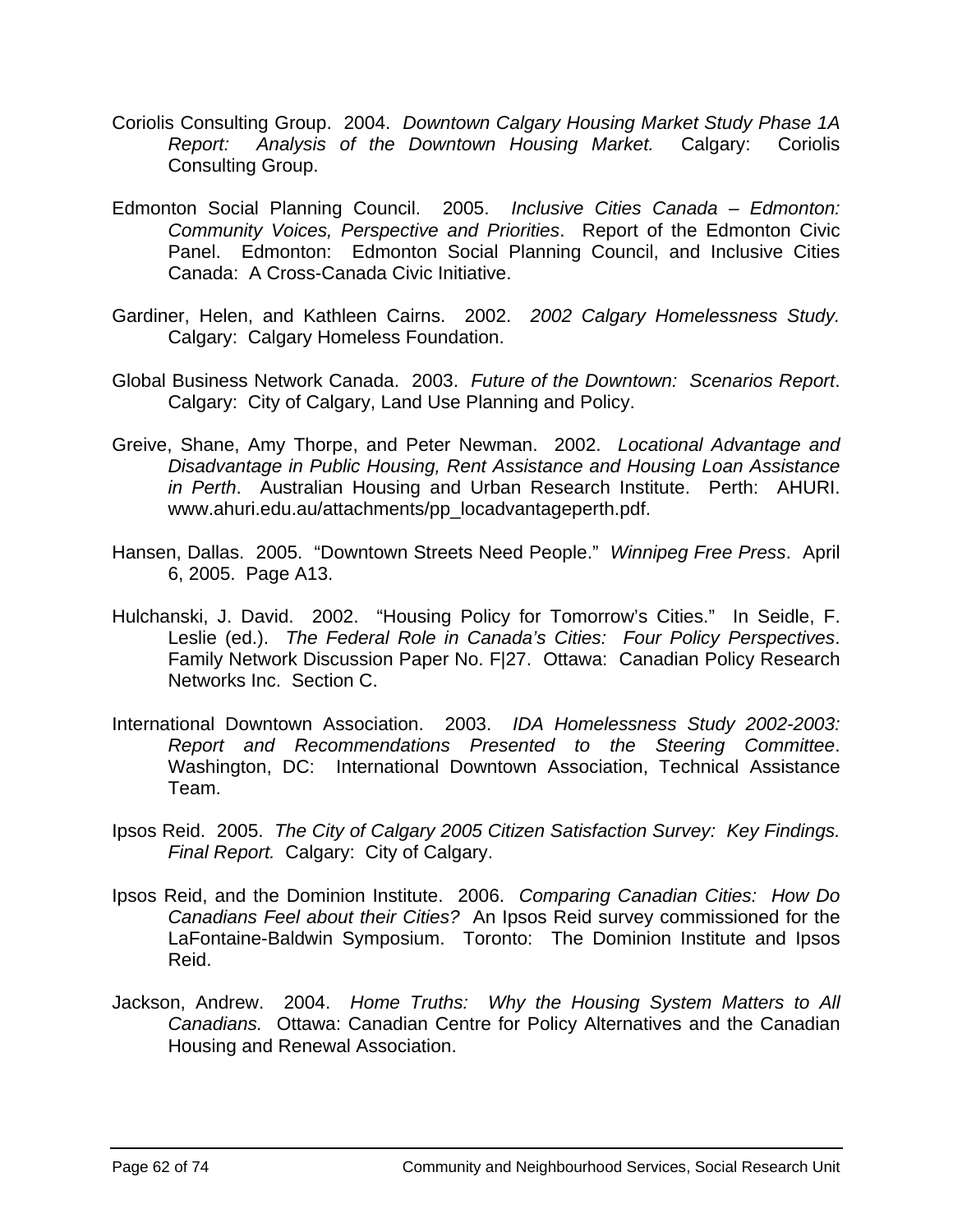Coriolis Consulting Group. 2004. *Downtown Calgary Housing Market Study Phase 1A Report: Analysis of the Downtown Housing Market.* Calgary: Coriolis Consulting Group.

Edmonton Social Planning Council. 2005. *Inclusive Cities Canada – Edmonton: Community Voices, Perspective and Priorities*. Report of the Edmonton Civic Panel. Edmonton: Edmonton Social Planning Council, and Inclusive Cities Canada: A Cross-Canada Civic Initiative.

Gardiner, Helen, and Kathleen Cairns. 2002. *2002 Calgary Homelessness Study.* Calgary: Calgary Homeless Foundation.

Global Business Network Canada. 2003. *Future of the Downtown: Scenarios Report*. Calgary: City of Calgary, Land Use Planning and Policy.

Greive, Shane, Amy Thorpe, and Peter Newman. 2002. *Locational Advantage and Disadvantage in Public Housing, Rent Assistance and Housing Loan Assistance in Perth*. Australian Housing and Urban Research Institute. Perth: AHURI. www.ahuri.edu.au/attachments/pp_locadvantageperth.pdf.

Hansen, Dallas. 2005. "Downtown Streets Need People." *Winnipeg Free Press*. April 6, 2005. Page A13.

Hulchanski, J. David. 2002. "Housing Policy for Tomorrow's Cities." In Seidle, F. Leslie (ed.). *The Federal Role in Canada's Cities: Four Policy Perspectives*. Family Network Discussion Paper No. F|27. Ottawa: Canadian Policy Research Networks Inc. Section C.

International Downtown Association. 2003. *IDA Homelessness Study 2002-2003: Report and Recommendations Presented to the Steering Committee*. Washington, DC: International Downtown Association, Technical Assistance Team.

Ipsos Reid. 2005. *The City of Calgary 2005 Citizen Satisfaction Survey: Key Findings. Final Report.* Calgary: City of Calgary.

Ipsos Reid, and the Dominion Institute. 2006. *Comparing Canadian Cities: How Do Canadians Feel about their Cities?* An Ipsos Reid survey commissioned for the LaFontaine-Baldwin Symposium. Toronto: The Dominion Institute and Ipsos Reid.

Jackson, Andrew. 2004. *Home Truths: Why the Housing System Matters to All Canadians.* Ottawa: Canadian Centre for Policy Alternatives and the Canadian Housing and Renewal Association.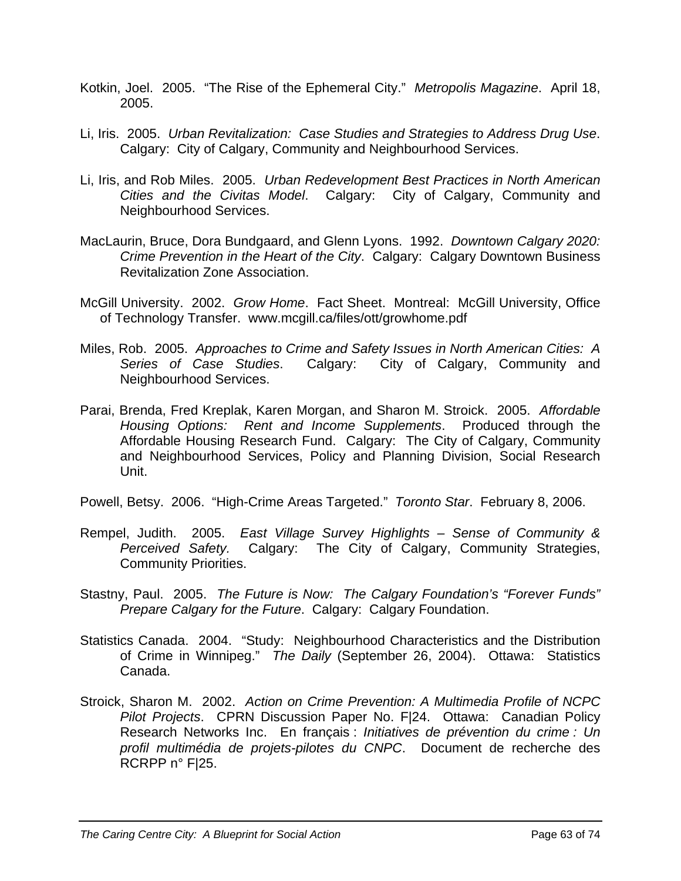Kotkin, Joel. 2005. "The Rise of the Ephemeral City." *Metropolis Magazine*. April 18, 2005.

Li, Iris. 2005. *Urban Revitalization: Case Studies and Strategies to Address Drug Use*. Calgary: City of Calgary, Community and Neighbourhood Services.

Li, Iris, and Rob Miles. 2005. *Urban Redevelopment Best Practices in North American Cities and the Civitas Model*. Calgary: City of Calgary, Community and Neighbourhood Services.

MacLaurin, Bruce, Dora Bundgaard, and Glenn Lyons. 1992. *Downtown Calgary 2020: Crime Prevention in the Heart of the City*. Calgary: Calgary Downtown Business Revitalization Zone Association.

McGill University. 2002. *Grow Home*. Fact Sheet. Montreal: McGill University, Office of Technology Transfer. www.mcgill.ca/files/ott/growhome.pdf

Miles, Rob. 2005. *Approaches to Crime and Safety Issues in North American Cities: A Series of Case Studies*. Calgary: City of Calgary, Community and Neighbourhood Services.

Parai, Brenda, Fred Kreplak, Karen Morgan, and Sharon M. Stroick. 2005. *Affordable Housing Options: Rent and Income Supplements*. Produced through the Affordable Housing Research Fund. Calgary: The City of Calgary, Community and Neighbourhood Services, Policy and Planning Division, Social Research Unit.

Powell, Betsy. 2006. "High-Crime Areas Targeted." *Toronto Star*. February 8, 2006.

Rempel, Judith. 2005. *East Village Survey Highlights – Sense of Community & Perceived Safety.* Calgary: The City of Calgary, Community Strategies, Community Priorities.

Stastny, Paul. 2005. *The Future is Now: The Calgary Foundation's "Forever Funds" Prepare Calgary for the Future*. Calgary: Calgary Foundation.

Statistics Canada. 2004. "Study: Neighbourhood Characteristics and the Distribution of Crime in Winnipeg." *The Daily* (September 26, 2004). Ottawa: Statistics Canada.

Stroick, Sharon M. 2002. *Action on Crime Prevention: A Multimedia Profile of NCPC Pilot Projects*. CPRN Discussion Paper No. F|24. Ottawa: Canadian Policy Research Networks Inc. En français : *Initiatives de prévention du crime : Un profil multimédia de projets-pilotes du CNPC*. Document de recherche des RCRPP n° F|25.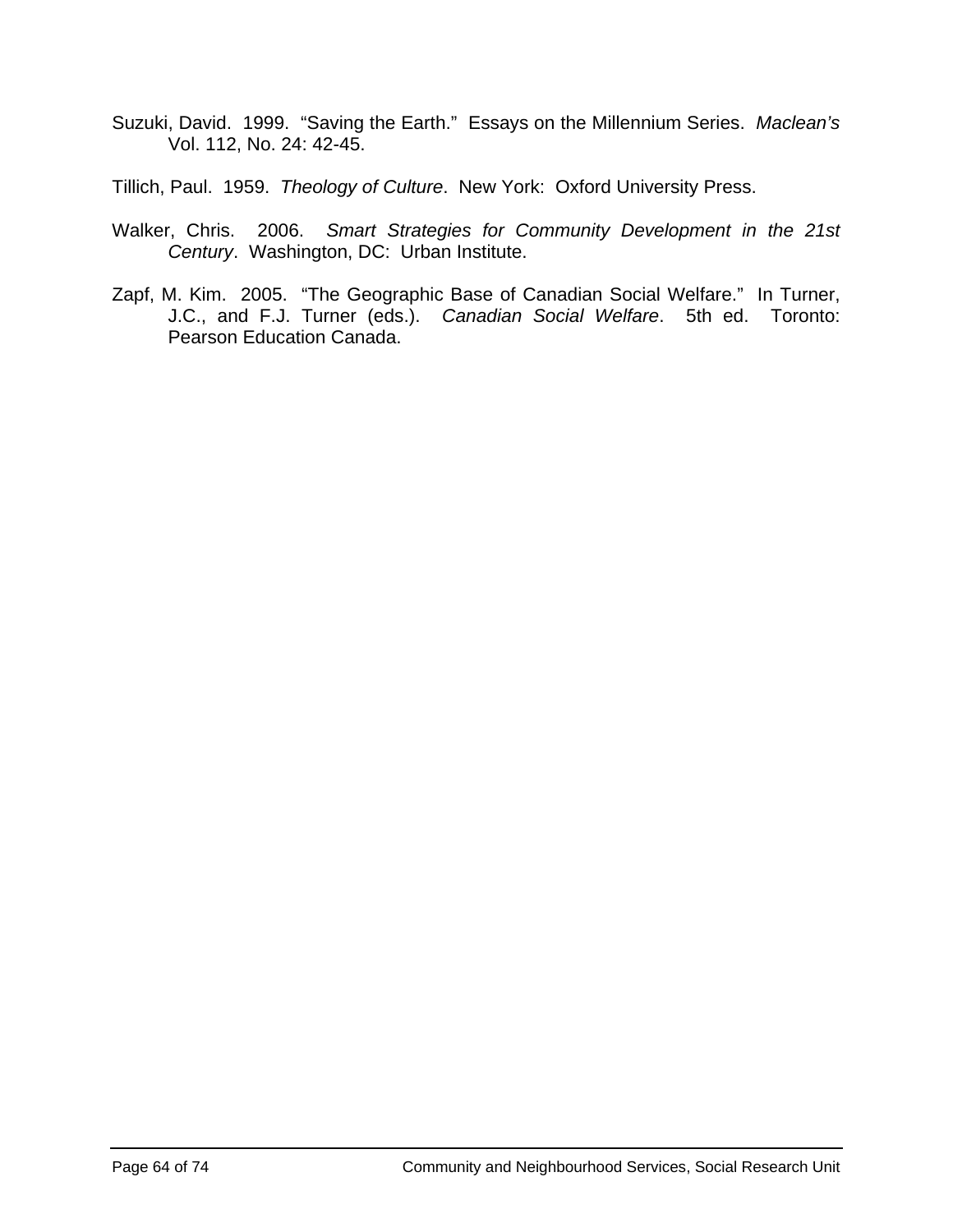Suzuki, David. 1999. "Saving the Earth." Essays on the Millennium Series. *Maclean's* Vol. 112, No. 24: 42-45.

Tillich, Paul. 1959. *Theology of Culture*. New York: Oxford University Press.

Walker, Chris. 2006. *Smart Strategies for Community Development in the 21st Century*. Washington, DC: Urban Institute.

Zapf, M. Kim. 2005. "The Geographic Base of Canadian Social Welfare." In Turner, J.C., and F.J. Turner (eds.). *Canadian Social Welfare*. 5th ed. Toronto: Pearson Education Canada.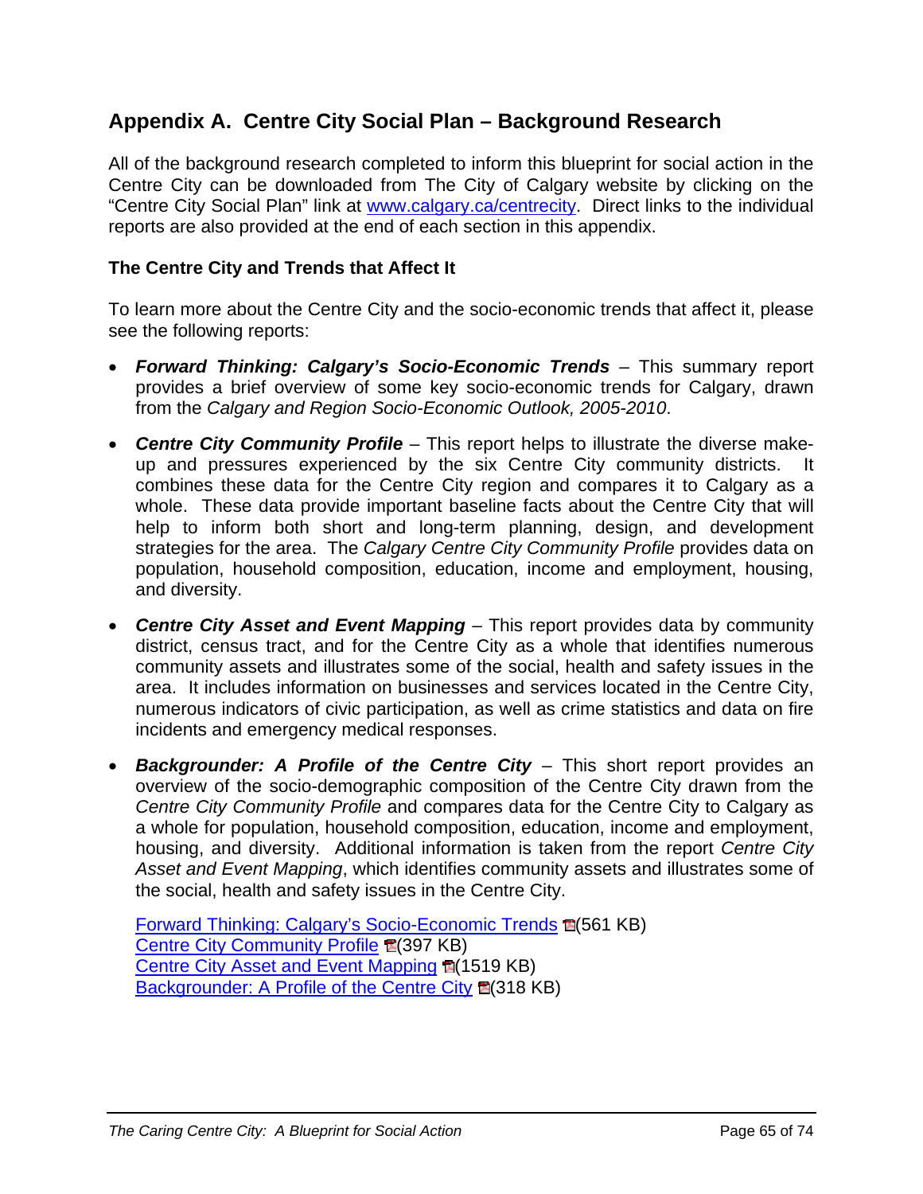## Appendix A. Centre City Social Plan – Background Research

All of the background research completed to inform this blueprint for social action in the Centre City can be downloaded from The City of Calgary website by clicking on the "Centre City Social Plan" link at www.calgary.ca/centrecity. Direct links to the individual reports are also provided at the end of each section in this appendix.

### The Centre City and Trends that Affect It

To learn more about the Centre City and the socio-economic trends that affect it, please see the following reports:

- ***Forward Thinking: Calgary's Socio-Economic Trends*** – This summary report provides a brief overview of some key socio-economic trends for Calgary, drawn from the *Calgary and Region Socio-Economic Outlook, 2005-2010*.

- ***Centre City Community Profile*** – This report helps to illustrate the diverse make-up and pressures experienced by the six Centre City community districts. It combines these data for the Centre City region and compares it to Calgary as a whole. These data provide important baseline facts about the Centre City that will help to inform both short and long-term planning, design, and development strategies for the area. The *Calgary Centre City Community Profile* provides data on population, household composition, education, income and employment, housing, and diversity.

- ***Centre City Asset and Event Mapping*** – This report provides data by community district, census tract, and for the Centre City as a whole that identifies numerous community assets and illustrates some of the social, health and safety issues in the area. It includes information on businesses and services located in the Centre City, numerous indicators of civic participation, as well as crime statistics and data on fire incidents and emergency medical responses.

- ***Backgrounder: A Profile of the Centre City*** – This short report provides an overview of the socio-demographic composition of the Centre City drawn from the *Centre City Community Profile* and compares data for the Centre City to Calgary as a whole for population, household composition, education, income and employment, housing, and diversity. Additional information is taken from the report *Centre City Asset and Event Mapping*, which identifies community assets and illustrates some of the social, health and safety issues in the Centre City.

  Forward Thinking: Calgary's Socio-Economic Trends (561 KB)
  Centre City Community Profile (397 KB)
  Centre City Asset and Event Mapping (1519 KB)
  Backgrounder: A Profile of the Centre City (318 KB)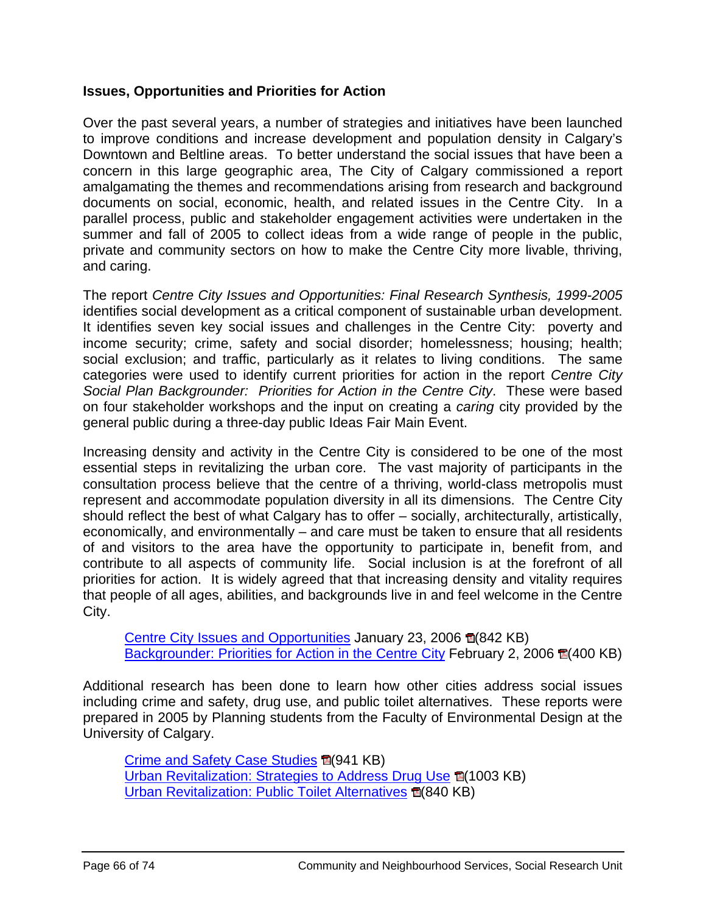**Issues, Opportunities and Priorities for Action**

Over the past several years, a number of strategies and initiatives have been launched to improve conditions and increase development and population density in Calgary's Downtown and Beltline areas. To better understand the social issues that have been a concern in this large geographic area, The City of Calgary commissioned a report amalgamating the themes and recommendations arising from research and background documents on social, economic, health, and related issues in the Centre City. In a parallel process, public and stakeholder engagement activities were undertaken in the summer and fall of 2005 to collect ideas from a wide range of people in the public, private and community sectors on how to make the Centre City more livable, thriving, and caring.

The report *Centre City Issues and Opportunities: Final Research Synthesis, 1999-2005* identifies social development as a critical component of sustainable urban development. It identifies seven key social issues and challenges in the Centre City: poverty and income security; crime, safety and social disorder; homelessness; housing; health; social exclusion; and traffic, particularly as it relates to living conditions. The same categories were used to identify current priorities for action in the report *Centre City Social Plan Backgrounder: Priorities for Action in the Centre City*. These were based on four stakeholder workshops and the input on creating a *caring* city provided by the general public during a three-day public Ideas Fair Main Event.

Increasing density and activity in the Centre City is considered to be one of the most essential steps in revitalizing the urban core. The vast majority of participants in the consultation process believe that the centre of a thriving, world-class metropolis must represent and accommodate population diversity in all its dimensions. The Centre City should reflect the best of what Calgary has to offer – socially, architecturally, artistically, economically, and environmentally – and care must be taken to ensure that all residents of and visitors to the area have the opportunity to participate in, benefit from, and contribute to all aspects of community life. Social inclusion is at the forefront of all priorities for action. It is widely agreed that that increasing density and vitality requires that people of all ages, abilities, and backgrounds live in and feel welcome in the Centre City.

Centre City Issues and Opportunities January 23, 2006 (842 KB)
Backgrounder: Priorities for Action in the Centre City February 2, 2006 (400 KB)

Additional research has been done to learn how other cities address social issues including crime and safety, drug use, and public toilet alternatives. These reports were prepared in 2005 by Planning students from the Faculty of Environmental Design at the University of Calgary.

Crime and Safety Case Studies (941 KB)
Urban Revitalization: Strategies to Address Drug Use (1003 KB)
Urban Revitalization: Public Toilet Alternatives (840 KB)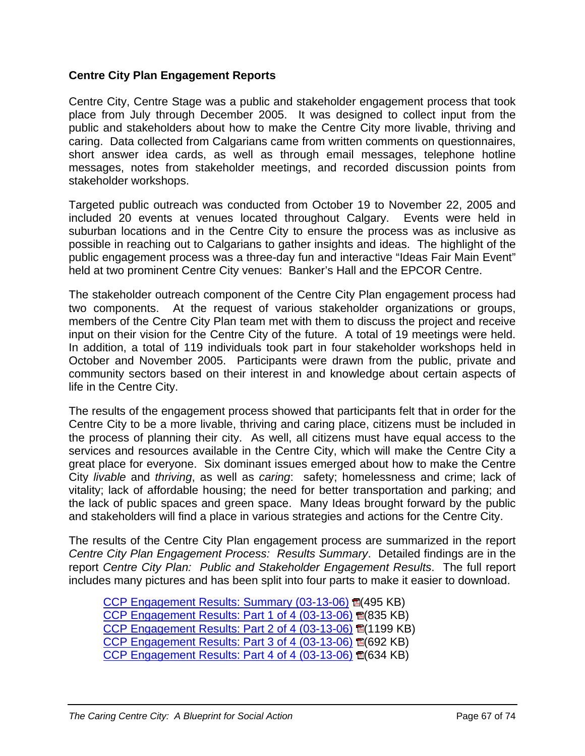## Centre City Plan Engagement Reports

Centre City, Centre Stage was a public and stakeholder engagement process that took place from July through December 2005. It was designed to collect input from the public and stakeholders about how to make the Centre City more livable, thriving and caring. Data collected from Calgarians came from written comments on questionnaires, short answer idea cards, as well as through email messages, telephone hotline messages, notes from stakeholder meetings, and recorded discussion points from stakeholder workshops.

Targeted public outreach was conducted from October 19 to November 22, 2005 and included 20 events at venues located throughout Calgary. Events were held in suburban locations and in the Centre City to ensure the process was as inclusive as possible in reaching out to Calgarians to gather insights and ideas. The highlight of the public engagement process was a three-day fun and interactive "Ideas Fair Main Event" held at two prominent Centre City venues: Banker's Hall and the EPCOR Centre.

The stakeholder outreach component of the Centre City Plan engagement process had two components. At the request of various stakeholder organizations or groups, members of the Centre City Plan team met with them to discuss the project and receive input on their vision for the Centre City of the future. A total of 19 meetings were held. In addition, a total of 119 individuals took part in four stakeholder workshops held in October and November 2005. Participants were drawn from the public, private and community sectors based on their interest in and knowledge about certain aspects of life in the Centre City.

The results of the engagement process showed that participants felt that in order for the Centre City to be a more livable, thriving and caring place, citizens must be included in the process of planning their city. As well, all citizens must have equal access to the services and resources available in the Centre City, which will make the Centre City a great place for everyone. Six dominant issues emerged about how to make the Centre City *livable* and *thriving*, as well as *caring*: safety; homelessness and crime; lack of vitality; lack of affordable housing; the need for better transportation and parking; and the lack of public spaces and green space. Many Ideas brought forward by the public and stakeholders will find a place in various strategies and actions for the Centre City.

The results of the Centre City Plan engagement process are summarized in the report *Centre City Plan Engagement Process: Results Summary*. Detailed findings are in the report *Centre City Plan: Public and Stakeholder Engagement Results*. The full report includes many pictures and has been split into four parts to make it easier to download.

CCP Engagement Results: Summary (03-13-06) (495 KB)
CCP Engagement Results: Part 1 of 4 (03-13-06) (835 KB)
CCP Engagement Results: Part 2 of 4 (03-13-06) (1199 KB)
CCP Engagement Results: Part 3 of 4 (03-13-06) (692 KB)
CCP Engagement Results: Part 4 of 4 (03-13-06) (634 KB)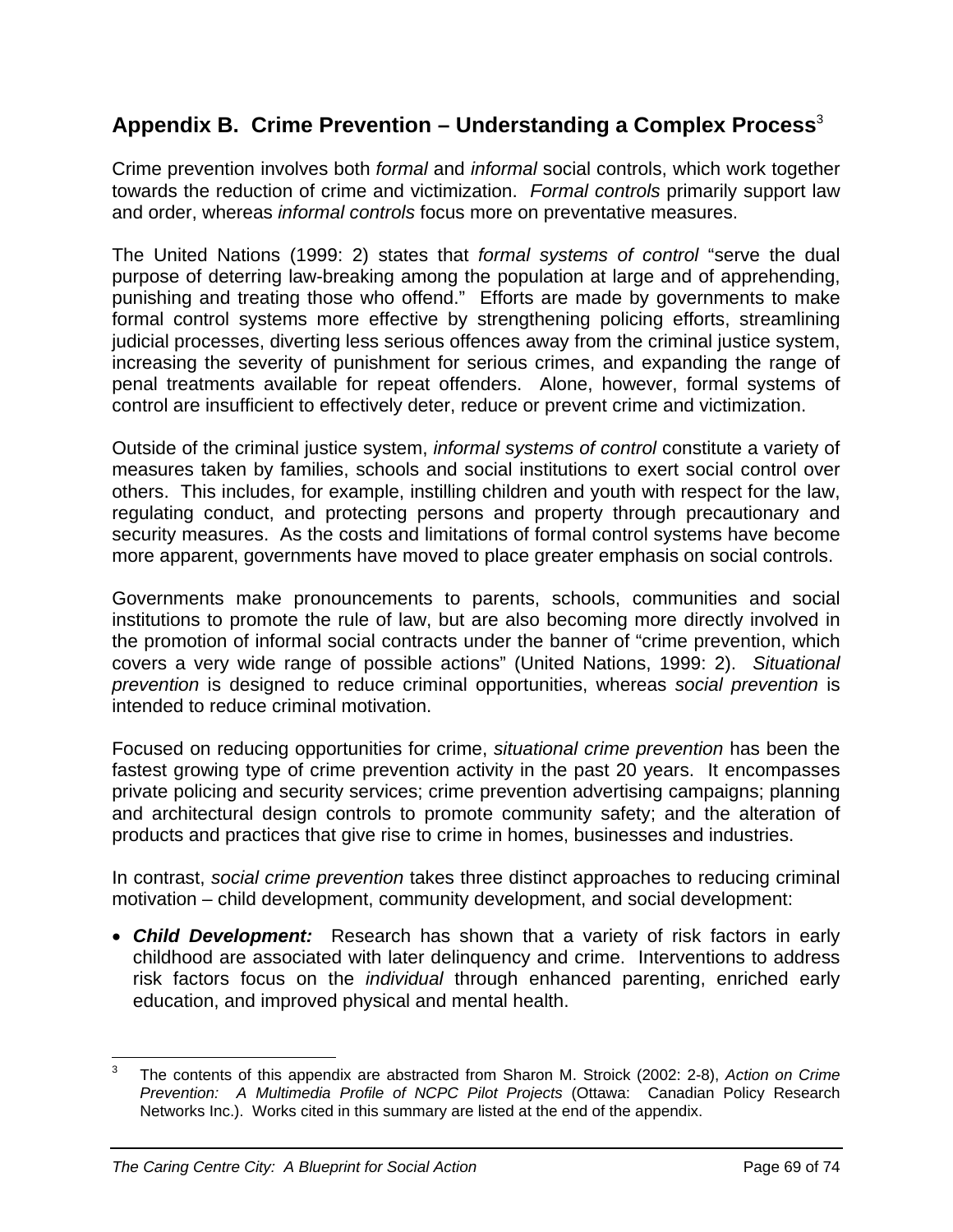## Appendix B. Crime Prevention – Understanding a Complex Process[3]

Crime prevention involves both *formal* and *informal* social controls, which work together towards the reduction of crime and victimization. *Formal controls* primarily support law and order, whereas *informal controls* focus more on preventative measures.

The United Nations (1999: 2) states that *formal systems of control* "serve the dual purpose of deterring law-breaking among the population at large and of apprehending, punishing and treating those who offend." Efforts are made by governments to make formal control systems more effective by strengthening policing efforts, streamlining judicial processes, diverting less serious offences away from the criminal justice system, increasing the severity of punishment for serious crimes, and expanding the range of penal treatments available for repeat offenders. Alone, however, formal systems of control are insufficient to effectively deter, reduce or prevent crime and victimization.

Outside of the criminal justice system, *informal systems of control* constitute a variety of measures taken by families, schools and social institutions to exert social control over others. This includes, for example, instilling children and youth with respect for the law, regulating conduct, and protecting persons and property through precautionary and security measures. As the costs and limitations of formal control systems have become more apparent, governments have moved to place greater emphasis on social controls.

Governments make pronouncements to parents, schools, communities and social institutions to promote the rule of law, but are also becoming more directly involved in the promotion of informal social contracts under the banner of "crime prevention, which covers a very wide range of possible actions" (United Nations, 1999: 2). *Situational prevention* is designed to reduce criminal opportunities, whereas *social prevention* is intended to reduce criminal motivation.

Focused on reducing opportunities for crime, *situational crime prevention* has been the fastest growing type of crime prevention activity in the past 20 years. It encompasses private policing and security services; crime prevention advertising campaigns; planning and architectural design controls to promote community safety; and the alteration of products and practices that give rise to crime in homes, businesses and industries.

In contrast, *social crime prevention* takes three distinct approaches to reducing criminal motivation – child development, community development, and social development:

- ***Child Development:*** Research has shown that a variety of risk factors in early childhood are associated with later delinquency and crime. Interventions to address risk factors focus on the *individual* through enhanced parenting, enriched early education, and improved physical and mental health.

---

[3] The contents of this appendix are abstracted from Sharon M. Stroick (2002: 2-8), *Action on Crime Prevention: A Multimedia Profile of NCPC Pilot Projects* (Ottawa: Canadian Policy Research Networks Inc.). Works cited in this summary are listed at the end of the appendix.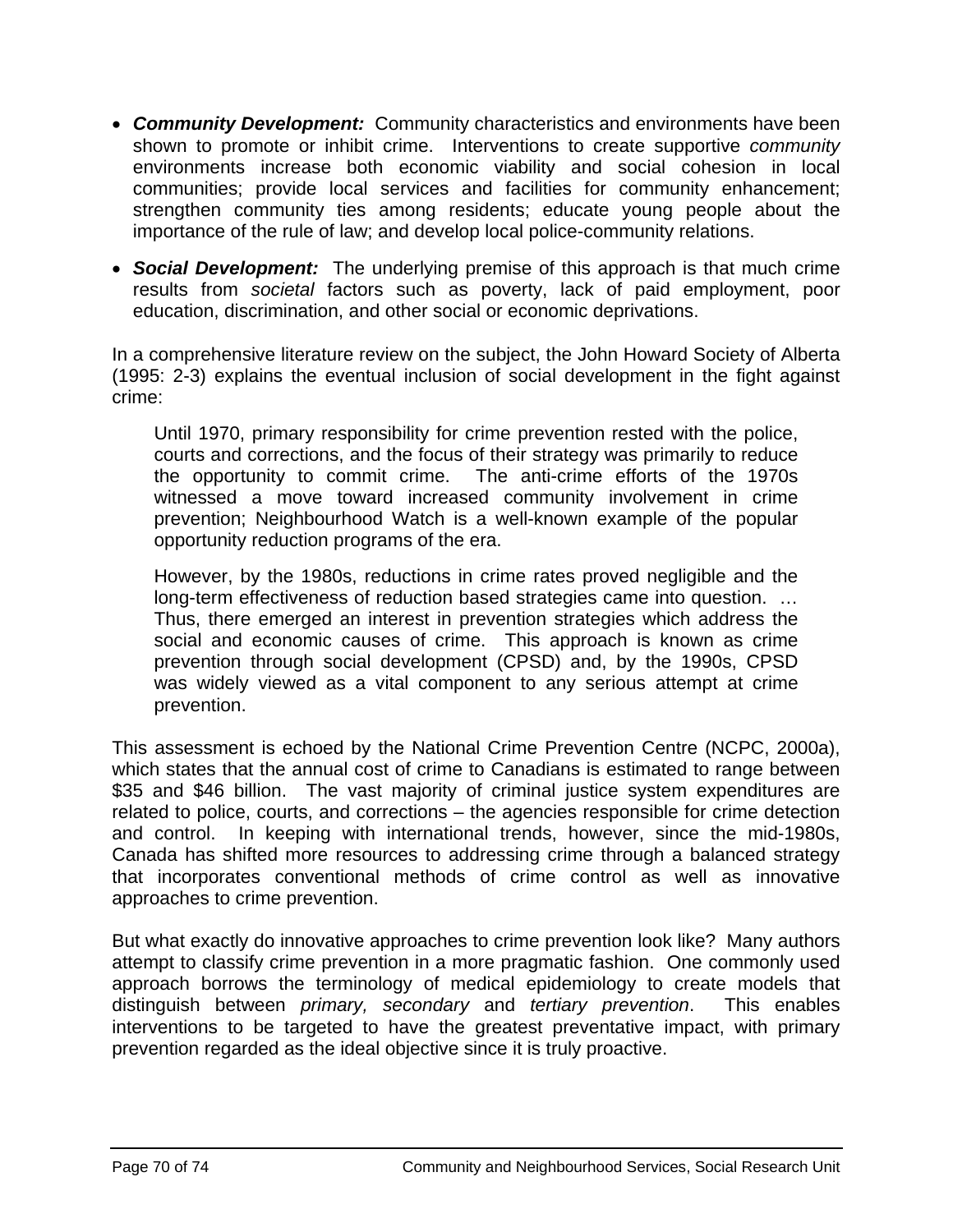- ***Community Development:*** Community characteristics and environments have been shown to promote or inhibit crime. Interventions to create supportive *community* environments increase both economic viability and social cohesion in local communities; provide local services and facilities for community enhancement; strengthen community ties among residents; educate young people about the importance of the rule of law; and develop local police-community relations.

- ***Social Development:*** The underlying premise of this approach is that much crime results from *societal* factors such as poverty, lack of paid employment, poor education, discrimination, and other social or economic deprivations.

In a comprehensive literature review on the subject, the John Howard Society of Alberta (1995: 2-3) explains the eventual inclusion of social development in the fight against crime:

> Until 1970, primary responsibility for crime prevention rested with the police, courts and corrections, and the focus of their strategy was primarily to reduce the opportunity to commit crime. The anti-crime efforts of the 1970s witnessed a move toward increased community involvement in crime prevention; Neighbourhood Watch is a well-known example of the popular opportunity reduction programs of the era.
>
> However, by the 1980s, reductions in crime rates proved negligible and the long-term effectiveness of reduction based strategies came into question. … Thus, there emerged an interest in prevention strategies which address the social and economic causes of crime. This approach is known as crime prevention through social development (CPSD) and, by the 1990s, CPSD was widely viewed as a vital component to any serious attempt at crime prevention.

This assessment is echoed by the National Crime Prevention Centre (NCPC, 2000a), which states that the annual cost of crime to Canadians is estimated to range between $35 and $46 billion. The vast majority of criminal justice system expenditures are related to police, courts, and corrections – the agencies responsible for crime detection and control. In keeping with international trends, however, since the mid-1980s, Canada has shifted more resources to addressing crime through a balanced strategy that incorporates conventional methods of crime control as well as innovative approaches to crime prevention.

But what exactly do innovative approaches to crime prevention look like? Many authors attempt to classify crime prevention in a more pragmatic fashion. One commonly used approach borrows the terminology of medical epidemiology to create models that distinguish between *primary, secondary* and *tertiary prevention*. This enables interventions to be targeted to have the greatest preventative impact, with primary prevention regarded as the ideal objective since it is truly proactive.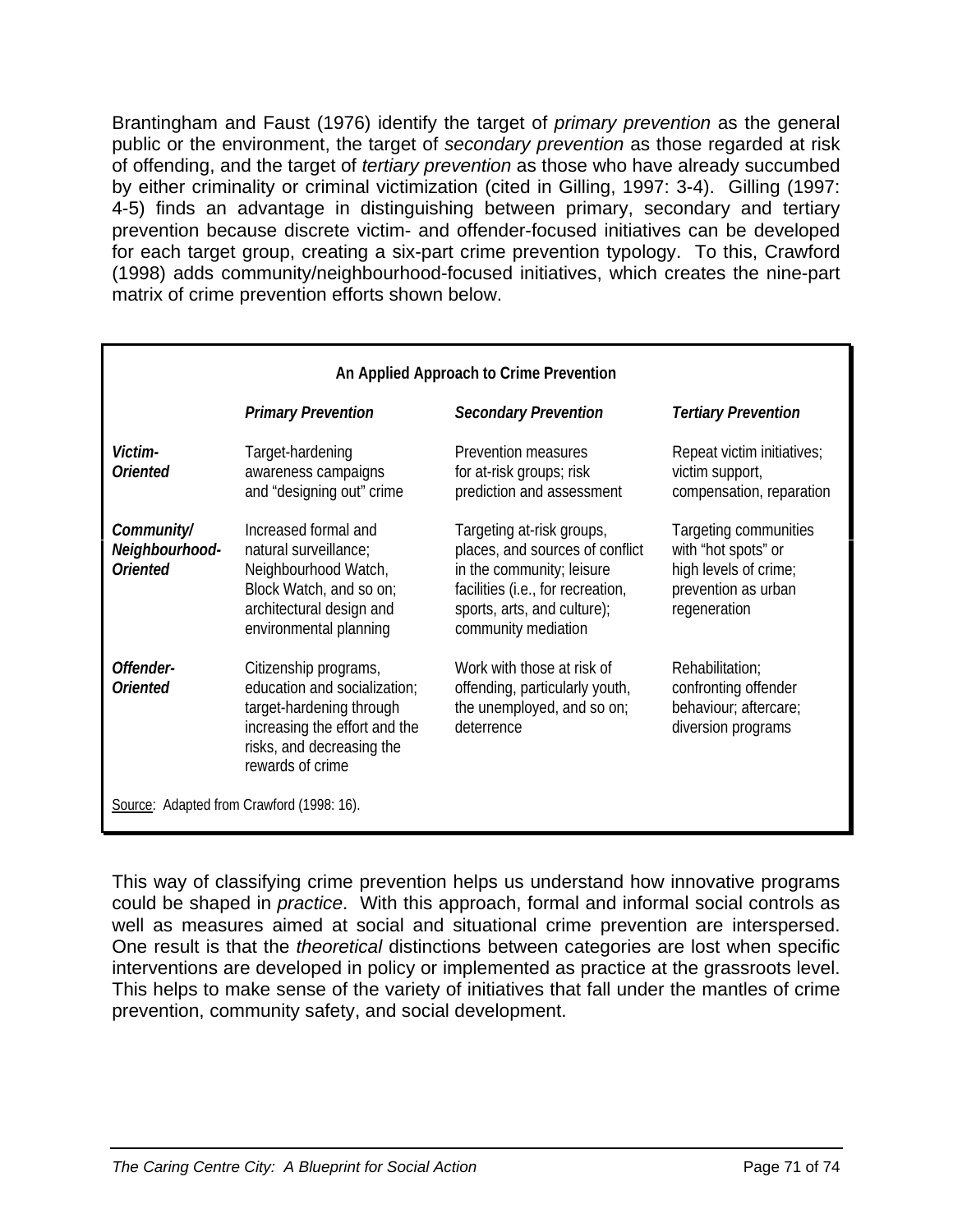Brantingham and Faust (1976) identify the target of *primary prevention* as the general public or the environment, the target of *secondary prevention* as those regarded at risk of offending, and the target of *tertiary prevention* as those who have already succumbed by either criminality or criminal victimization (cited in Gilling, 1997: 3-4). Gilling (1997: 4-5) finds an advantage in distinguishing between primary, secondary and tertiary prevention because discrete victim- and offender-focused initiatives can be developed for each target group, creating a six-part crime prevention typology. To this, Crawford (1998) adds community/neighbourhood-focused initiatives, which creates the nine-part matrix of crime prevention efforts shown below.

**An Applied Approach to Crime Prevention**

| | *Primary Prevention* | *Secondary Prevention* | *Tertiary Prevention* |
|---|---|---|---|
| ***Victim-Oriented*** | Target-hardening awareness campaigns and "designing out" crime | Prevention measures for at-risk groups; risk prediction and assessment | Repeat victim initiatives; victim support, compensation, reparation |
| ***Community/ Neighbourhood-Oriented*** | Increased formal and natural surveillance; Neighbourhood Watch, Block Watch, and so on; architectural design and environmental planning | Targeting at-risk groups, places, and sources of conflict in the community; leisure facilities (i.e., for recreation, sports, arts, and culture); community mediation | Targeting communities with "hot spots" or high levels of crime; prevention as urban regeneration |
| ***Offender-Oriented*** | Citizenship programs, education and socialization; target-hardening through increasing the effort and the risks, and decreasing the rewards of crime | Work with those at risk of offending, particularly youth, the unemployed, and so on; deterrence | Rehabilitation; confronting offender behaviour; aftercare; diversion programs |

Source: Adapted from Crawford (1998: 16).

This way of classifying crime prevention helps us understand how innovative programs could be shaped in *practice*. With this approach, formal and informal social controls as well as measures aimed at social and situational crime prevention are interspersed. One result is that the *theoretical* distinctions between categories are lost when specific interventions are developed in policy or implemented as practice at the grassroots level. This helps to make sense of the variety of initiatives that fall under the mantles of crime prevention, community safety, and social development.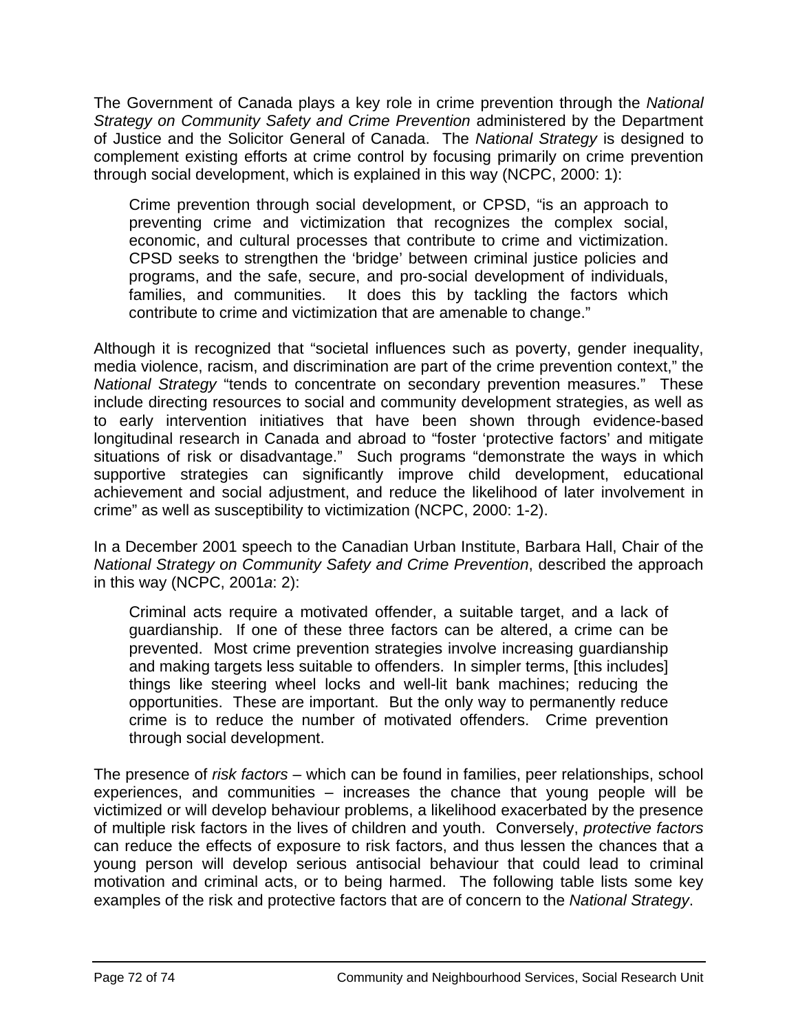The Government of Canada plays a key role in crime prevention through the *National Strategy on Community Safety and Crime Prevention* administered by the Department of Justice and the Solicitor General of Canada. The *National Strategy* is designed to complement existing efforts at crime control by focusing primarily on crime prevention through social development, which is explained in this way (NCPC, 2000: 1):

> Crime prevention through social development, or CPSD, "is an approach to preventing crime and victimization that recognizes the complex social, economic, and cultural processes that contribute to crime and victimization. CPSD seeks to strengthen the 'bridge' between criminal justice policies and programs, and the safe, secure, and pro-social development of individuals, families, and communities. It does this by tackling the factors which contribute to crime and victimization that are amenable to change."

Although it is recognized that "societal influences such as poverty, gender inequality, media violence, racism, and discrimination are part of the crime prevention context," the *National Strategy* "tends to concentrate on secondary prevention measures." These include directing resources to social and community development strategies, as well as to early intervention initiatives that have been shown through evidence-based longitudinal research in Canada and abroad to "foster 'protective factors' and mitigate situations of risk or disadvantage." Such programs "demonstrate the ways in which supportive strategies can significantly improve child development, educational achievement and social adjustment, and reduce the likelihood of later involvement in crime" as well as susceptibility to victimization (NCPC, 2000: 1-2).

In a December 2001 speech to the Canadian Urban Institute, Barbara Hall, Chair of the *National Strategy on Community Safety and Crime Prevention*, described the approach in this way (NCPC, 2001*a*: 2):

> Criminal acts require a motivated offender, a suitable target, and a lack of guardianship. If one of these three factors can be altered, a crime can be prevented. Most crime prevention strategies involve increasing guardianship and making targets less suitable to offenders. In simpler terms, [this includes] things like steering wheel locks and well-lit bank machines; reducing the opportunities. These are important. But the only way to permanently reduce crime is to reduce the number of motivated offenders. Crime prevention through social development.

The presence of *risk factors* – which can be found in families, peer relationships, school experiences, and communities – increases the chance that young people will be victimized or will develop behaviour problems, a likelihood exacerbated by the presence of multiple risk factors in the lives of children and youth. Conversely, *protective factors* can reduce the effects of exposure to risk factors, and thus lessen the chances that a young person will develop serious antisocial behaviour that could lead to criminal motivation and criminal acts, or to being harmed. The following table lists some key examples of the risk and protective factors that are of concern to the *National Strategy*.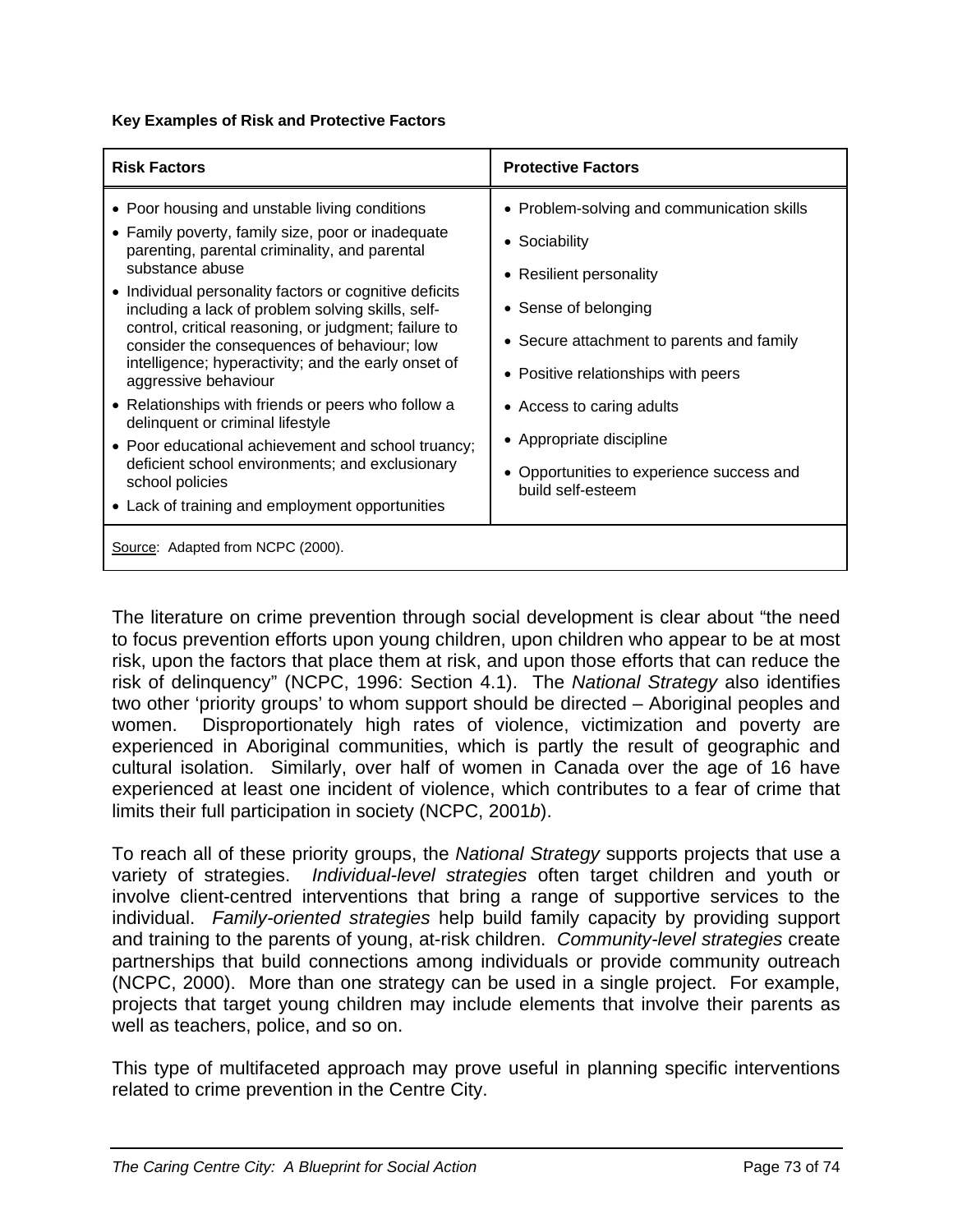**Key Examples of Risk and Protective Factors**

| Risk Factors | Protective Factors |
|---|---|
| • Poor housing and unstable living conditions<br>• Family poverty, family size, poor or inadequate parenting, parental criminality, and parental substance abuse<br>• Individual personality factors or cognitive deficits including a lack of problem solving skills, self-control, critical reasoning, or judgment; failure to consider the consequences of behaviour; low intelligence; hyperactivity; and the early onset of aggressive behaviour<br>• Relationships with friends or peers who follow a delinquent or criminal lifestyle<br>• Poor educational achievement and school truancy; deficient school environments; and exclusionary school policies<br>• Lack of training and employment opportunities | • Problem-solving and communication skills<br>• Sociability<br>• Resilient personality<br>• Sense of belonging<br>• Secure attachment to parents and family<br>• Positive relationships with peers<br>• Access to caring adults<br>• Appropriate discipline<br>• Opportunities to experience success and build self-esteem |
| Source: Adapted from NCPC (2000). | |

The literature on crime prevention through social development is clear about "the need to focus prevention efforts upon young children, upon children who appear to be at most risk, upon the factors that place them at risk, and upon those efforts that can reduce the risk of delinquency" (NCPC, 1996: Section 4.1). The *National Strategy* also identifies two other 'priority groups' to whom support should be directed – Aboriginal peoples and women. Disproportionately high rates of violence, victimization and poverty are experienced in Aboriginal communities, which is partly the result of geographic and cultural isolation. Similarly, over half of women in Canada over the age of 16 have experienced at least one incident of violence, which contributes to a fear of crime that limits their full participation in society (NCPC, 2001*b*).

To reach all of these priority groups, the *National Strategy* supports projects that use a variety of strategies. *Individual-level strategies* often target children and youth or involve client-centred interventions that bring a range of supportive services to the individual. *Family-oriented strategies* help build family capacity by providing support and training to the parents of young, at-risk children. *Community-level strategies* create partnerships that build connections among individuals or provide community outreach (NCPC, 2000). More than one strategy can be used in a single project. For example, projects that target young children may include elements that involve their parents as well as teachers, police, and so on.

This type of multifaceted approach may prove useful in planning specific interventions related to crime prevention in the Centre City.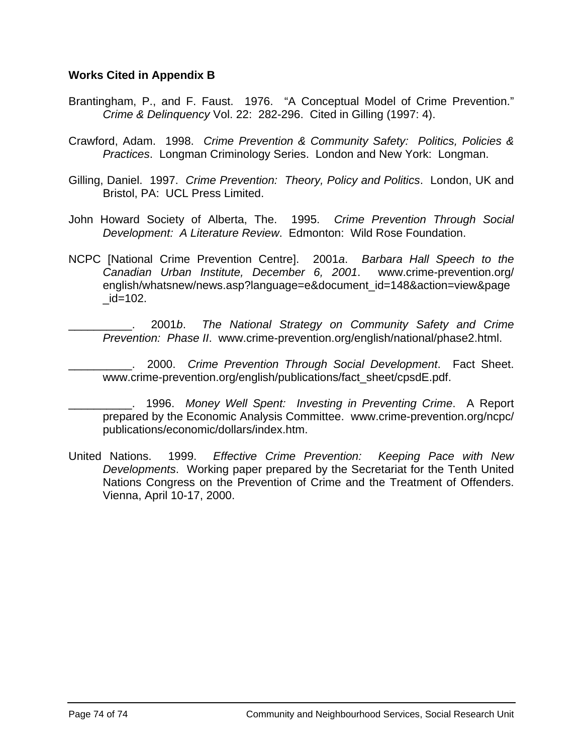**Works Cited in Appendix B**

Brantingham, P., and F. Faust. 1976. "A Conceptual Model of Crime Prevention." *Crime & Delinquency* Vol. 22: 282-296. Cited in Gilling (1997: 4).

Crawford, Adam. 1998. *Crime Prevention & Community Safety: Politics, Policies & Practices*. Longman Criminology Series. London and New York: Longman.

Gilling, Daniel. 1997. *Crime Prevention: Theory, Policy and Politics*. London, UK and Bristol, PA: UCL Press Limited.

John Howard Society of Alberta, The. 1995. *Crime Prevention Through Social Development: A Literature Review*. Edmonton: Wild Rose Foundation.

NCPC [National Crime Prevention Centre]. 2001*a*. *Barbara Hall Speech to the Canadian Urban Institute, December 6, 2001*. www.crime-prevention.org/english/whatsnew/news.asp?language=e&document_id=148&action=view&page_id=102.

__________. 2001*b*. *The National Strategy on Community Safety and Crime Prevention: Phase II*. www.crime-prevention.org/english/national/phase2.html.

__________. 2000. *Crime Prevention Through Social Development*. Fact Sheet. www.crime-prevention.org/english/publications/fact_sheet/cpsdE.pdf.

__________. 1996. *Money Well Spent: Investing in Preventing Crime*. A Report prepared by the Economic Analysis Committee. www.crime-prevention.org/ncpc/publications/economic/dollars/index.htm.

United Nations. 1999. *Effective Crime Prevention: Keeping Pace with New Developments*. Working paper prepared by the Secretariat for the Tenth United Nations Congress on the Prevention of Crime and the Treatment of Offenders. Vienna, April 10-17, 2000.